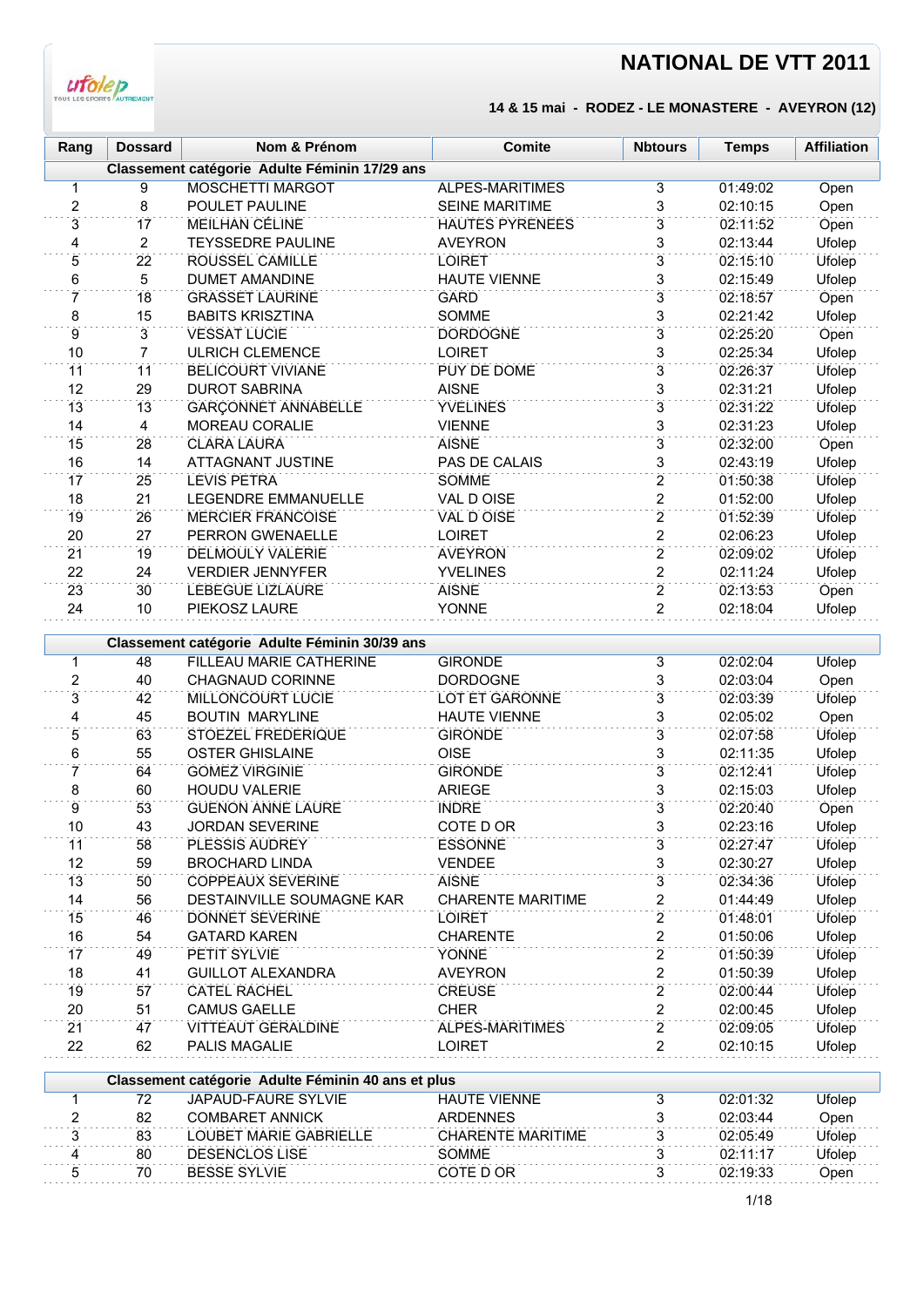# NATIONAL DE VTT 2011

**14 & 15 mai - RODEZ - LE MONASTERE - AVEYRON (12)**

| Rang | Dossard | Nom & Prénom | Comite | Nbtours | Temps | Affiliation |
|---|---|---|---|---|---|---|
| **Classement catégorie Adulte Féminin 17/29 ans** | | | | | | |
| 1 | 9 | MOSCHETTI MARGOT | ALPES-MARITIMES | 3 | 01:49:02 | Open |
| 2 | 8 | POULET PAULINE | SEINE MARITIME | 3 | 02:10:15 | Open |
| 3 | 17 | MEILHAN CÉLINE | HAUTES PYRENEES | 3 | 02:11:52 | Open |
| 4 | 2 | TEYSSEDRE PAULINE | AVEYRON | 3 | 02:13:44 | Ufolep |
| 5 | 22 | ROUSSEL CAMILLE | LOIRET | 3 | 02:15:10 | Ufolep |
| 6 | 5 | DUMET AMANDINE | HAUTE VIENNE | 3 | 02:15:49 | Ufolep |
| 7 | 18 | GRASSET LAURINE | GARD | 3 | 02:18:57 | Open |
| 8 | 15 | BABITS KRISZTINA | SOMME | 3 | 02:21:42 | Ufolep |
| 9 | 3 | VESSAT LUCIE | DORDOGNE | 3 | 02:25:20 | Open |
| 10 | 7 | ULRICH CLEMENCE | LOIRET | 3 | 02:25:34 | Ufolep |
| 11 | 11 | BELICOURT VIVIANE | PUY DE DOME | 3 | 02:26:37 | Ufolep |
| 12 | 29 | DUROT SABRINA | AISNE | 3 | 02:31:21 | Ufolep |
| 13 | 13 | GARÇONNET ANNABELLE | YVELINES | 3 | 02:31:22 | Ufolep |
| 14 | 4 | MOREAU CORALIE | VIENNE | 3 | 02:31:23 | Ufolep |
| 15 | 28 | CLARA LAURA | AISNE | 3 | 02:32:00 | Open |
| 16 | 14 | ATTAGNANT JUSTINE | PAS DE CALAIS | 3 | 02:43:19 | Ufolep |
| 17 | 25 | LEVIS PETRA | SOMME | 2 | 01:50:38 | Ufolep |
| 18 | 21 | LEGENDRE EMMANUELLE | VAL D OISE | 2 | 01:52:00 | Ufolep |
| 19 | 26 | MERCIER FRANCOISE | VAL D OISE | 2 | 01:52:39 | Ufolep |
| 20 | 27 | PERRON GWENAELLE | LOIRET | 2 | 02:06:23 | Ufolep |
| 21 | 19 | DELMOULY VALERIE | AVEYRON | 2 | 02:09:02 | Ufolep |
| 22 | 24 | VERDIER JENNYFER | YVELINES | 2 | 02:11:24 | Ufolep |
| 23 | 30 | LEBEGUE LIZLAURE | AISNE | 2 | 02:13:53 | Open |
| 24 | 10 | PIEKOSZ LAURE | YONNE | 2 | 02:18:04 | Ufolep |
| **Classement catégorie Adulte Féminin 30/39 ans** | | | | | | |
| 1 | 48 | FILLEAU MARIE CATHERINE | GIRONDE | 3 | 02:02:04 | Ufolep |
| 2 | 40 | CHAGNAUD CORINNE | DORDOGNE | 3 | 02:03:04 | Open |
| 3 | 42 | MILLONCOURT LUCIE | LOT ET GARONNE | 3 | 02:03:39 | Ufolep |
| 4 | 45 | BOUTIN MARYLINE | HAUTE VIENNE | 3 | 02:05:02 | Open |
| 5 | 63 | STOEZEL FREDERIQUE | GIRONDE | 3 | 02:07:58 | Ufolep |
| 6 | 55 | OSTER GHISLAINE | OISE | 3 | 02:11:35 | Ufolep |
| 7 | 64 | GOMEZ VIRGINIE | GIRONDE | 3 | 02:12:41 | Ufolep |
| 8 | 60 | HOUDU VALERIE | ARIEGE | 3 | 02:15:03 | Ufolep |
| 9 | 53 | GUENON ANNE LAURE | INDRE | 3 | 02:20:40 | Open |
| 10 | 43 | JORDAN SEVERINE | COTE D OR | 3 | 02:23:16 | Ufolep |
| 11 | 58 | PLESSIS AUDREY | ESSONNE | 3 | 02:27:47 | Ufolep |
| 12 | 59 | BROCHARD LINDA | VENDEE | 3 | 02:30:27 | Ufolep |
| 13 | 50 | COPPEAUX SEVERINE | AISNE | 3 | 02:34:36 | Ufolep |
| 14 | 56 | DESTAINVILLE SOUMAGNE KAR | CHARENTE MARITIME | 2 | 01:44:49 | Ufolep |
| 15 | 46 | DONNET SEVERINE | LOIRET | 2 | 01:48:01 | Ufolep |
| 16 | 54 | GATARD KAREN | CHARENTE | 2 | 01:50:06 | Ufolep |
| 17 | 49 | PETIT SYLVIE | YONNE | 2 | 01:50:39 | Ufolep |
| 18 | 41 | GUILLOT ALEXANDRA | AVEYRON | 2 | 01:50:39 | Ufolep |
| 19 | 57 | CATEL RACHEL | CREUSE | 2 | 02:00:44 | Ufolep |
| 20 | 51 | CAMUS GAELLE | CHER | 2 | 02:00:45 | Ufolep |
| 21 | 47 | VITTEAUT GERALDINE | ALPES-MARITIMES | 2 | 02:09:05 | Ufolep |
| 22 | 62 | PALIS MAGALIE | LOIRET | 2 | 02:10:15 | Ufolep |
| **Classement catégorie Adulte Féminin 40 ans et plus** | | | | | | |
| 1 | 72 | JAPAUD-FAURE SYLVIE | HAUTE VIENNE | 3 | 02:01:32 | Ufolep |
| 2 | 82 | COMBARET ANNICK | ARDENNES | 3 | 02:03:44 | Open |
| 3 | 83 | LOUBET MARIE GABRIELLE | CHARENTE MARITIME | 3 | 02:05:49 | Ufolep |
| 4 | 80 | DESENCLOS LISE | SOMME | 3 | 02:11:17 | Ufolep |
| 5 | 70 | BESSE SYLVIE | COTE D OR | 3 | 02:19:33 | Open |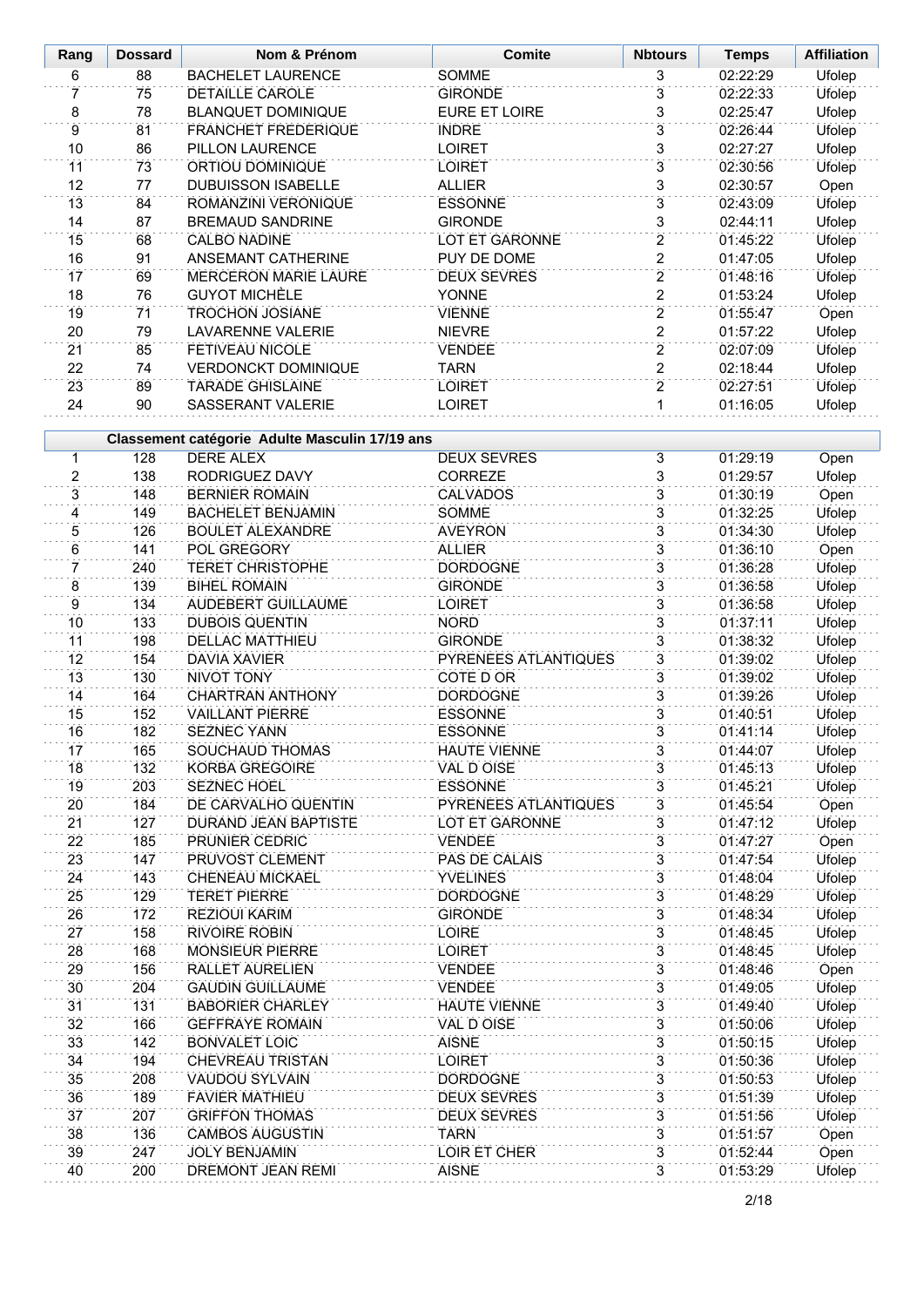| Rang | Dossard | Nom & Prénom | Comite | Nbtours | Temps | Affiliation |
|---|---|---|---|---|---|---|
| 6 | 88 | BACHELET LAURENCE | SOMME | 3 | 02:22:29 | Ufolep |
| 7 | 75 | DETAILLE CAROLE | GIRONDE | 3 | 02:22:33 | Ufolep |
| 8 | 78 | BLANQUET DOMINIQUE | EURE ET LOIRE | 3 | 02:25:47 | Ufolep |
| 9 | 81 | FRANCHET FREDERIQUE | INDRE | 3 | 02:26:44 | Ufolep |
| 10 | 86 | PILLON LAURENCE | LOIRET | 3 | 02:27:27 | Ufolep |
| 11 | 73 | ORTIOU DOMINIQUE | LOIRET | 3 | 02:30:56 | Ufolep |
| 12 | 77 | DUBUISSON ISABELLE | ALLIER | 3 | 02:30:57 | Open |
| 13 | 84 | ROMANZINI VERONIQUE | ESSONNE | 3 | 02:43:09 | Ufolep |
| 14 | 87 | BREMAUD SANDRINE | GIRONDE | 3 | 02:44:11 | Ufolep |
| 15 | 68 | CALBO NADINE | LOT ET GARONNE | 2 | 01:45:22 | Ufolep |
| 16 | 91 | ANSEMANT CATHERINE | PUY DE DOME | 2 | 01:47:05 | Ufolep |
| 17 | 69 | MERCERON MARIE LAURE | DEUX SEVRES | 2 | 01:48:16 | Ufolep |
| 18 | 76 | GUYOT MICHÈLE | YONNE | 2 | 01:53:24 | Ufolep |
| 19 | 71 | TROCHON JOSIANE | VIENNE | 2 | 01:55:47 | Open |
| 20 | 79 | LAVARENNE VALERIE | NIEVRE | 2 | 01:57:22 | Ufolep |
| 21 | 85 | FETIVEAU NICOLE | VENDEE | 2 | 02:07:09 | Ufolep |
| 22 | 74 | VERDONCKT DOMINIQUE | TARN | 2 | 02:18:44 | Ufolep |
| 23 | 89 | TARADE GHISLAINE | LOIRET | 2 | 02:27:51 | Ufolep |
| 24 | 90 | SASSERANT VALERIE | LOIRET | 1 | 01:16:05 | Ufolep |

**Classement catégorie Adulte Masculin 17/19 ans**

| Rang | Dossard | Nom & Prénom | Comite | Nbtours | Temps | Affiliation |
|---|---|---|---|---|---|---|
| 1 | 128 | DERE ALEX | DEUX SEVRES | 3 | 01:29:19 | Open |
| 2 | 138 | RODRIGUEZ DAVY | CORREZE | 3 | 01:29:57 | Ufolep |
| 3 | 148 | BERNIER ROMAIN | CALVADOS | 3 | 01:30:19 | Open |
| 4 | 149 | BACHELET BENJAMIN | SOMME | 3 | 01:32:25 | Ufolep |
| 5 | 126 | BOULET ALEXANDRE | AVEYRON | 3 | 01:34:30 | Ufolep |
| 6 | 141 | POL GREGORY | ALLIER | 3 | 01:36:10 | Open |
| 7 | 240 | TERET CHRISTOPHE | DORDOGNE | 3 | 01:36:28 | Ufolep |
| 8 | 139 | BIHEL ROMAIN | GIRONDE | 3 | 01:36:58 | Ufolep |
| 9 | 134 | AUDEBERT GUILLAUME | LOIRET | 3 | 01:36:58 | Ufolep |
| 10 | 133 | DUBOIS QUENTIN | NORD | 3 | 01:37:11 | Ufolep |
| 11 | 198 | DELLAC MATTHIEU | GIRONDE | 3 | 01:38:32 | Ufolep |
| 12 | 154 | DAVIA XAVIER | PYRENEES ATLANTIQUES | 3 | 01:39:02 | Ufolep |
| 13 | 130 | NIVOT TONY | COTE D OR | 3 | 01:39:02 | Ufolep |
| 14 | 164 | CHARTRAN ANTHONY | DORDOGNE | 3 | 01:39:26 | Ufolep |
| 15 | 152 | VAILLANT PIERRE | ESSONNE | 3 | 01:40:51 | Ufolep |
| 16 | 182 | SEZNEC YANN | ESSONNE | 3 | 01:41:14 | Ufolep |
| 17 | 165 | SOUCHAUD THOMAS | HAUTE VIENNE | 3 | 01:44:07 | Ufolep |
| 18 | 132 | KORBA GREGOIRE | VAL D OISE | 3 | 01:45:13 | Ufolep |
| 19 | 203 | SEZNEC HOEL | ESSONNE | 3 | 01:45:21 | Ufolep |
| 20 | 184 | DE CARVALHO QUENTIN | PYRENEES ATLANTIQUES | 3 | 01:45:54 | Open |
| 21 | 127 | DURAND JEAN BAPTISTE | LOT ET GARONNE | 3 | 01:47:12 | Ufolep |
| 22 | 185 | PRUNIER CEDRIC | VENDEE | 3 | 01:47:27 | Open |
| 23 | 147 | PRUVOST CLEMENT | PAS DE CALAIS | 3 | 01:47:54 | Ufolep |
| 24 | 143 | CHENEAU MICKAEL | YVELINES | 3 | 01:48:04 | Ufolep |
| 25 | 129 | TERET PIERRE | DORDOGNE | 3 | 01:48:29 | Ufolep |
| 26 | 172 | REZIOUI KARIM | GIRONDE | 3 | 01:48:34 | Ufolep |
| 27 | 158 | RIVOIRE ROBIN | LOIRE | 3 | 01:48:45 | Ufolep |
| 28 | 168 | MONSIEUR PIERRE | LOIRET | 3 | 01:48:45 | Ufolep |
| 29 | 156 | RALLET AURELIEN | VENDEE | 3 | 01:48:46 | Open |
| 30 | 204 | GAUDIN GUILLAUME | VENDEE | 3 | 01:49:05 | Ufolep |
| 31 | 131 | BABORIER CHARLEY | HAUTE VIENNE | 3 | 01:49:40 | Ufolep |
| 32 | 166 | GEFFRAYE ROMAIN | VAL D OISE | 3 | 01:50:06 | Ufolep |
| 33 | 142 | BONVALET LOIC | AISNE | 3 | 01:50:15 | Ufolep |
| 34 | 194 | CHEVREAU TRISTAN | LOIRET | 3 | 01:50:36 | Ufolep |
| 35 | 208 | VAUDOU SYLVAIN | DORDOGNE | 3 | 01:50:53 | Ufolep |
| 36 | 189 | FAVIER MATHIEU | DEUX SEVRES | 3 | 01:51:39 | Ufolep |
| 37 | 207 | GRIFFON THOMAS | DEUX SEVRES | 3 | 01:51:56 | Ufolep |
| 38 | 136 | CAMBOS AUGUSTIN | TARN | 3 | 01:51:57 | Open |
| 39 | 247 | JOLY BENJAMIN | LOIR ET CHER | 3 | 01:52:44 | Open |
| 40 | 200 | DREMONT JEAN REMI | AISNE | 3 | 01:53:29 | Ufolep |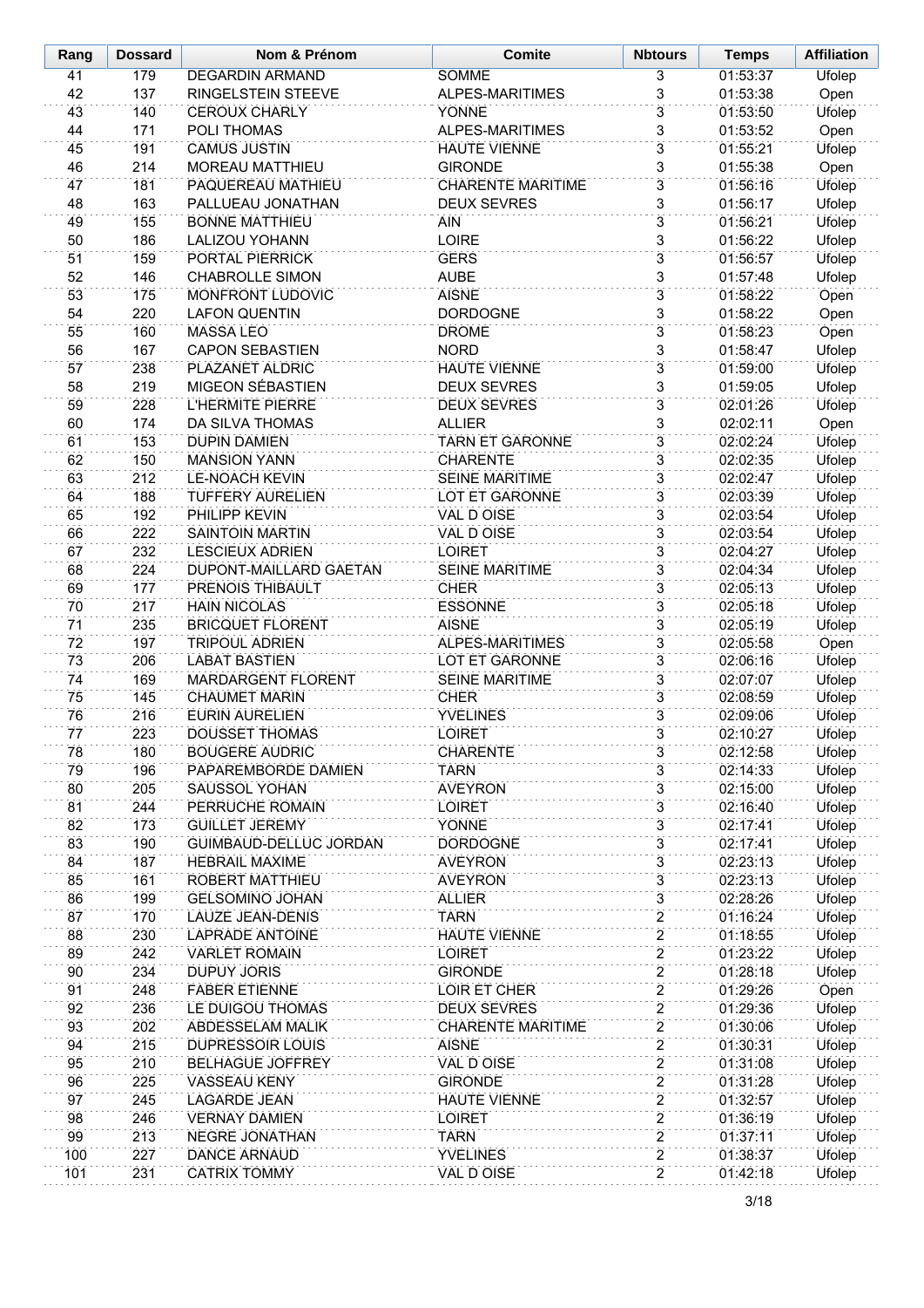| Rang | Dossard | Nom & Prénom | Comite | Nbtours | Temps | Affiliation |
|---|---|---|---|---|---|---|
| 41 | 179 | DEGARDIN ARMAND | SOMME | 3 | 01:53:37 | Ufolep |
| 42 | 137 | RINGELSTEIN STEEVE | ALPES-MARITIMES | 3 | 01:53:38 | Open |
| 43 | 140 | CEROUX CHARLY | YONNE | 3 | 01:53:50 | Ufolep |
| 44 | 171 | POLI THOMAS | ALPES-MARITIMES | 3 | 01:53:52 | Open |
| 45 | 191 | CAMUS JUSTIN | HAUTE VIENNE | 3 | 01:55:21 | Ufolep |
| 46 | 214 | MOREAU MATTHIEU | GIRONDE | 3 | 01:55:38 | Open |
| 47 | 181 | PAQUEREAU MATHIEU | CHARENTE MARITIME | 3 | 01:56:16 | Ufolep |
| 48 | 163 | PALLUEAU JONATHAN | DEUX SEVRES | 3 | 01:56:17 | Ufolep |
| 49 | 155 | BONNE MATTHIEU | AIN | 3 | 01:56:21 | Ufolep |
| 50 | 186 | LALIZOU YOHANN | LOIRE | 3 | 01:56:22 | Ufolep |
| 51 | 159 | PORTAL PIERRICK | GERS | 3 | 01:56:57 | Ufolep |
| 52 | 146 | CHABROLLE SIMON | AUBE | 3 | 01:57:48 | Ufolep |
| 53 | 175 | MONFRONT LUDOVIC | AISNE | 3 | 01:58:22 | Open |
| 54 | 220 | LAFON QUENTIN | DORDOGNE | 3 | 01:58:22 | Open |
| 55 | 160 | MASSA LEO | DROME | 3 | 01:58:23 | Open |
| 56 | 167 | CAPON SEBASTIEN | NORD | 3 | 01:58:47 | Ufolep |
| 57 | 238 | PLAZANET ALDRIC | HAUTE VIENNE | 3 | 01:59:00 | Ufolep |
| 58 | 219 | MIGEON SÉBASTIEN | DEUX SEVRES | 3 | 01:59:05 | Ufolep |
| 59 | 228 | L'HERMITE PIERRE | DEUX SEVRES | 3 | 02:01:26 | Ufolep |
| 60 | 174 | DA SILVA THOMAS | ALLIER | 3 | 02:02:11 | Open |
| 61 | 153 | DUPIN DAMIEN | TARN ET GARONNE | 3 | 02:02:24 | Ufolep |
| 62 | 150 | MANSION YANN | CHARENTE | 3 | 02:02:35 | Ufolep |
| 63 | 212 | LE-NOACH KEVIN | SEINE MARITIME | 3 | 02:02:47 | Ufolep |
| 64 | 188 | TUFFERY AURELIEN | LOT ET GARONNE | 3 | 02:03:39 | Ufolep |
| 65 | 192 | PHILIPP KEVIN | VAL D OISE | 3 | 02:03:54 | Ufolep |
| 66 | 222 | SAINTOIN MARTIN | VAL D OISE | 3 | 02:03:54 | Ufolep |
| 67 | 232 | LESCIEUX ADRIEN | LOIRET | 3 | 02:04:27 | Ufolep |
| 68 | 224 | DUPONT-MAILLARD GAETAN | SEINE MARITIME | 3 | 02:04:34 | Ufolep |
| 69 | 177 | PRENOIS THIBAULT | CHER | 3 | 02:05:13 | Ufolep |
| 70 | 217 | HAIN NICOLAS | ESSONNE | 3 | 02:05:18 | Ufolep |
| 71 | 235 | BRICQUET FLORENT | AISNE | 3 | 02:05:19 | Ufolep |
| 72 | 197 | TRIPOUL ADRIEN | ALPES-MARITIMES | 3 | 02:05:58 | Open |
| 73 | 206 | LABAT BASTIEN | LOT ET GARONNE | 3 | 02:06:16 | Ufolep |
| 74 | 169 | MARDARGENT FLORENT | SEINE MARITIME | 3 | 02:07:07 | Ufolep |
| 75 | 145 | CHAUMET MARIN | CHER | 3 | 02:08:59 | Ufolep |
| 76 | 216 | EURIN AURELIEN | YVELINES | 3 | 02:09:06 | Ufolep |
| 77 | 223 | DOUSSET THOMAS | LOIRET | 3 | 02:10:27 | Ufolep |
| 78 | 180 | BOUGERE AUDRIC | CHARENTE | 3 | 02:12:58 | Ufolep |
| 79 | 196 | PAPAREMBORDE DAMIEN | TARN | 3 | 02:14:33 | Ufolep |
| 80 | 205 | SAUSSOL YOHAN | AVEYRON | 3 | 02:15:00 | Ufolep |
| 81 | 244 | PERRUCHE ROMAIN | LOIRET | 3 | 02:16:40 | Ufolep |
| 82 | 173 | GUILLET JEREMY | YONNE | 3 | 02:17:41 | Ufolep |
| 83 | 190 | GUIMBAUD-DELLUC JORDAN | DORDOGNE | 3 | 02:17:41 | Ufolep |
| 84 | 187 | HEBRAIL MAXIME | AVEYRON | 3 | 02:23:13 | Ufolep |
| 85 | 161 | ROBERT MATTHIEU | AVEYRON | 3 | 02:23:13 | Ufolep |
| 86 | 199 | GELSOMINO JOHAN | ALLIER | 3 | 02:28:26 | Ufolep |
| 87 | 170 | LAUZE JEAN-DENIS | TARN | 2 | 01:16:24 | Ufolep |
| 88 | 230 | LAPRADE ANTOINE | HAUTE VIENNE | 2 | 01:18:55 | Ufolep |
| 89 | 242 | VARLET ROMAIN | LOIRET | 2 | 01:23:22 | Ufolep |
| 90 | 234 | DUPUY JORIS | GIRONDE | 2 | 01:28:18 | Ufolep |
| 91 | 248 | FABER ETIENNE | LOIR ET CHER | 2 | 01:29:26 | Open |
| 92 | 236 | LE DUIGOU THOMAS | DEUX SEVRES | 2 | 01:29:36 | Ufolep |
| 93 | 202 | ABDESSELAM MALIK | CHARENTE MARITIME | 2 | 01:30:06 | Ufolep |
| 94 | 215 | DUPRESSOIR LOUIS | AISNE | 2 | 01:30:31 | Ufolep |
| 95 | 210 | BELHAGUE JOFFREY | VAL D OISE | 2 | 01:31:08 | Ufolep |
| 96 | 225 | VASSEAU KENY | GIRONDE | 2 | 01:31:28 | Ufolep |
| 97 | 245 | LAGARDE JEAN | HAUTE VIENNE | 2 | 01:32:57 | Ufolep |
| 98 | 246 | VERNAY DAMIEN | LOIRET | 2 | 01:36:19 | Ufolep |
| 99 | 213 | NEGRE JONATHAN | TARN | 2 | 01:37:11 | Ufolep |
| 100 | 227 | DANCE ARNAUD | YVELINES | 2 | 01:38:37 | Ufolep |
| 101 | 231 | CATRIX TOMMY | VAL D OISE | 2 | 01:42:18 | Ufolep |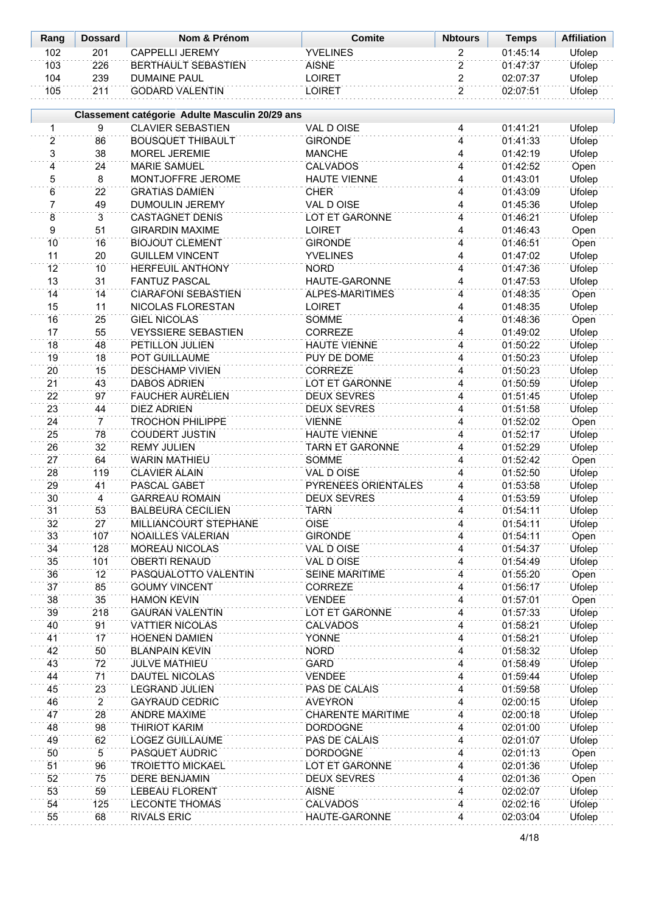| Rang | Dossard | Nom & Prénom | Comite | Nbtours | Temps | Affiliation |
|---|---|---|---|---|---|---|
| 102 | 201 | CAPPELLI JEREMY | YVELINES | 2 | 01:45:14 | Ufolep |
| 103 | 226 | BERTHAULT SEBASTIEN | AISNE | 2 | 01:47:37 | Ufolep |
| 104 | 239 | DUMAINE PAUL | LOIRET | 2 | 02:07:37 | Ufolep |
| 105 | 211 | GODARD VALENTIN | LOIRET | 2 | 02:07:51 | Ufolep |

**Classement catégorie Adulte Masculin 20/29 ans**

| Rang | Dossard | Nom & Prénom | Comite | Nbtours | Temps | Affiliation |
|---|---|---|---|---|---|---|
| 1 | 9 | CLAVIER SEBASTIEN | VAL D OISE | 4 | 01:41:21 | Ufolep |
| 2 | 86 | BOUSQUET THIBAULT | GIRONDE | 4 | 01:41:33 | Ufolep |
| 3 | 38 | MOREL JEREMIE | MANCHE | 4 | 01:42:19 | Ufolep |
| 4 | 24 | MARIE SAMUEL | CALVADOS | 4 | 01:42:52 | Open |
| 5 | 8 | MONTJOFFRE JEROME | HAUTE VIENNE | 4 | 01:43:01 | Ufolep |
| 6 | 22 | GRATIAS DAMIEN | CHER | 4 | 01:43:09 | Ufolep |
| 7 | 49 | DUMOULIN JEREMY | VAL D OISE | 4 | 01:45:36 | Ufolep |
| 8 | 3 | CASTAGNET DENIS | LOT ET GARONNE | 4 | 01:46:21 | Ufolep |
| 9 | 51 | GIRARDIN MAXIME | LOIRET | 4 | 01:46:43 | Open |
| 10 | 16 | BIOJOUT CLEMENT | GIRONDE | 4 | 01:46:51 | Open |
| 11 | 20 | GUILLEM VINCENT | YVELINES | 4 | 01:47:02 | Ufolep |
| 12 | 10 | HERFEUIL ANTHONY | NORD | 4 | 01:47:36 | Ufolep |
| 13 | 31 | FANTUZ PASCAL | HAUTE-GARONNE | 4 | 01:47:53 | Ufolep |
| 14 | 14 | CIARAFONI SEBASTIEN | ALPES-MARITIMES | 4 | 01:48:35 | Open |
| 15 | 11 | NICOLAS FLORESTAN | LOIRET | 4 | 01:48:35 | Ufolep |
| 16 | 25 | GIEL NICOLAS | SOMME | 4 | 01:48:36 | Open |
| 17 | 55 | VEYSSIERE SEBASTIEN | CORREZE | 4 | 01:49:02 | Ufolep |
| 18 | 48 | PETILLON JULIEN | HAUTE VIENNE | 4 | 01:50:22 | Ufolep |
| 19 | 18 | POT GUILLAUME | PUY DE DOME | 4 | 01:50:23 | Ufolep |
| 20 | 15 | DESCHAMP VIVIEN | CORREZE | 4 | 01:50:23 | Ufolep |
| 21 | 43 | DABOS ADRIEN | LOT ET GARONNE | 4 | 01:50:59 | Ufolep |
| 22 | 97 | FAUCHER AURELIEN | DEUX SEVRES | 4 | 01:51:45 | Ufolep |
| 23 | 44 | DIEZ ADRIEN | DEUX SEVRES | 4 | 01:51:58 | Ufolep |
| 24 | 7 | TROCHON PHILIPPE | VIENNE | 4 | 01:52:02 | Open |
| 25 | 78 | COUDERT JUSTIN | HAUTE VIENNE | 4 | 01:52:17 | Ufolep |
| 26 | 32 | REMY JULIEN | TARN ET GARONNE | 4 | 01:52:29 | Ufolep |
| 27 | 64 | WARIN MATHIEU | SOMME | 4 | 01:52:42 | Open |
| 28 | 119 | CLAVIER ALAIN | VAL D OISE | 4 | 01:52:50 | Ufolep |
| 29 | 41 | PASCAL GABET | PYRENEES ORIENTALES | 4 | 01:53:58 | Ufolep |
| 30 | 4 | GARREAU ROMAIN | DEUX SEVRES | 4 | 01:53:59 | Ufolep |
| 31 | 53 | BALBEURA CECILIEN | TARN | 4 | 01:54:11 | Ufolep |
| 32 | 27 | MILLIANCOURT STEPHANE | OISE | 4 | 01:54:11 | Ufolep |
| 33 | 107 | NOAILLES VALERIAN | GIRONDE | 4 | 01:54:11 | Open |
| 34 | 128 | MOREAU NICOLAS | VAL D OISE | 4 | 01:54:37 | Ufolep |
| 35 | 101 | OBERTI RENAUD | VAL D OISE | 4 | 01:54:49 | Ufolep |
| 36 | 12 | PASQUALOTTO VALENTIN | SEINE MARITIME | 4 | 01:55:20 | Open |
| 37 | 85 | GOUMY VINCENT | CORREZE | 4 | 01:56:17 | Ufolep |
| 38 | 35 | HAMON KEVIN | VENDEE | 4 | 01:57:01 | Open |
| 39 | 218 | GAURAN VALENTIN | LOT ET GARONNE | 4 | 01:57:33 | Ufolep |
| 40 | 91 | VATTIER NICOLAS | CALVADOS | 4 | 01:58:21 | Ufolep |
| 41 | 17 | HOENEN DAMIEN | YONNE | 4 | 01:58:21 | Ufolep |
| 42 | 50 | BLANPAIN KEVIN | NORD | 4 | 01:58:32 | Ufolep |
| 43 | 72 | JULVE MATHIEU | GARD | 4 | 01:58:49 | Ufolep |
| 44 | 71 | DAUTEL NICOLAS | VENDEE | 4 | 01:59:44 | Ufolep |
| 45 | 23 | LEGRAND JULIEN | PAS DE CALAIS | 4 | 01:59:58 | Ufolep |
| 46 | 2 | GAYRAUD CEDRIC | AVEYRON | 4 | 02:00:15 | Ufolep |
| 47 | 28 | ANDRE MAXIME | CHARENTE MARITIME | 4 | 02:00:18 | Ufolep |
| 48 | 98 | THIRIOT KARIM | DORDOGNE | 4 | 02:01:00 | Ufolep |
| 49 | 62 | LOGEZ GUILLAUME | PAS DE CALAIS | 4 | 02:01:07 | Ufolep |
| 50 | 5 | PASQUET AUDRIC | DORDOGNE | 4 | 02:01:13 | Open |
| 51 | 96 | TROIETTO MICKAEL | LOT ET GARONNE | 4 | 02:01:36 | Ufolep |
| 52 | 75 | DERE BENJAMIN | DEUX SEVRES | 4 | 02:01:36 | Open |
| 53 | 59 | LEBEAU FLORENT | AISNE | 4 | 02:02:07 | Ufolep |
| 54 | 125 | LECONTE THOMAS | CALVADOS | 4 | 02:02:16 | Ufolep |
| 55 | 68 | RIVALS ERIC | HAUTE-GARONNE | 4 | 02:03:04 | Ufolep |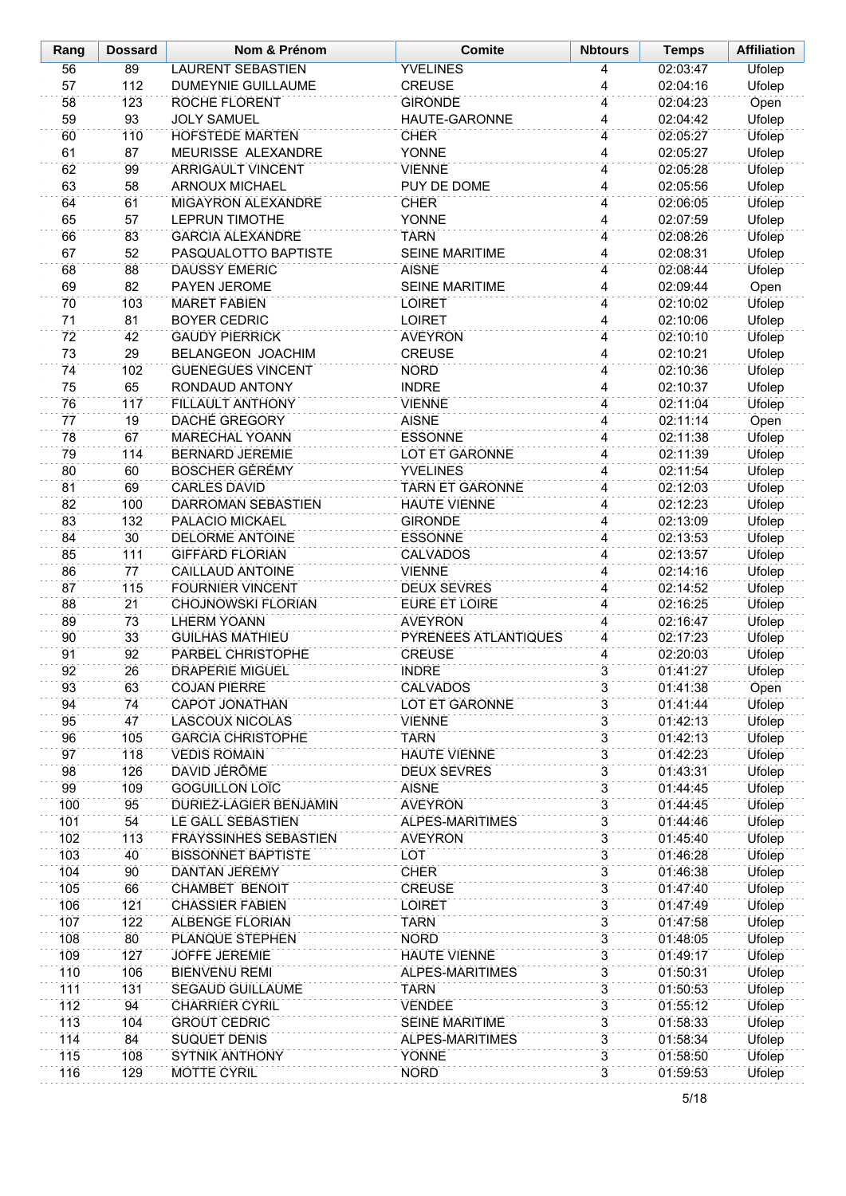| Rang | Dossard | Nom & Prénom | Comite | Nbtours | Temps | Affiliation |
|---|---|---|---|---|---|---|
| 56 | 89 | LAURENT SEBASTIEN | YVELINES | 4 | 02:03:47 | Ufolep |
| 57 | 112 | DUMEYNIE GUILLAUME | CREUSE | 4 | 02:04:16 | Ufolep |
| 58 | 123 | ROCHE FLORENT | GIRONDE | 4 | 02:04:23 | Open |
| 59 | 93 | JOLY SAMUEL | HAUTE-GARONNE | 4 | 02:04:42 | Ufolep |
| 60 | 110 | HOFSTEDE MARTEN | CHER | 4 | 02:05:27 | Ufolep |
| 61 | 87 | MEURISSE ALEXANDRE | YONNE | 4 | 02:05:27 | Ufolep |
| 62 | 99 | ARRIGAULT VINCENT | VIENNE | 4 | 02:05:28 | Ufolep |
| 63 | 58 | ARNOUX MICHAEL | PUY DE DOME | 4 | 02:05:56 | Ufolep |
| 64 | 61 | MIGAYRON ALEXANDRE | CHER | 4 | 02:06:05 | Ufolep |
| 65 | 57 | LEPRUN TIMOTHE | YONNE | 4 | 02:07:59 | Ufolep |
| 66 | 83 | GARCIA ALEXANDRE | TARN | 4 | 02:08:26 | Ufolep |
| 67 | 52 | PASQUALOTTO BAPTISTE | SEINE MARITIME | 4 | 02:08:31 | Ufolep |
| 68 | 88 | DAUSSY EMERIC | AISNE | 4 | 02:08:44 | Ufolep |
| 69 | 82 | PAYEN JEROME | SEINE MARITIME | 4 | 02:09:44 | Open |
| 70 | 103 | MARET FABIEN | LOIRET | 4 | 02:10:02 | Ufolep |
| 71 | 81 | BOYER CEDRIC | LOIRET | 4 | 02:10:06 | Ufolep |
| 72 | 42 | GAUDY PIERRICK | AVEYRON | 4 | 02:10:10 | Ufolep |
| 73 | 29 | BELANGEON JOACHIM | CREUSE | 4 | 02:10:21 | Ufolep |
| 74 | 102 | GUENEGUES VINCENT | NORD | 4 | 02:10:36 | Ufolep |
| 75 | 65 | RONDAUD ANTONY | INDRE | 4 | 02:10:37 | Ufolep |
| 76 | 117 | FILLAULT ANTHONY | VIENNE | 4 | 02:11:04 | Ufolep |
| 77 | 19 | DACHÉ GREGORY | AISNE | 4 | 02:11:14 | Open |
| 78 | 67 | MARECHAL YOANN | ESSONNE | 4 | 02:11:38 | Ufolep |
| 79 | 114 | BERNARD JEREMIE | LOT ET GARONNE | 4 | 02:11:39 | Ufolep |
| 80 | 60 | BOSCHER GÉRÉMY | YVELINES | 4 | 02:11:54 | Ufolep |
| 81 | 69 | CARLES DAVID | TARN ET GARONNE | 4 | 02:12:03 | Ufolep |
| 82 | 100 | DARROMAN SEBASTIEN | HAUTE VIENNE | 4 | 02:12:23 | Ufolep |
| 83 | 132 | PALACIO MICKAEL | GIRONDE | 4 | 02:13:09 | Ufolep |
| 84 | 30 | DELORME ANTOINE | ESSONNE | 4 | 02:13:53 | Ufolep |
| 85 | 111 | GIFFARD FLORIAN | CALVADOS | 4 | 02:13:57 | Ufolep |
| 86 | 77 | CAILLAUD ANTOINE | VIENNE | 4 | 02:14:16 | Ufolep |
| 87 | 115 | FOURNIER VINCENT | DEUX SEVRES | 4 | 02:14:52 | Ufolep |
| 88 | 21 | CHOJNOWSKI FLORIAN | EURE ET LOIRE | 4 | 02:16:25 | Ufolep |
| 89 | 73 | LHERM YOANN | AVEYRON | 4 | 02:16:47 | Ufolep |
| 90 | 33 | GUILHAS MATHIEU | PYRENEES ATLANTIQUES | 4 | 02:17:23 | Ufolep |
| 91 | 92 | PARBEL CHRISTOPHE | CREUSE | 4 | 02:20:03 | Ufolep |
| 92 | 26 | DRAPERIE MIGUEL | INDRE | 3 | 01:41:27 | Ufolep |
| 93 | 63 | COJAN PIERRE | CALVADOS | 3 | 01:41:38 | Open |
| 94 | 74 | CAPOT JONATHAN | LOT ET GARONNE | 3 | 01:41:44 | Ufolep |
| 95 | 47 | LASCOUX NICOLAS | VIENNE | 3 | 01:42:13 | Ufolep |
| 96 | 105 | GARCIA CHRISTOPHE | TARN | 3 | 01:42:13 | Ufolep |
| 97 | 118 | VEDIS ROMAIN | HAUTE VIENNE | 3 | 01:42:23 | Ufolep |
| 98 | 126 | DAVID JÉRÔME | DEUX SEVRES | 3 | 01:43:31 | Ufolep |
| 99 | 109 | GOGUILLON LOÏC | AISNE | 3 | 01:44:45 | Ufolep |
| 100 | 95 | DURIEZ-LAGIER BENJAMIN | AVEYRON | 3 | 01:44:45 | Ufolep |
| 101 | 54 | LE GALL SEBASTIEN | ALPES-MARITIMES | 3 | 01:44:46 | Ufolep |
| 102 | 113 | FRAYSSINHES SEBASTIEN | AVEYRON | 3 | 01:45:40 | Ufolep |
| 103 | 40 | BISSONNET BAPTISTE | LOT | 3 | 01:46:28 | Ufolep |
| 104 | 90 | DANTAN JEREMY | CHER | 3 | 01:46:38 | Ufolep |
| 105 | 66 | CHAMBET BENOIT | CREUSE | 3 | 01:47:40 | Ufolep |
| 106 | 121 | CHASSIER FABIEN | LOIRET | 3 | 01:47:49 | Ufolep |
| 107 | 122 | ALBENGE FLORIAN | TARN | 3 | 01:47:58 | Ufolep |
| 108 | 80 | PLANQUE STEPHEN | NORD | 3 | 01:48:05 | Ufolep |
| 109 | 127 | JOFFE JEREMIE | HAUTE VIENNE | 3 | 01:49:17 | Ufolep |
| 110 | 106 | BIENVENU REMI | ALPES-MARITIMES | 3 | 01:50:31 | Ufolep |
| 111 | 131 | SEGAUD GUILLAUME | TARN | 3 | 01:50:53 | Ufolep |
| 112 | 94 | CHARRIER CYRIL | VENDEE | 3 | 01:55:12 | Ufolep |
| 113 | 104 | GROUT CEDRIC | SEINE MARITIME | 3 | 01:58:33 | Ufolep |
| 114 | 84 | SUQUET DENIS | ALPES-MARITIMES | 3 | 01:58:34 | Ufolep |
| 115 | 108 | SYTNIK ANTHONY | YONNE | 3 | 01:58:50 | Ufolep |
| 116 | 129 | MOTTE CYRIL | NORD | 3 | 01:59:53 | Ufolep |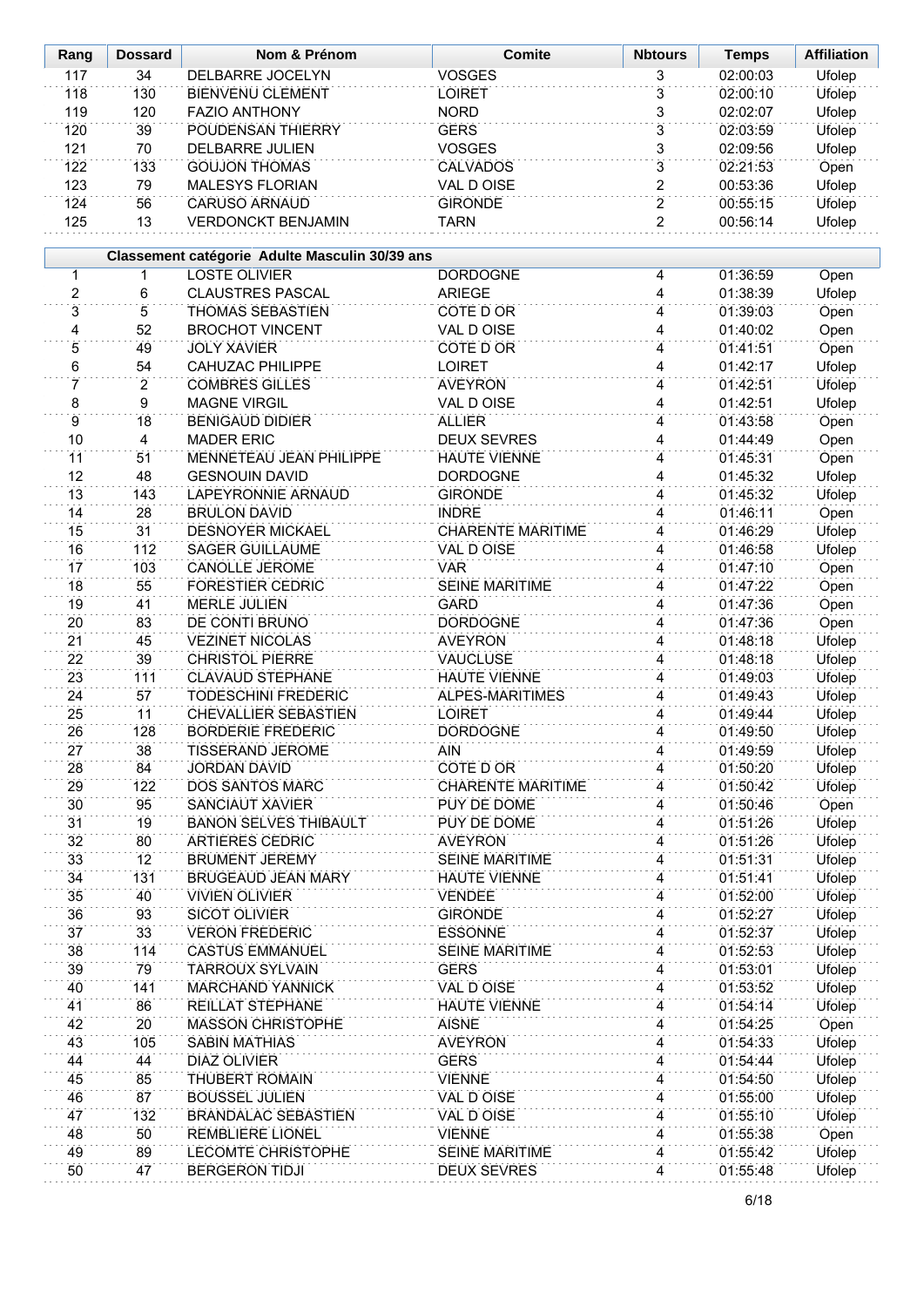| Rang | Dossard | Nom & Prénom | Comite | Nbtours | Temps | Affiliation |
|---|---|---|---|---|---|---|
| 117 | 34 | DELBARRE JOCELYN | VOSGES | 3 | 02:00:03 | Ufolep |
| 118 | 130 | BIENVENU CLEMENT | LOIRET | 3 | 02:00:10 | Ufolep |
| 119 | 120 | FAZIO ANTHONY | NORD | 3 | 02:02:07 | Ufolep |
| 120 | 39 | POUDENSAN THIERRY | GERS | 3 | 02:03:59 | Ufolep |
| 121 | 70 | DELBARRE JULIEN | VOSGES | 3 | 02:09:56 | Ufolep |
| 122 | 133 | GOUJON THOMAS | CALVADOS | 3 | 02:21:53 | Open |
| 123 | 79 | MALESYS FLORIAN | VAL D OISE | 2 | 00:53:36 | Ufolep |
| 124 | 56 | CARUSO ARNAUD | GIRONDE | 2 | 00:55:15 | Ufolep |
| 125 | 13 | VERDONCKT BENJAMIN | TARN | 2 | 00:56:14 | Ufolep |

**Classement catégorie Adulte Masculin 30/39 ans**

| Rang | Dossard | Nom & Prénom | Comite | Nbtours | Temps | Affiliation |
|---|---|---|---|---|---|---|
| 1 | 1 | LOSTE OLIVIER | DORDOGNE | 4 | 01:36:59 | Open |
| 2 | 6 | CLAUSTRES PASCAL | ARIEGE | 4 | 01:38:39 | Ufolep |
| 3 | 5 | THOMAS SEBASTIEN | COTE D OR | 4 | 01:39:03 | Open |
| 4 | 52 | BROCHOT VINCENT | VAL D OISE | 4 | 01:40:02 | Open |
| 5 | 49 | JOLY XAVIER | COTE D OR | 4 | 01:41:51 | Open |
| 6 | 54 | CAHUZAC PHILIPPE | LOIRET | 4 | 01:42:17 | Ufolep |
| 7 | 2 | COMBRES GILLES | AVEYRON | 4 | 01:42:51 | Ufolep |
| 8 | 9 | MAGNE VIRGIL | VAL D OISE | 4 | 01:42:51 | Ufolep |
| 9 | 18 | BENIGAUD DIDIER | ALLIER | 4 | 01:43:58 | Open |
| 10 | 4 | MADER ERIC | DEUX SEVRES | 4 | 01:44:49 | Open |
| 11 | 51 | MENNETEAU JEAN PHILIPPE | HAUTE VIENNE | 4 | 01:45:31 | Open |
| 12 | 48 | GESNOUIN DAVID | DORDOGNE | 4 | 01:45:32 | Ufolep |
| 13 | 143 | LAPEYRONNIE ARNAUD | GIRONDE | 4 | 01:45:32 | Ufolep |
| 14 | 28 | BRULON DAVID | INDRE | 4 | 01:46:11 | Open |
| 15 | 31 | DESNOYER MICKAEL | CHARENTE MARITIME | 4 | 01:46:29 | Ufolep |
| 16 | 112 | SAGER GUILLAUME | VAL D OISE | 4 | 01:46:58 | Ufolep |
| 17 | 103 | CANOLLE JEROME | VAR | 4 | 01:47:10 | Open |
| 18 | 55 | FORESTIER CEDRIC | SEINE MARITIME | 4 | 01:47:22 | Open |
| 19 | 41 | MERLE JULIEN | GARD | 4 | 01:47:36 | Open |
| 20 | 83 | DE CONTI BRUNO | DORDOGNE | 4 | 01:47:36 | Open |
| 21 | 45 | VEZINET NICOLAS | AVEYRON | 4 | 01:48:18 | Ufolep |
| 22 | 39 | CHRISTOL PIERRE | VAUCLUSE | 4 | 01:48:18 | Ufolep |
| 23 | 111 | CLAVAUD STEPHANE | HAUTE VIENNE | 4 | 01:49:03 | Ufolep |
| 24 | 57 | TODESCHINI FREDERIC | ALPES-MARITIMES | 4 | 01:49:43 | Ufolep |
| 25 | 11 | CHEVALLIER SEBASTIEN | LOIRET | 4 | 01:49:44 | Ufolep |
| 26 | 128 | BORDERIE FREDERIC | DORDOGNE | 4 | 01:49:50 | Ufolep |
| 27 | 38 | TISSERAND JEROME | AIN | 4 | 01:49:59 | Ufolep |
| 28 | 84 | JORDAN DAVID | COTE D OR | 4 | 01:50:20 | Ufolep |
| 29 | 122 | DOS SANTOS MARC | CHARENTE MARITIME | 4 | 01:50:42 | Ufolep |
| 30 | 95 | SANCIAUT XAVIER | PUY DE DOME | 4 | 01:50:46 | Open |
| 31 | 19 | BANON SELVES THIBAULT | PUY DE DOME | 4 | 01:51:26 | Ufolep |
| 32 | 80 | ARTIERES CEDRIC | AVEYRON | 4 | 01:51:26 | Ufolep |
| 33 | 12 | BRUMENT JEREMY | SEINE MARITIME | 4 | 01:51:31 | Ufolep |
| 34 | 131 | BRUGEAUD JEAN MARY | HAUTE VIENNE | 4 | 01:51:41 | Ufolep |
| 35 | 40 | VIVIEN OLIVIER | VENDEE | 4 | 01:52:00 | Ufolep |
| 36 | 93 | SICOT OLIVIER | GIRONDE | 4 | 01:52:27 | Ufolep |
| 37 | 33 | VERON FREDERIC | ESSONNE | 4 | 01:52:37 | Ufolep |
| 38 | 114 | CASTUS EMMANUEL | SEINE MARITIME | 4 | 01:52:53 | Ufolep |
| 39 | 79 | TARROUX SYLVAIN | GERS | 4 | 01:53:01 | Ufolep |
| 40 | 141 | MARCHAND YANNICK | VAL D OISE | 4 | 01:53:52 | Ufolep |
| 41 | 86 | REILLAT STEPHANE | HAUTE VIENNE | 4 | 01:54:14 | Ufolep |
| 42 | 20 | MASSON CHRISTOPHE | AISNE | 4 | 01:54:25 | Open |
| 43 | 105 | SABIN MATHIAS | AVEYRON | 4 | 01:54:33 | Ufolep |
| 44 | 44 | DIAZ OLIVIER | GERS | 4 | 01:54:44 | Ufolep |
| 45 | 85 | THUBERT ROMAIN | VIENNE | 4 | 01:54:50 | Ufolep |
| 46 | 87 | BOUSSEL JULIEN | VAL D OISE | 4 | 01:55:00 | Ufolep |
| 47 | 132 | BRANDALAC SEBASTIEN | VAL D OISE | 4 | 01:55:10 | Ufolep |
| 48 | 50 | REMBLIERE LIONEL | VIENNE | 4 | 01:55:38 | Open |
| 49 | 89 | LECOMTE CHRISTOPHE | SEINE MARITIME | 4 | 01:55:42 | Ufolep |
| 50 | 47 | BERGERON TIDJI | DEUX SEVRES | 4 | 01:55:48 | Ufolep |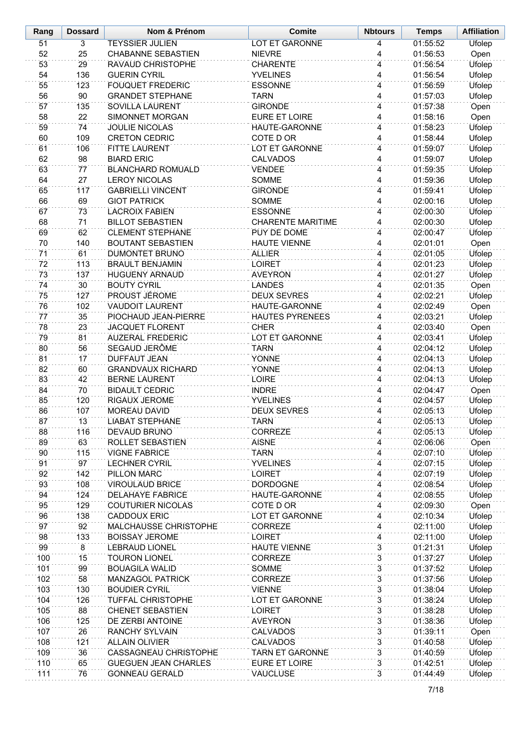| Rang | Dossard | Nom & Prénom | Comite | Nbtours | Temps | Affiliation |
|---|---|---|---|---|---|---|
| 51 | 3 | TEYSSIER JULIEN | LOT ET GARONNE | 4 | 01:55:52 | Ufolep |
| 52 | 25 | CHABANNE SEBASTIEN | NIEVRE | 4 | 01:56:53 | Open |
| 53 | 29 | RAVAUD CHRISTOPHE | CHARENTE | 4 | 01:56:54 | Ufolep |
| 54 | 136 | GUERIN CYRIL | YVELINES | 4 | 01:56:54 | Ufolep |
| 55 | 123 | FOUQUET FREDERIC | ESSONNE | 4 | 01:56:59 | Ufolep |
| 56 | 90 | GRANDET STEPHANE | TARN | 4 | 01:57:03 | Ufolep |
| 57 | 135 | SOVILLA LAURENT | GIRONDE | 4 | 01:57:38 | Open |
| 58 | 22 | SIMONNET MORGAN | EURE ET LOIRE | 4 | 01:58:16 | Open |
| 59 | 74 | JOULIE NICOLAS | HAUTE-GARONNE | 4 | 01:58:23 | Ufolep |
| 60 | 109 | CRETON CEDRIC | COTE D OR | 4 | 01:58:44 | Ufolep |
| 61 | 106 | FITTE LAURENT | LOT ET GARONNE | 4 | 01:59:07 | Ufolep |
| 62 | 98 | BIARD ERIC | CALVADOS | 4 | 01:59:07 | Ufolep |
| 63 | 77 | BLANCHARD ROMUALD | VENDEE | 4 | 01:59:35 | Ufolep |
| 64 | 27 | LEROY NICOLAS | SOMME | 4 | 01:59:36 | Ufolep |
| 65 | 117 | GABRIELLI VINCENT | GIRONDE | 4 | 01:59:41 | Ufolep |
| 66 | 69 | GIOT PATRICK | SOMME | 4 | 02:00:16 | Ufolep |
| 67 | 73 | LACROIX FABIEN | ESSONNE | 4 | 02:00:30 | Ufolep |
| 68 | 71 | BILLOT SEBASTIEN | CHARENTE MARITIME | 4 | 02:00:30 | Ufolep |
| 69 | 62 | CLEMENT STEPHANE | PUY DE DOME | 4 | 02:00:47 | Ufolep |
| 70 | 140 | BOUTANT SEBASTIEN | HAUTE VIENNE | 4 | 02:01:01 | Open |
| 71 | 61 | DUMONTET BRUNO | ALLIER | 4 | 02:01:05 | Ufolep |
| 72 | 113 | BRAULT BENJAMIN | LOIRET | 4 | 02:01:23 | Ufolep |
| 73 | 137 | HUGUENY ARNAUD | AVEYRON | 4 | 02:01:27 | Ufolep |
| 74 | 30 | BOUTY CYRIL | LANDES | 4 | 02:01:35 | Open |
| 75 | 127 | PROUST JÉROME | DEUX SEVRES | 4 | 02:02:21 | Ufolep |
| 76 | 102 | VAUDOIT LAURENT | HAUTE-GARONNE | 4 | 02:02:49 | Open |
| 77 | 35 | PIOCHAUD JEAN-PIERRE | HAUTES PYRENEES | 4 | 02:03:21 | Ufolep |
| 78 | 23 | JACQUET FLORENT | CHER | 4 | 02:03:40 | Open |
| 79 | 81 | AUZERAL FREDERIC | LOT ET GARONNE | 4 | 02:03:41 | Ufolep |
| 80 | 56 | SEGAUD JERÔME | TARN | 4 | 02:04:12 | Ufolep |
| 81 | 17 | DUFFAUT JEAN | YONNE | 4 | 02:04:13 | Ufolep |
| 82 | 60 | GRANDVAUX RICHARD | YONNE | 4 | 02:04:13 | Ufolep |
| 83 | 42 | BERNE LAURENT | LOIRE | 4 | 02:04:13 | Ufolep |
| 84 | 70 | BIDAULT CEDRIC | INDRE | 4 | 02:04:47 | Open |
| 85 | 120 | RIGAUX JEROME | YVELINES | 4 | 02:04:57 | Ufolep |
| 86 | 107 | MOREAU DAVID | DEUX SEVRES | 4 | 02:05:13 | Ufolep |
| 87 | 13 | LIABAT STEPHANE | TARN | 4 | 02:05:13 | Ufolep |
| 88 | 116 | DEVAUD BRUNO | CORREZE | 4 | 02:05:13 | Ufolep |
| 89 | 63 | ROLLET SEBASTIEN | AISNE | 4 | 02:06:06 | Open |
| 90 | 115 | VIGNE FABRICE | TARN | 4 | 02:07:10 | Ufolep |
| 91 | 97 | LECHNER CYRIL | YVELINES | 4 | 02:07:15 | Ufolep |
| 92 | 142 | PILLON MARC | LOIRET | 4 | 02:07:19 | Ufolep |
| 93 | 108 | VIROULAUD BRICE | DORDOGNE | 4 | 02:08:54 | Ufolep |
| 94 | 124 | DELAHAYE FABRICE | HAUTE-GARONNE | 4 | 02:08:55 | Ufolep |
| 95 | 129 | COUTURIER NICOLAS | COTE D OR | 4 | 02:09:30 | Open |
| 96 | 138 | CADDOUX ERIC | LOT ET GARONNE | 4 | 02:10:34 | Ufolep |
| 97 | 92 | MALCHAUSSE CHRISTOPHE | CORREZE | 4 | 02:11:00 | Ufolep |
| 98 | 133 | BOISSAY JEROME | LOIRET | 4 | 02:11:00 | Ufolep |
| 99 | 8 | LEBRAUD LIONEL | HAUTE VIENNE | 3 | 01:21:31 | Ufolep |
| 100 | 15 | TOURON LIONEL | CORREZE | 3 | 01:37:27 | Ufolep |
| 101 | 99 | BOUAGILA WALID | SOMME | 3 | 01:37:52 | Ufolep |
| 102 | 58 | MANZAGOL PATRICK | CORREZE | 3 | 01:37:56 | Ufolep |
| 103 | 130 | BOUDIER CYRIL | VIENNE | 3 | 01:38:04 | Ufolep |
| 104 | 126 | TUFFAL CHRISTOPHE | LOT ET GARONNE | 3 | 01:38:24 | Ufolep |
| 105 | 88 | CHENET SEBASTIEN | LOIRET | 3 | 01:38:28 | Ufolep |
| 106 | 125 | DE ZERBI ANTOINE | AVEYRON | 3 | 01:38:36 | Ufolep |
| 107 | 26 | RANCHY SYLVAIN | CALVADOS | 3 | 01:39:11 | Open |
| 108 | 121 | ALLAIN OLIVIER | CALVADOS | 3 | 01:40:58 | Ufolep |
| 109 | 36 | CASSAGNEAU CHRISTOPHE | TARN ET GARONNE | 3 | 01:40:59 | Ufolep |
| 110 | 65 | GUEGUEN JEAN CHARLES | EURE ET LOIRE | 3 | 01:42:51 | Ufolep |
| 111 | 76 | GONNEAU GERALD | VAUCLUSE | 3 | 01:44:49 | Ufolep |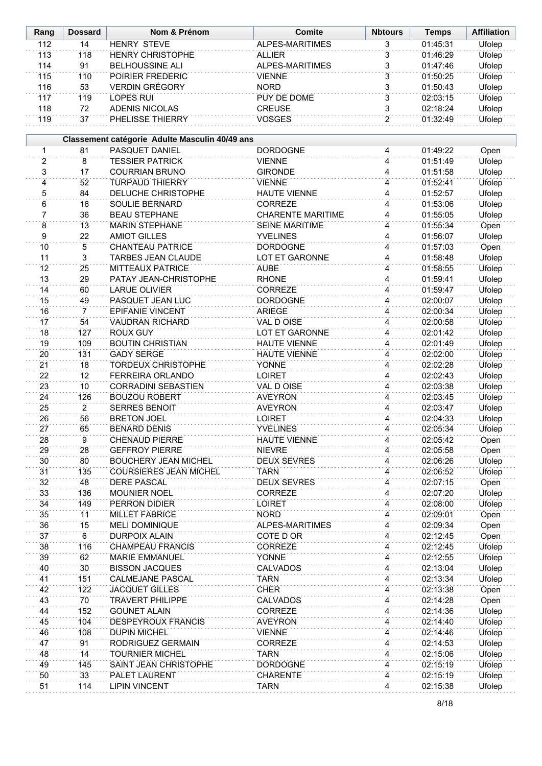| Rang | Dossard | Nom & Prénom | Comite | Nbtours | Temps | Affiliation |
|---|---|---|---|---|---|---|
| 112 | 14 | HENRY STEVE | ALPES-MARITIMES | 3 | 01:45:31 | Ufolep |
| 113 | 118 | HENRY CHRISTOPHE | ALLIER | 3 | 01:46:29 | Ufolep |
| 114 | 91 | BELHOUSSINE ALI | ALPES-MARITIMES | 3 | 01:47:46 | Ufolep |
| 115 | 110 | POIRIER FREDERIC | VIENNE | 3 | 01:50:25 | Ufolep |
| 116 | 53 | VERDIN GRÉGORY | NORD | 3 | 01:50:43 | Ufolep |
| 117 | 119 | LOPES RUI | PUY DE DOME | 3 | 02:03:15 | Ufolep |
| 118 | 72 | ADENIS NICOLAS | CREUSE | 3 | 02:18:24 | Ufolep |
| 119 | 37 | PHELISSE THIERRY | VOSGES | 2 | 01:32:49 | Ufolep |

| | **Classement catégorie Adulte Masculin 40/49 ans** | | | | | |
|---|---|---|---|---|---|---|
| 1 | 81 | PASQUET DANIEL | DORDOGNE | 4 | 01:49:22 | Open |
| 2 | 8 | TESSIER PATRICK | VIENNE | 4 | 01:51:49 | Ufolep |
| 3 | 17 | COURRIAN BRUNO | GIRONDE | 4 | 01:51:58 | Ufolep |
| 4 | 52 | TURPAUD THIERRY | VIENNE | 4 | 01:52:41 | Ufolep |
| 5 | 84 | DELUCHE CHRISTOPHE | HAUTE VIENNE | 4 | 01:52:57 | Ufolep |
| 6 | 16 | SOULIE BERNARD | CORREZE | 4 | 01:53:06 | Ufolep |
| 7 | 36 | BEAU STEPHANE | CHARENTE MARITIME | 4 | 01:55:05 | Ufolep |
| 8 | 13 | MARIN STEPHANE | SEINE MARITIME | 4 | 01:55:34 | Open |
| 9 | 22 | AMIOT GILLES | YVELINES | 4 | 01:56:07 | Ufolep |
| 10 | 5 | CHANTEAU PATRICE | DORDOGNE | 4 | 01:57:03 | Open |
| 11 | 3 | TARBES JEAN CLAUDE | LOT ET GARONNE | 4 | 01:58:48 | Ufolep |
| 12 | 25 | MITTEAUX PATRICE | AUBE | 4 | 01:58:55 | Ufolep |
| 13 | 29 | PATAY JEAN-CHRISTOPHE | RHONE | 4 | 01:59:41 | Ufolep |
| 14 | 60 | LARUE OLIVIER | CORREZE | 4 | 01:59:47 | Ufolep |
| 15 | 49 | PASQUET JEAN LUC | DORDOGNE | 4 | 02:00:07 | Ufolep |
| 16 | 7 | EPIFANIE VINCENT | ARIEGE | 4 | 02:00:34 | Ufolep |
| 17 | 54 | VAUDRAN RICHARD | VAL D OISE | 4 | 02:00:58 | Ufolep |
| 18 | 127 | ROUX GUY | LOT ET GARONNE | 4 | 02:01:42 | Ufolep |
| 19 | 109 | BOUTIN CHRISTIAN | HAUTE VIENNE | 4 | 02:01:49 | Ufolep |
| 20 | 131 | GADY SERGE | HAUTE VIENNE | 4 | 02:02:00 | Ufolep |
| 21 | 18 | TORDEUX CHRISTOPHE | YONNE | 4 | 02:02:28 | Ufolep |
| 22 | 12 | FERREIRA ORLANDO | LOIRET | 4 | 02:02:43 | Ufolep |
| 23 | 10 | CORRADINI SEBASTIEN | VAL D OISE | 4 | 02:03:38 | Ufolep |
| 24 | 126 | BOUZOU ROBERT | AVEYRON | 4 | 02:03:45 | Ufolep |
| 25 | 2 | SERRES BENOIT | AVEYRON | 4 | 02:03:47 | Ufolep |
| 26 | 56 | BRETON JOEL | LOIRET | 4 | 02:04:33 | Ufolep |
| 27 | 65 | BENARD DENIS | YVELINES | 4 | 02:05:34 | Ufolep |
| 28 | 9 | CHENAUD PIERRE | HAUTE VIENNE | 4 | 02:05:42 | Open |
| 29 | 28 | GEFFROY PIERRE | NIEVRE | 4 | 02:05:58 | Open |
| 30 | 80 | BOUCHERY JEAN MICHEL | DEUX SEVRES | 4 | 02:06:26 | Ufolep |
| 31 | 135 | COURSIERES JEAN MICHEL | TARN | 4 | 02:06:52 | Ufolep |
| 32 | 48 | DERE PASCAL | DEUX SEVRES | 4 | 02:07:15 | Open |
| 33 | 136 | MOUNIER NOEL | CORREZE | 4 | 02:07:20 | Ufolep |
| 34 | 149 | PERRON DIDIER | LOIRET | 4 | 02:08:00 | Ufolep |
| 35 | 11 | MILLET FABRICE | NORD | 4 | 02:09:01 | Open |
| 36 | 15 | MELI DOMINIQUE | ALPES-MARITIMES | 4 | 02:09:34 | Open |
| 37 | 6 | DURPOIX ALAIN | COTE D OR | 4 | 02:12:45 | Open |
| 38 | 116 | CHAMPEAU FRANCIS | CORREZE | 4 | 02:12:45 | Ufolep |
| 39 | 62 | MARIE EMMANUEL | YONNE | 4 | 02:12:55 | Ufolep |
| 40 | 30 | BISSON JACQUES | CALVADOS | 4 | 02:13:04 | Ufolep |
| 41 | 151 | CALMEJANE PASCAL | TARN | 4 | 02:13:34 | Ufolep |
| 42 | 122 | JACQUET GILLES | CHER | 4 | 02:13:38 | Open |
| 43 | 70 | TRAVERT PHILIPPE | CALVADOS | 4 | 02:14:28 | Open |
| 44 | 152 | GOUNET ALAIN | CORREZE | 4 | 02:14:36 | Ufolep |
| 45 | 104 | DESPEYROUX FRANCIS | AVEYRON | 4 | 02:14:40 | Ufolep |
| 46 | 108 | DUPIN MICHEL | VIENNE | 4 | 02:14:46 | Ufolep |
| 47 | 91 | RODRIGUEZ GERMAIN | CORREZE | 4 | 02:14:53 | Ufolep |
| 48 | 14 | TOURNIER MICHEL | TARN | 4 | 02:15:06 | Ufolep |
| 49 | 145 | SAINT JEAN CHRISTOPHE | DORDOGNE | 4 | 02:15:19 | Ufolep |
| 50 | 33 | PALET LAURENT | CHARENTE | 4 | 02:15:19 | Ufolep |
| 51 | 114 | LIPIN VINCENT | TARN | 4 | 02:15:38 | Ufolep |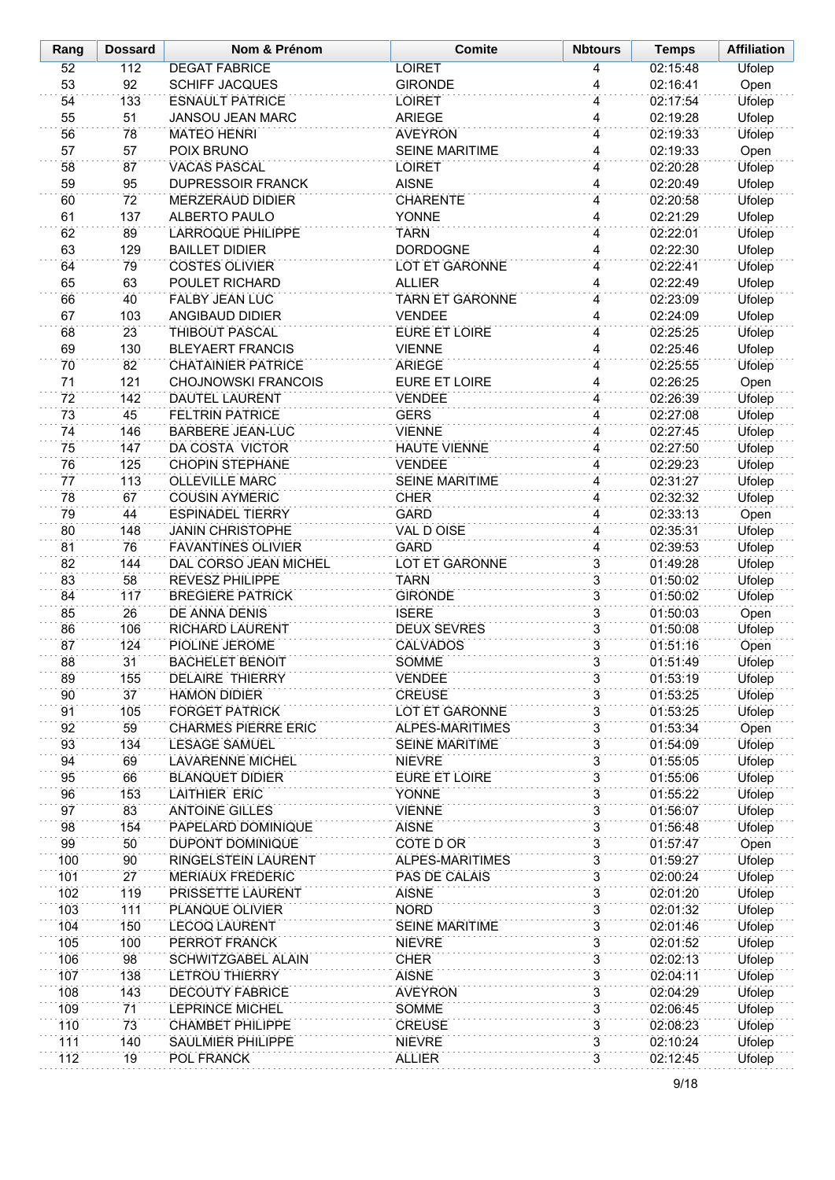| Rang | Dossard | Nom & Prénom | Comite | Nbtours | Temps | Affiliation |
|---|---|---|---|---|---|---|
| 52 | 112 | DEGAT FABRICE | LOIRET | 4 | 02:15:48 | Ufolep |
| 53 | 92 | SCHIFF JACQUES | GIRONDE | 4 | 02:16:41 | Open |
| 54 | 133 | ESNAULT PATRICE | LOIRET | 4 | 02:17:54 | Ufolep |
| 55 | 51 | JANSOU JEAN MARC | ARIEGE | 4 | 02:19:28 | Ufolep |
| 56 | 78 | MATEO HENRI | AVEYRON | 4 | 02:19:33 | Ufolep |
| 57 | 57 | POIX BRUNO | SEINE MARITIME | 4 | 02:19:33 | Open |
| 58 | 87 | VACAS PASCAL | LOIRET | 4 | 02:20:28 | Ufolep |
| 59 | 95 | DUPRESSOIR FRANCK | AISNE | 4 | 02:20:49 | Ufolep |
| 60 | 72 | MERZERAUD DIDIER | CHARENTE | 4 | 02:20:58 | Ufolep |
| 61 | 137 | ALBERTO PAULO | YONNE | 4 | 02:21:29 | Ufolep |
| 62 | 89 | LARROQUE PHILIPPE | TARN | 4 | 02:22:01 | Ufolep |
| 63 | 129 | BAILLET DIDIER | DORDOGNE | 4 | 02:22:30 | Ufolep |
| 64 | 79 | COSTES OLIVIER | LOT ET GARONNE | 4 | 02:22:41 | Ufolep |
| 65 | 63 | POULET RICHARD | ALLIER | 4 | 02:22:49 | Ufolep |
| 66 | 40 | FALBY JEAN LUC | TARN ET GARONNE | 4 | 02:23:09 | Ufolep |
| 67 | 103 | ANGIBAUD DIDIER | VENDEE | 4 | 02:24:09 | Ufolep |
| 68 | 23 | THIBOUT PASCAL | EURE ET LOIRE | 4 | 02:25:25 | Ufolep |
| 69 | 130 | BLEYAERT FRANCIS | VIENNE | 4 | 02:25:46 | Ufolep |
| 70 | 82 | CHATAINIER PATRICE | ARIEGE | 4 | 02:25:55 | Ufolep |
| 71 | 121 | CHOJNOWSKI FRANCOIS | EURE ET LOIRE | 4 | 02:26:25 | Open |
| 72 | 142 | DAUTEL LAURENT | VENDEE | 4 | 02:26:39 | Ufolep |
| 73 | 45 | FELTRIN PATRICE | GERS | 4 | 02:27:08 | Ufolep |
| 74 | 146 | BARBERE JEAN-LUC | VIENNE | 4 | 02:27:45 | Ufolep |
| 75 | 147 | DA COSTA VICTOR | HAUTE VIENNE | 4 | 02:27:50 | Ufolep |
| 76 | 125 | CHOPIN STEPHANE | VENDEE | 4 | 02:29:23 | Ufolep |
| 77 | 113 | OLLEVILLE MARC | SEINE MARITIME | 4 | 02:31:27 | Ufolep |
| 78 | 67 | COUSIN AYMERIC | CHER | 4 | 02:32:32 | Ufolep |
| 79 | 44 | ESPINADEL TIERRY | GARD | 4 | 02:33:13 | Open |
| 80 | 148 | JANIN CHRISTOPHE | VAL D OISE | 4 | 02:35:31 | Ufolep |
| 81 | 76 | FAVANTINES OLIVIER | GARD | 4 | 02:39:53 | Ufolep |
| 82 | 144 | DAL CORSO JEAN MICHEL | LOT ET GARONNE | 3 | 01:49:28 | Ufolep |
| 83 | 58 | REVESZ PHILIPPE | TARN | 3 | 01:50:02 | Ufolep |
| 84 | 117 | BREGIERE PATRICK | GIRONDE | 3 | 01:50:02 | Ufolep |
| 85 | 26 | DE ANNA DENIS | ISERE | 3 | 01:50:03 | Open |
| 86 | 106 | RICHARD LAURENT | DEUX SEVRES | 3 | 01:50:08 | Ufolep |
| 87 | 124 | PIOLINE JEROME | CALVADOS | 3 | 01:51:16 | Open |
| 88 | 31 | BACHELET BENOIT | SOMME | 3 | 01:51:49 | Ufolep |
| 89 | 155 | DELAIRE THIERRY | VENDEE | 3 | 01:53:19 | Ufolep |
| 90 | 37 | HAMON DIDIER | CREUSE | 3 | 01:53:25 | Ufolep |
| 91 | 105 | FORGET PATRICK | LOT ET GARONNE | 3 | 01:53:25 | Ufolep |
| 92 | 59 | CHARMES PIERRE ERIC | ALPES-MARITIMES | 3 | 01:53:34 | Open |
| 93 | 134 | LESAGE SAMUEL | SEINE MARITIME | 3 | 01:54:09 | Ufolep |
| 94 | 69 | LAVARENNE MICHEL | NIEVRE | 3 | 01:55:05 | Ufolep |
| 95 | 66 | BLANQUET DIDIER | EURE ET LOIRE | 3 | 01:55:06 | Ufolep |
| 96 | 153 | LAITHIER ERIC | YONNE | 3 | 01:55:22 | Ufolep |
| 97 | 83 | ANTOINE GILLES | VIENNE | 3 | 01:56:07 | Ufolep |
| 98 | 154 | PAPELARD DOMINIQUE | AISNE | 3 | 01:56:48 | Ufolep |
| 99 | 50 | DUPONT DOMINIQUE | COTE D OR | 3 | 01:57:47 | Open |
| 100 | 90 | RINGELSTEIN LAURENT | ALPES-MARITIMES | 3 | 01:59:27 | Ufolep |
| 101 | 27 | MERIAUX FREDERIC | PAS DE CALAIS | 3 | 02:00:24 | Ufolep |
| 102 | 119 | PRISSETTE LAURENT | AISNE | 3 | 02:01:20 | Ufolep |
| 103 | 111 | PLANQUE OLIVIER | NORD | 3 | 02:01:32 | Ufolep |
| 104 | 150 | LECOQ LAURENT | SEINE MARITIME | 3 | 02:01:46 | Ufolep |
| 105 | 100 | PERROT FRANCK | NIEVRE | 3 | 02:01:52 | Ufolep |
| 106 | 98 | SCHWITZGABEL ALAIN | CHER | 3 | 02:02:13 | Ufolep |
| 107 | 138 | LETROU THIERRY | AISNE | 3 | 02:04:11 | Ufolep |
| 108 | 143 | DECOUTY FABRICE | AVEYRON | 3 | 02:04:29 | Ufolep |
| 109 | 71 | LEPRINCE MICHEL | SOMME | 3 | 02:06:45 | Ufolep |
| 110 | 73 | CHAMBET PHILIPPE | CREUSE | 3 | 02:08:23 | Ufolep |
| 111 | 140 | SAULMIER PHILIPPE | NIEVRE | 3 | 02:10:24 | Ufolep |
| 112 | 19 | POL FRANCK | ALLIER | 3 | 02:12:45 | Ufolep |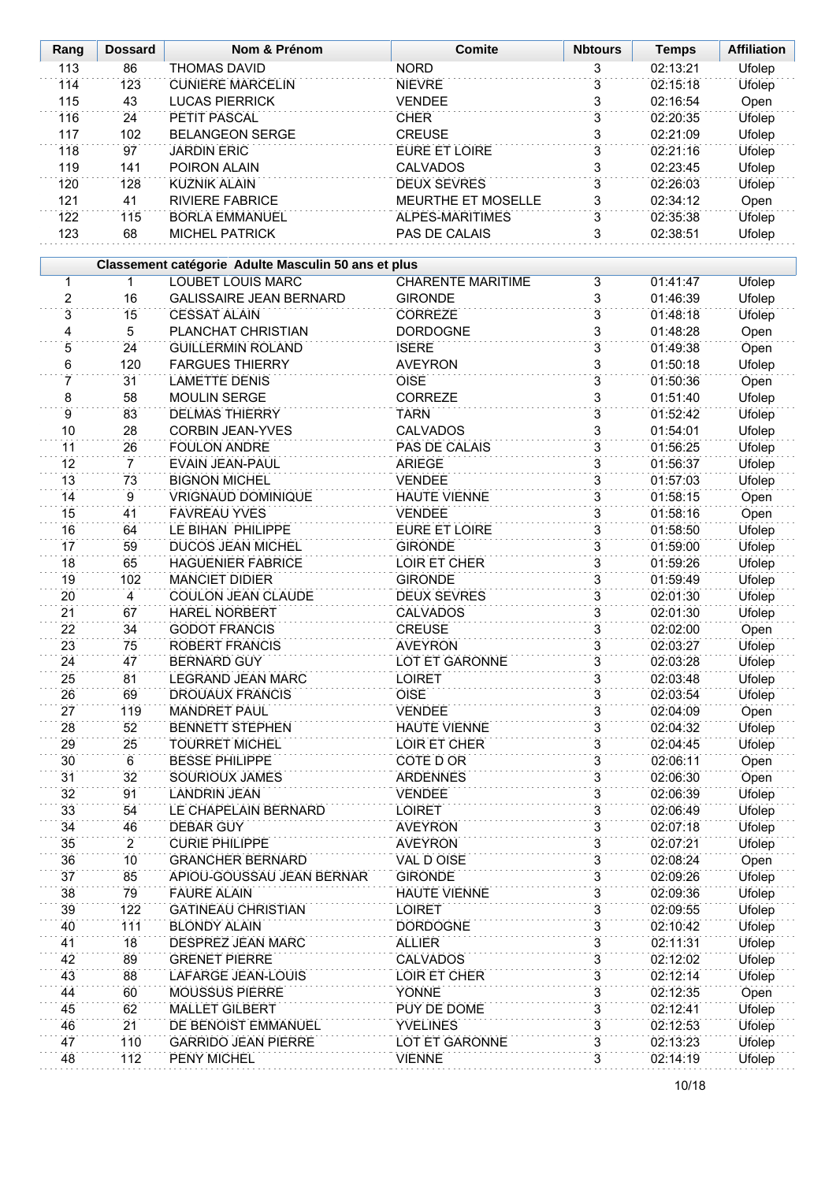| Rang | Dossard | Nom & Prénom | Comite | Nbtours | Temps | Affiliation |
|---|---|---|---|---|---|---|
| 113 | 86 | THOMAS DAVID | NORD | 3 | 02:13:21 | Ufolep |
| 114 | 123 | CUNIERE MARCELIN | NIEVRE | 3 | 02:15:18 | Ufolep |
| 115 | 43 | LUCAS PIERRICK | VENDEE | 3 | 02:16:54 | Open |
| 116 | 24 | PETIT PASCAL | CHER | 3 | 02:20:35 | Ufolep |
| 117 | 102 | BELANGEON SERGE | CREUSE | 3 | 02:21:09 | Ufolep |
| 118 | 97 | JARDIN ERIC | EURE ET LOIRE | 3 | 02:21:16 | Ufolep |
| 119 | 141 | POIRON ALAIN | CALVADOS | 3 | 02:23:45 | Ufolep |
| 120 | 128 | KUZNIK ALAIN | DEUX SEVRES | 3 | 02:26:03 | Ufolep |
| 121 | 41 | RIVIERE FABRICE | MEURTHE ET MOSELLE | 3 | 02:34:12 | Open |
| 122 | 115 | BORLA EMMANUEL | ALPES-MARITIMES | 3 | 02:35:38 | Ufolep |
| 123 | 68 | MICHEL PATRICK | PAS DE CALAIS | 3 | 02:38:51 | Ufolep |

**Classement catégorie Adulte Masculin 50 ans et plus**

| Rang | Dossard | Nom & Prénom | Comite | Nbtours | Temps | Affiliation |
|---|---|---|---|---|---|---|
| 1 | 1 | LOUBET LOUIS MARC | CHARENTE MARITIME | 3 | 01:41:47 | Ufolep |
| 2 | 16 | GALISSAIRE JEAN BERNARD | GIRONDE | 3 | 01:46:39 | Ufolep |
| 3 | 15 | CESSAT ALAIN | CORREZE | 3 | 01:48:18 | Ufolep |
| 4 | 5 | PLANCHAT CHRISTIAN | DORDOGNE | 3 | 01:48:28 | Open |
| 5 | 24 | GUILLERMIN ROLAND | ISERE | 3 | 01:49:38 | Open |
| 6 | 120 | FARGUES THIERRY | AVEYRON | 3 | 01:50:18 | Ufolep |
| 7 | 31 | LAMETTE DENIS | OISE | 3 | 01:50:36 | Open |
| 8 | 58 | MOULIN SERGE | CORREZE | 3 | 01:51:40 | Ufolep |
| 9 | 83 | DELMAS THIERRY | TARN | 3 | 01:52:42 | Ufolep |
| 10 | 28 | CORBIN JEAN-YVES | CALVADOS | 3 | 01:54:01 | Ufolep |
| 11 | 26 | FOULON ANDRE | PAS DE CALAIS | 3 | 01:56:25 | Ufolep |
| 12 | 7 | EVAIN JEAN-PAUL | ARIEGE | 3 | 01:56:37 | Ufolep |
| 13 | 73 | BIGNON MICHEL | VENDEE | 3 | 01:57:03 | Ufolep |
| 14 | 9 | VRIGNAUD DOMINIQUE | HAUTE VIENNE | 3 | 01:58:15 | Open |
| 15 | 41 | FAVREAU YVES | VENDEE | 3 | 01:58:16 | Open |
| 16 | 64 | LE BIHAN PHILIPPE | EURE ET LOIRE | 3 | 01:58:50 | Ufolep |
| 17 | 59 | DUCOS JEAN MICHEL | GIRONDE | 3 | 01:59:00 | Ufolep |
| 18 | 65 | HAGUENIER FABRICE | LOIR ET CHER | 3 | 01:59:26 | Ufolep |
| 19 | 102 | MANCIET DIDIER | GIRONDE | 3 | 01:59:49 | Ufolep |
| 20 | 4 | COULON JEAN CLAUDE | DEUX SEVRES | 3 | 02:01:30 | Ufolep |
| 21 | 67 | HAREL NORBERT | CALVADOS | 3 | 02:01:30 | Ufolep |
| 22 | 34 | GODOT FRANCIS | CREUSE | 3 | 02:02:00 | Open |
| 23 | 75 | ROBERT FRANCIS | AVEYRON | 3 | 02:03:27 | Ufolep |
| 24 | 47 | BERNARD GUY | LOT ET GARONNE | 3 | 02:03:28 | Ufolep |
| 25 | 81 | LEGRAND JEAN MARC | LOIRET | 3 | 02:03:48 | Ufolep |
| 26 | 69 | DROUAUX FRANCIS | OISE | 3 | 02:03:54 | Ufolep |
| 27 | 119 | MANDRET PAUL | VENDEE | 3 | 02:04:09 | Open |
| 28 | 52 | BENNETT STEPHEN | HAUTE VIENNE | 3 | 02:04:32 | Ufolep |
| 29 | 25 | TOURRET MICHEL | LOIR ET CHER | 3 | 02:04:45 | Ufolep |
| 30 | 6 | BESSE PHILIPPE | COTE D OR | 3 | 02:06:11 | Open |
| 31 | 32 | SOURIOUX JAMES | ARDENNES | 3 | 02:06:30 | Open |
| 32 | 91 | LANDRIN JEAN | VENDEE | 3 | 02:06:39 | Ufolep |
| 33 | 54 | LE CHAPELAIN BERNARD | LOIRET | 3 | 02:06:49 | Ufolep |
| 34 | 46 | DEBAR GUY | AVEYRON | 3 | 02:07:18 | Ufolep |
| 35 | 2 | CURIE PHILIPPE | AVEYRON | 3 | 02:07:21 | Ufolep |
| 36 | 10 | GRANCHER BERNARD | VAL D OISE | 3 | 02:08:24 | Open |
| 37 | 85 | APIOU-GOUSSAU JEAN BERNAR | GIRONDE | 3 | 02:09:26 | Ufolep |
| 38 | 79 | FAURE ALAIN | HAUTE VIENNE | 3 | 02:09:36 | Ufolep |
| 39 | 122 | GATINEAU CHRISTIAN | LOIRET | 3 | 02:09:55 | Ufolep |
| 40 | 111 | BLONDY ALAIN | DORDOGNE | 3 | 02:10:42 | Ufolep |
| 41 | 18 | DESPREZ JEAN MARC | ALLIER | 3 | 02:11:31 | Ufolep |
| 42 | 89 | GRENET PIERRE | CALVADOS | 3 | 02:12:02 | Ufolep |
| 43 | 88 | LAFARGE JEAN-LOUIS | LOIR ET CHER | 3 | 02:12:14 | Ufolep |
| 44 | 60 | MOUSSUS PIERRE | YONNE | 3 | 02:12:35 | Open |
| 45 | 62 | MALLET GILBERT | PUY DE DOME | 3 | 02:12:41 | Ufolep |
| 46 | 21 | DE BENOIST EMMANUEL | YVELINES | 3 | 02:12:53 | Ufolep |
| 47 | 110 | GARRIDO JEAN PIERRE | LOT ET GARONNE | 3 | 02:13:23 | Ufolep |
| 48 | 112 | PENY MICHEL | VIENNE | 3 | 02:14:19 | Ufolep |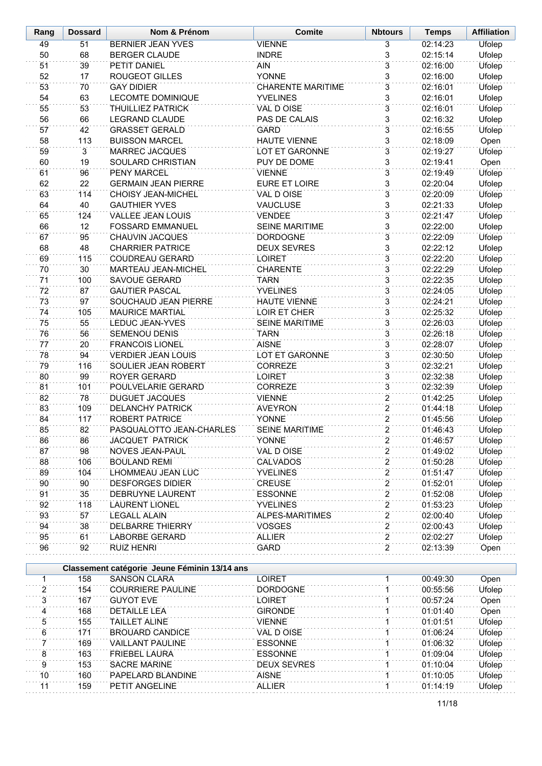| Rang | Dossard | Nom & Prénom | Comite | Nbtours | Temps | Affiliation |
|---|---|---|---|---|---|---|
| 49 | 51 | BERNIER JEAN YVES | VIENNE | 3 | 02:14:23 | Ufolep |
| 50 | 68 | BERGER CLAUDE | INDRE | 3 | 02:15:14 | Ufolep |
| 51 | 39 | PETIT DANIEL | AIN | 3 | 02:16:00 | Ufolep |
| 52 | 17 | ROUGEOT GILLES | YONNE | 3 | 02:16:00 | Ufolep |
| 53 | 70 | GAY DIDIER | CHARENTE MARITIME | 3 | 02:16:01 | Ufolep |
| 54 | 63 | LECOMTE DOMINIQUE | YVELINES | 3 | 02:16:01 | Ufolep |
| 55 | 53 | THUILLIEZ PATRICK | VAL D OISE | 3 | 02:16:01 | Ufolep |
| 56 | 66 | LEGRAND CLAUDE | PAS DE CALAIS | 3 | 02:16:32 | Ufolep |
| 57 | 42 | GRASSET GERALD | GARD | 3 | 02:16:55 | Ufolep |
| 58 | 113 | BUISSON MARCEL | HAUTE VIENNE | 3 | 02:18:09 | Open |
| 59 | 3 | MARREC JACQUES | LOT ET GARONNE | 3 | 02:19:27 | Ufolep |
| 60 | 19 | SOULARD CHRISTIAN | PUY DE DOME | 3 | 02:19:41 | Open |
| 61 | 96 | PENY MARCEL | VIENNE | 3 | 02:19:49 | Ufolep |
| 62 | 22 | GERMAIN JEAN PIERRE | EURE ET LOIRE | 3 | 02:20:04 | Ufolep |
| 63 | 114 | CHOISY JEAN-MICHEL | VAL D OISE | 3 | 02:20:09 | Ufolep |
| 64 | 40 | GAUTHIER YVES | VAUCLUSE | 3 | 02:21:33 | Ufolep |
| 65 | 124 | VALLEE JEAN LOUIS | VENDEE | 3 | 02:21:47 | Ufolep |
| 66 | 12 | FOSSARD EMMANUEL | SEINE MARITIME | 3 | 02:22:00 | Ufolep |
| 67 | 95 | CHAUVIN JACQUES | DORDOGNE | 3 | 02:22:09 | Ufolep |
| 68 | 48 | CHARRIER PATRICE | DEUX SEVRES | 3 | 02:22:12 | Ufolep |
| 69 | 115 | COUDREAU GERARD | LOIRET | 3 | 02:22:20 | Ufolep |
| 70 | 30 | MARTEAU JEAN-MICHEL | CHARENTE | 3 | 02:22:29 | Ufolep |
| 71 | 100 | SAVOUE GERARD | TARN | 3 | 02:22:35 | Ufolep |
| 72 | 87 | GAUTIER PASCAL | YVELINES | 3 | 02:24:05 | Ufolep |
| 73 | 97 | SOUCHAUD JEAN PIERRE | HAUTE VIENNE | 3 | 02:24:21 | Ufolep |
| 74 | 105 | MAURICE MARTIAL | LOIR ET CHER | 3 | 02:25:32 | Ufolep |
| 75 | 55 | LEDUC JEAN-YVES | SEINE MARITIME | 3 | 02:26:03 | Ufolep |
| 76 | 56 | SEMENOU DENIS | TARN | 3 | 02:26:18 | Ufolep |
| 77 | 20 | FRANCOIS LIONEL | AISNE | 3 | 02:28:07 | Ufolep |
| 78 | 94 | VERDIER JEAN LOUIS | LOT ET GARONNE | 3 | 02:30:50 | Ufolep |
| 79 | 116 | SOULIER JEAN ROBERT | CORREZE | 3 | 02:32:21 | Ufolep |
| 80 | 99 | ROYER GERARD | LOIRET | 3 | 02:32:38 | Ufolep |
| 81 | 101 | POULVELARIE GERARD | CORREZE | 3 | 02:32:39 | Ufolep |
| 82 | 78 | DUGUET JACQUES | VIENNE | 2 | 01:42:25 | Ufolep |
| 83 | 109 | DELANCHY PATRICK | AVEYRON | 2 | 01:44:18 | Ufolep |
| 84 | 117 | ROBERT PATRICE | YONNE | 2 | 01:45:56 | Ufolep |
| 85 | 82 | PASQUALOTTO JEAN-CHARLES | SEINE MARITIME | 2 | 01:46:43 | Ufolep |
| 86 | 86 | JACQUET PATRICK | YONNE | 2 | 01:46:57 | Ufolep |
| 87 | 98 | NOVES JEAN-PAUL | VAL D OISE | 2 | 01:49:02 | Ufolep |
| 88 | 106 | BOULAND REMI | CALVADOS | 2 | 01:50:28 | Ufolep |
| 89 | 104 | LHOMMEAU JEAN LUC | YVELINES | 2 | 01:51:47 | Ufolep |
| 90 | 90 | DESFORGES DIDIER | CREUSE | 2 | 01:52:01 | Ufolep |
| 91 | 35 | DEBRUYNE LAURENT | ESSONNE | 2 | 01:52:08 | Ufolep |
| 92 | 118 | LAURENT LIONEL | YVELINES | 2 | 01:53:23 | Ufolep |
| 93 | 57 | LEGALL ALAIN | ALPES-MARITIMES | 2 | 02:00:40 | Ufolep |
| 94 | 38 | DELBARRE THIERRY | VOSGES | 2 | 02:00:43 | Ufolep |
| 95 | 61 | LABORBE GERARD | ALLIER | 2 | 02:02:27 | Ufolep |
| 96 | 92 | RUIZ HENRI | GARD | 2 | 02:13:39 | Open |

**Classement catégorie Jeune Féminin 13/14 ans**

| Rang | Dossard | Nom & Prénom | Comite | Nbtours | Temps | Affiliation |
|---|---|---|---|---|---|---|
| 1 | 158 | SANSON CLARA | LOIRET | 1 | 00:49:30 | Open |
| 2 | 154 | COURRIERE PAULINE | DORDOGNE | 1 | 00:55:56 | Ufolep |
| 3 | 167 | GUYOT EVE | LOIRET | 1 | 00:57:24 | Open |
| 4 | 168 | DETAILLE LEA | GIRONDE | 1 | 01:01:40 | Open |
| 5 | 155 | TAILLET ALINE | VIENNE | 1 | 01:01:51 | Ufolep |
| 6 | 171 | BROUARD CANDICE | VAL D OISE | 1 | 01:06:24 | Ufolep |
| 7 | 169 | VAILLANT PAULINE | ESSONNE | 1 | 01:06:32 | Ufolep |
| 8 | 163 | FRIEBEL LAURA | ESSONNE | 1 | 01:09:04 | Ufolep |
| 9 | 153 | SACRE MARINE | DEUX SEVRES | 1 | 01:10:04 | Ufolep |
| 10 | 160 | PAPELARD BLANDINE | AISNE | 1 | 01:10:05 | Ufolep |
| 11 | 159 | PETIT ANGELINE | ALLIER | 1 | 01:14:19 | Ufolep |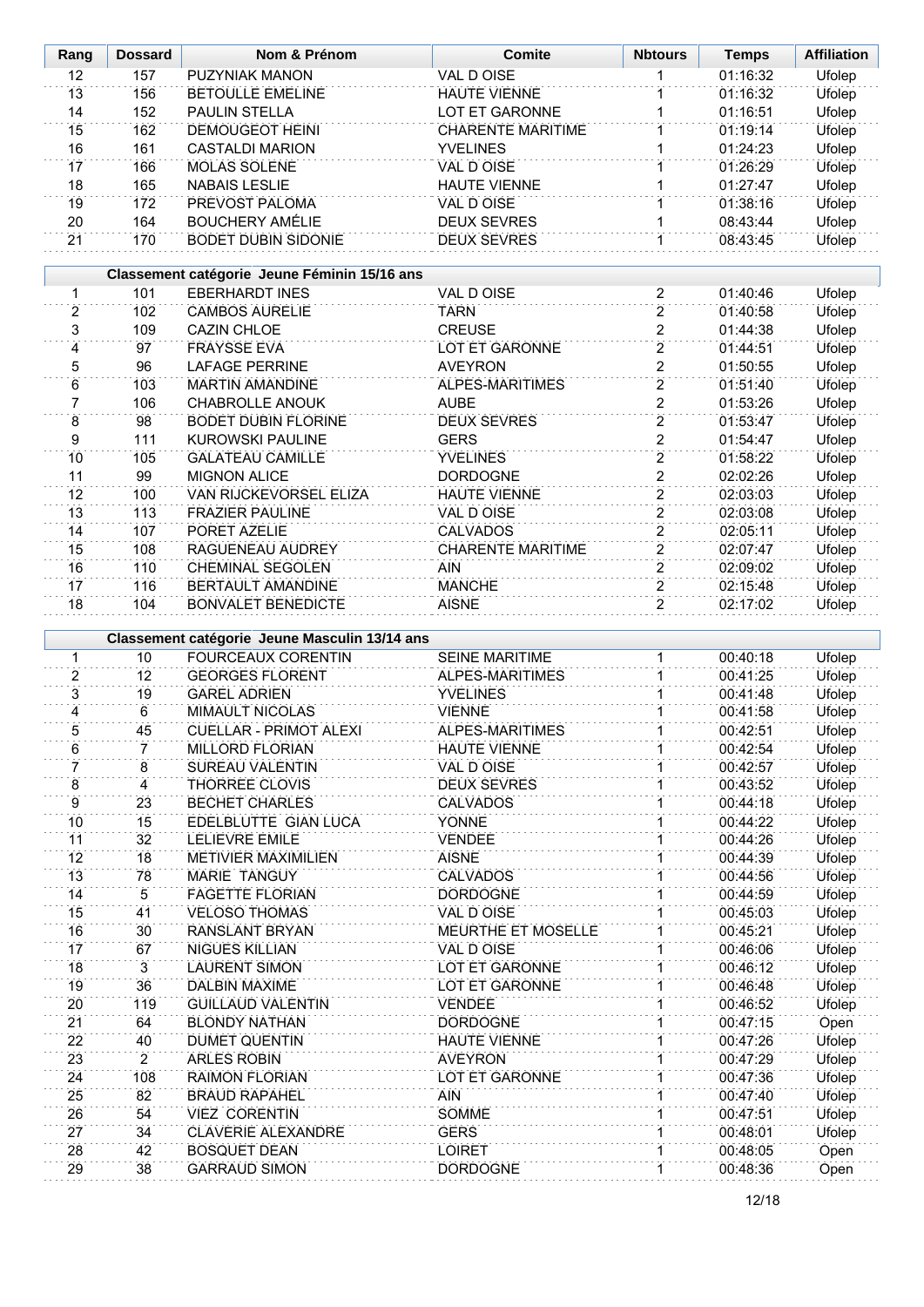| Rang | Dossard | Nom & Prénom | Comite | Nbtours | Temps | Affiliation |
|---|---|---|---|---|---|---|
| 12 | 157 | PUZYNIAK MANON | VAL D OISE | 1 | 01:16:32 | Ufolep |
| 13 | 156 | BETOULLE EMELINE | HAUTE VIENNE | 1 | 01:16:32 | Ufolep |
| 14 | 152 | PAULIN STELLA | LOT ET GARONNE | 1 | 01:16:51 | Ufolep |
| 15 | 162 | DEMOUGEOT HEINI | CHARENTE MARITIME | 1 | 01:19:14 | Ufolep |
| 16 | 161 | CASTALDI MARION | YVELINES | 1 | 01:24:23 | Ufolep |
| 17 | 166 | MOLAS SOLENE | VAL D OISE | 1 | 01:26:29 | Ufolep |
| 18 | 165 | NABAIS LESLIE | HAUTE VIENNE | 1 | 01:27:47 | Ufolep |
| 19 | 172 | PREVOST PALOMA | VAL D OISE | 1 | 01:38:16 | Ufolep |
| 20 | 164 | BOUCHERY AMÉLIE | DEUX SEVRES | 1 | 08:43:44 | Ufolep |
| 21 | 170 | BODET DUBIN SIDONIE | DEUX SEVRES | 1 | 08:43:45 | Ufolep |

**Classement catégorie Jeune Féminin 15/16 ans**

| Rang | Dossard | Nom & Prénom | Comite | Nbtours | Temps | Affiliation |
|---|---|---|---|---|---|---|
| 1 | 101 | EBERHARDT INES | VAL D OISE | 2 | 01:40:46 | Ufolep |
| 2 | 102 | CAMBOS AURELIE | TARN | 2 | 01:40:58 | Ufolep |
| 3 | 109 | CAZIN CHLOE | CREUSE | 2 | 01:44:38 | Ufolep |
| 4 | 97 | FRAYSSE EVA | LOT ET GARONNE | 2 | 01:44:51 | Ufolep |
| 5 | 96 | LAFAGE PERRINE | AVEYRON | 2 | 01:50:55 | Ufolep |
| 6 | 103 | MARTIN AMANDINE | ALPES-MARITIMES | 2 | 01:51:40 | Ufolep |
| 7 | 106 | CHABROLLE ANOUK | AUBE | 2 | 01:53:26 | Ufolep |
| 8 | 98 | BODET DUBIN FLORINE | DEUX SEVRES | 2 | 01:53:47 | Ufolep |
| 9 | 111 | KUROWSKI PAULINE | GERS | 2 | 01:54:47 | Ufolep |
| 10 | 105 | GALATEAU CAMILLE | YVELINES | 2 | 01:58:22 | Ufolep |
| 11 | 99 | MIGNON ALICE | DORDOGNE | 2 | 02:02:26 | Ufolep |
| 12 | 100 | VAN RIJCKEVORSEL ELIZA | HAUTE VIENNE | 2 | 02:03:03 | Ufolep |
| 13 | 113 | FRAZIER PAULINE | VAL D OISE | 2 | 02:03:08 | Ufolep |
| 14 | 107 | PORET AZELIE | CALVADOS | 2 | 02:05:11 | Ufolep |
| 15 | 108 | RAGUENEAU AUDREY | CHARENTE MARITIME | 2 | 02:07:47 | Ufolep |
| 16 | 110 | CHEMINAL SEGOLEN | AIN | 2 | 02:09:02 | Ufolep |
| 17 | 116 | BERTAULT AMANDINE | MANCHE | 2 | 02:15:48 | Ufolep |
| 18 | 104 | BONVALET BENEDICTE | AISNE | 2 | 02:17:02 | Ufolep |

**Classement catégorie Jeune Masculin 13/14 ans**

| Rang | Dossard | Nom & Prénom | Comite | Nbtours | Temps | Affiliation |
|---|---|---|---|---|---|---|
| 1 | 10 | FOURCEAUX CORENTIN | SEINE MARITIME | 1 | 00:40:18 | Ufolep |
| 2 | 12 | GEORGES FLORENT | ALPES-MARITIMES | 1 | 00:41:25 | Ufolep |
| 3 | 19 | GAREL ADRIEN | YVELINES | 1 | 00:41:48 | Ufolep |
| 4 | 6 | MIMAULT NICOLAS | VIENNE | 1 | 00:41:58 | Ufolep |
| 5 | 45 | CUELLAR - PRIMOT ALEXI | ALPES-MARITIMES | 1 | 00:42:51 | Ufolep |
| 6 | 7 | MILLORD FLORIAN | HAUTE VIENNE | 1 | 00:42:54 | Ufolep |
| 7 | 8 | SUREAU VALENTIN | VAL D OISE | 1 | 00:42:57 | Ufolep |
| 8 | 4 | THORREE CLOVIS | DEUX SEVRES | 1 | 00:43:52 | Ufolep |
| 9 | 23 | BECHET CHARLES | CALVADOS | 1 | 00:44:18 | Ufolep |
| 10 | 15 | EDELBLUTTE GIAN LUCA | YONNE | 1 | 00:44:22 | Ufolep |
| 11 | 32 | LELIEVRE EMILE | VENDEE | 1 | 00:44:26 | Ufolep |
| 12 | 18 | METIVIER MAXIMILIEN | AISNE | 1 | 00:44:39 | Ufolep |
| 13 | 78 | MARIE TANGUY | CALVADOS | 1 | 00:44:56 | Ufolep |
| 14 | 5 | FAGETTE FLORIAN | DORDOGNE | 1 | 00:44:59 | Ufolep |
| 15 | 41 | VELOSO THOMAS | VAL D OISE | 1 | 00:45:03 | Ufolep |
| 16 | 30 | RANSLANT BRYAN | MEURTHE ET MOSELLE | 1 | 00:45:21 | Ufolep |
| 17 | 67 | NIGUES KILLIAN | VAL D OISE | 1 | 00:46:06 | Ufolep |
| 18 | 3 | LAURENT SIMON | LOT ET GARONNE | 1 | 00:46:12 | Ufolep |
| 19 | 36 | DALBIN MAXIME | LOT ET GARONNE | 1 | 00:46:48 | Ufolep |
| 20 | 119 | GUILLAUD VALENTIN | VENDEE | 1 | 00:46:52 | Ufolep |
| 21 | 64 | BLONDY NATHAN | DORDOGNE | 1 | 00:47:15 | Open |
| 22 | 40 | DUMET QUENTIN | HAUTE VIENNE | 1 | 00:47:26 | Ufolep |
| 23 | 2 | ARLES ROBIN | AVEYRON | 1 | 00:47:29 | Ufolep |
| 24 | 108 | RAIMON FLORIAN | LOT ET GARONNE | 1 | 00:47:36 | Ufolep |
| 25 | 82 | BRAUD RAPAHEL | AIN | 1 | 00:47:40 | Ufolep |
| 26 | 54 | VIEZ CORENTIN | SOMME | 1 | 00:47:51 | Ufolep |
| 27 | 34 | CLAVERIE ALEXANDRE | GERS | 1 | 00:48:01 | Ufolep |
| 28 | 42 | BOSQUET DEAN | LOIRET | 1 | 00:48:05 | Open |
| 29 | 38 | GARRAUD SIMON | DORDOGNE | 1 | 00:48:36 | Open |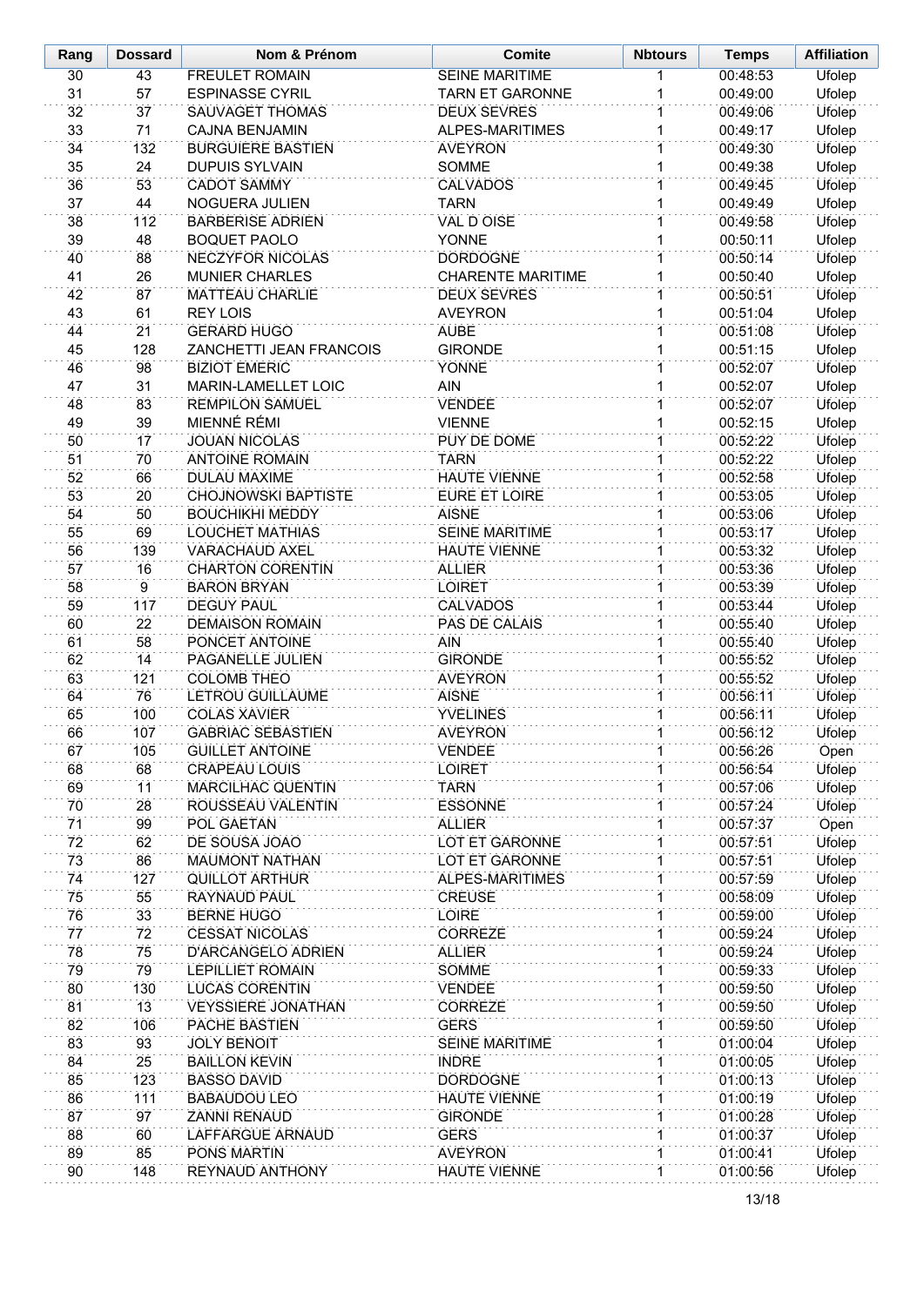| Rang | Dossard | Nom & Prénom | Comite | Nbtours | Temps | Affiliation |
|---|---|---|---|---|---|---|
| 30 | 43 | FREULET ROMAIN | SEINE MARITIME | 1 | 00:48:53 | Ufolep |
| 31 | 57 | ESPINASSE CYRIL | TARN ET GARONNE | 1 | 00:49:00 | Ufolep |
| 32 | 37 | SAUVAGET THOMAS | DEUX SEVRES | 1 | 00:49:06 | Ufolep |
| 33 | 71 | CAJNA BENJAMIN | ALPES-MARITIMES | 1 | 00:49:17 | Ufolep |
| 34 | 132 | BURGUIERE BASTIEN | AVEYRON | 1 | 00:49:30 | Ufolep |
| 35 | 24 | DUPUIS SYLVAIN | SOMME | 1 | 00:49:38 | Ufolep |
| 36 | 53 | CADOT SAMMY | CALVADOS | 1 | 00:49:45 | Ufolep |
| 37 | 44 | NOGUERA JULIEN | TARN | 1 | 00:49:49 | Ufolep |
| 38 | 112 | BARBERISE ADRIEN | VAL D OISE | 1 | 00:49:58 | Ufolep |
| 39 | 48 | BOQUET PAOLO | YONNE | 1 | 00:50:11 | Ufolep |
| 40 | 88 | NECZYFOR NICOLAS | DORDOGNE | 1 | 00:50:14 | Ufolep |
| 41 | 26 | MUNIER CHARLES | CHARENTE MARITIME | 1 | 00:50:40 | Ufolep |
| 42 | 87 | MATTEAU CHARLIE | DEUX SEVRES | 1 | 00:50:51 | Ufolep |
| 43 | 61 | REY LOIS | AVEYRON | 1 | 00:51:04 | Ufolep |
| 44 | 21 | GERARD HUGO | AUBE | 1 | 00:51:08 | Ufolep |
| 45 | 128 | ZANCHETTI JEAN FRANCOIS | GIRONDE | 1 | 00:51:15 | Ufolep |
| 46 | 98 | BIZIOT EMERIC | YONNE | 1 | 00:52:07 | Ufolep |
| 47 | 31 | MARIN-LAMELLET LOIC | AIN | 1 | 00:52:07 | Ufolep |
| 48 | 83 | REMPILON SAMUEL | VENDEE | 1 | 00:52:07 | Ufolep |
| 49 | 39 | MIENNÉ RÉMI | VIENNE | 1 | 00:52:15 | Ufolep |
| 50 | 17 | JOUAN NICOLAS | PUY DE DOME | 1 | 00:52:22 | Ufolep |
| 51 | 70 | ANTOINE ROMAIN | TARN | 1 | 00:52:22 | Ufolep |
| 52 | 66 | DULAU MAXIME | HAUTE VIENNE | 1 | 00:52:58 | Ufolep |
| 53 | 20 | CHOJNOWSKI BAPTISTE | EURE ET LOIRE | 1 | 00:53:05 | Ufolep |
| 54 | 50 | BOUCHIKHI MEDDY | AISNE | 1 | 00:53:06 | Ufolep |
| 55 | 69 | LOUCHET MATHIAS | SEINE MARITIME | 1 | 00:53:17 | Ufolep |
| 56 | 139 | VARACHAUD AXEL | HAUTE VIENNE | 1 | 00:53:32 | Ufolep |
| 57 | 16 | CHARTON CORENTIN | ALLIER | 1 | 00:53:36 | Ufolep |
| 58 | 9 | BARON BRYAN | LOIRET | 1 | 00:53:39 | Ufolep |
| 59 | 117 | DEGUY PAUL | CALVADOS | 1 | 00:53:44 | Ufolep |
| 60 | 22 | DEMAISON ROMAIN | PAS DE CALAIS | 1 | 00:55:40 | Ufolep |
| 61 | 58 | PONCET ANTOINE | AIN | 1 | 00:55:40 | Ufolep |
| 62 | 14 | PAGANELLE JULIEN | GIRONDE | 1 | 00:55:52 | Ufolep |
| 63 | 121 | COLOMB THEO | AVEYRON | 1 | 00:55:52 | Ufolep |
| 64 | 76 | LETROU GUILLAUME | AISNE | 1 | 00:56:11 | Ufolep |
| 65 | 100 | COLAS XAVIER | YVELINES | 1 | 00:56:11 | Ufolep |
| 66 | 107 | GABRIAC SEBASTIEN | AVEYRON | 1 | 00:56:12 | Ufolep |
| 67 | 105 | GUILLET ANTOINE | VENDEE | 1 | 00:56:26 | Open |
| 68 | 68 | CRAPEAU LOUIS | LOIRET | 1 | 00:56:54 | Ufolep |
| 69 | 11 | MARCILHAC QUENTIN | TARN | 1 | 00:57:06 | Ufolep |
| 70 | 28 | ROUSSEAU VALENTIN | ESSONNE | 1 | 00:57:24 | Ufolep |
| 71 | 99 | POL GAETAN | ALLIER | 1 | 00:57:37 | Open |
| 72 | 62 | DE SOUSA JOAO | LOT ET GARONNE | 1 | 00:57:51 | Ufolep |
| 73 | 86 | MAUMONT NATHAN | LOT ET GARONNE | 1 | 00:57:51 | Ufolep |
| 74 | 127 | QUILLOT ARTHUR | ALPES-MARITIMES | 1 | 00:57:59 | Ufolep |
| 75 | 55 | RAYNAUD PAUL | CREUSE | 1 | 00:58:09 | Ufolep |
| 76 | 33 | BERNE HUGO | LOIRE | 1 | 00:59:00 | Ufolep |
| 77 | 72 | CESSAT NICOLAS | CORREZE | 1 | 00:59:24 | Ufolep |
| 78 | 75 | D'ARCANGELO ADRIEN | ALLIER | 1 | 00:59:24 | Ufolep |
| 79 | 79 | LEPILLIET ROMAIN | SOMME | 1 | 00:59:33 | Ufolep |
| 80 | 130 | LUCAS CORENTIN | VENDEE | 1 | 00:59:50 | Ufolep |
| 81 | 13 | VEYSSIERE JONATHAN | CORREZE | 1 | 00:59:50 | Ufolep |
| 82 | 106 | PACHE BASTIEN | GERS | 1 | 00:59:50 | Ufolep |
| 83 | 93 | JOLY BENOIT | SEINE MARITIME | 1 | 01:00:04 | Ufolep |
| 84 | 25 | BAILLON KEVIN | INDRE | 1 | 01:00:05 | Ufolep |
| 85 | 123 | BASSO DAVID | DORDOGNE | 1 | 01:00:13 | Ufolep |
| 86 | 111 | BABAUDOU LEO | HAUTE VIENNE | 1 | 01:00:19 | Ufolep |
| 87 | 97 | ZANNI RENAUD | GIRONDE | 1 | 01:00:28 | Ufolep |
| 88 | 60 | LAFFARGUE ARNAUD | GERS | 1 | 01:00:37 | Ufolep |
| 89 | 85 | PONS MARTIN | AVEYRON | 1 | 01:00:41 | Ufolep |
| 90 | 148 | REYNAUD ANTHONY | HAUTE VIENNE | 1 | 01:00:56 | Ufolep |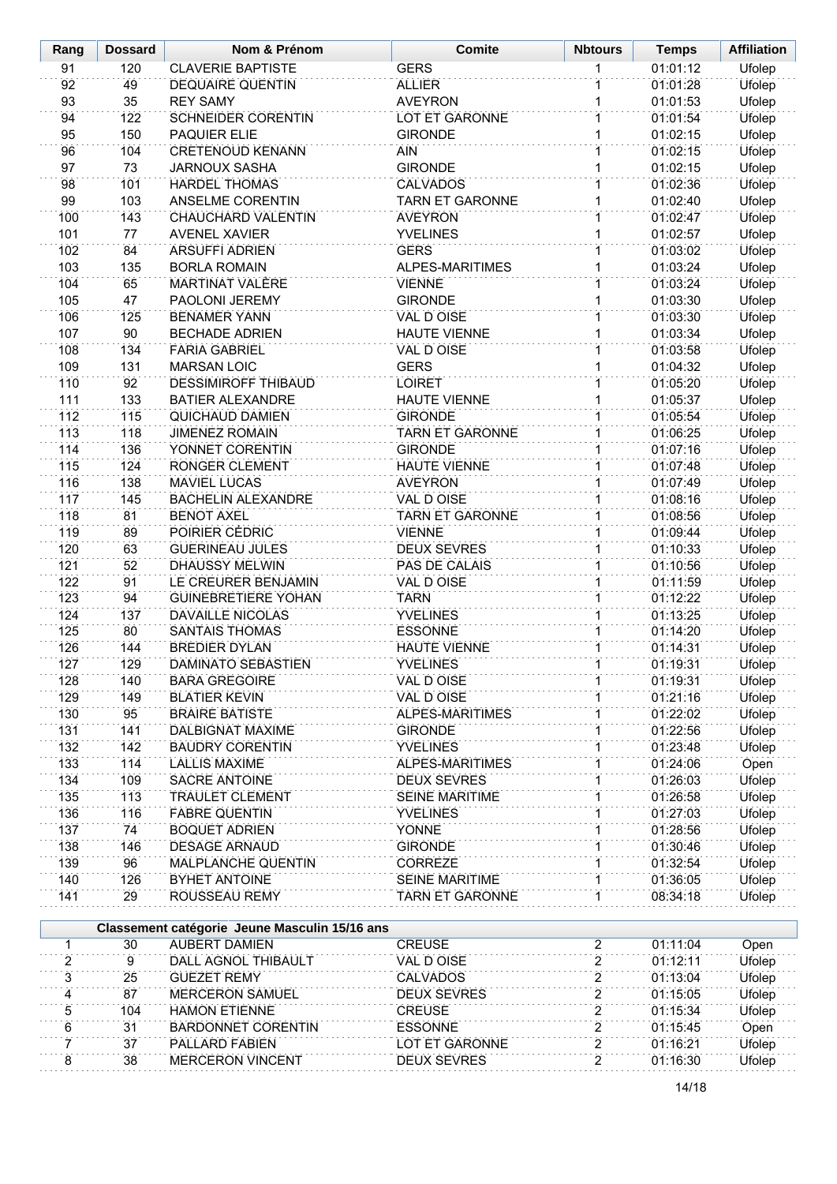| Rang | Dossard | Nom & Prénom | Comite | Nbtours | Temps | Affiliation |
|---|---|---|---|---|---|---|
| 91 | 120 | CLAVERIE BAPTISTE | GERS | 1 | 01:01:12 | Ufolep |
| 92 | 49 | DEQUAIRE QUENTIN | ALLIER | 1 | 01:01:28 | Ufolep |
| 93 | 35 | REY SAMY | AVEYRON | 1 | 01:01:53 | Ufolep |
| 94 | 122 | SCHNEIDER CORENTIN | LOT ET GARONNE | 1 | 01:01:54 | Ufolep |
| 95 | 150 | PAQUIER ELIE | GIRONDE | 1 | 01:02:15 | Ufolep |
| 96 | 104 | CRETENOUD KENANN | AIN | 1 | 01:02:15 | Ufolep |
| 97 | 73 | JARNOUX SASHA | GIRONDE | 1 | 01:02:15 | Ufolep |
| 98 | 101 | HARDEL THOMAS | CALVADOS | 1 | 01:02:36 | Ufolep |
| 99 | 103 | ANSELME CORENTIN | TARN ET GARONNE | 1 | 01:02:40 | Ufolep |
| 100 | 143 | CHAUCHARD VALENTIN | AVEYRON | 1 | 01:02:47 | Ufolep |
| 101 | 77 | AVENEL XAVIER | YVELINES | 1 | 01:02:57 | Ufolep |
| 102 | 84 | ARSUFFI ADRIEN | GERS | 1 | 01:03:02 | Ufolep |
| 103 | 135 | BORLA ROMAIN | ALPES-MARITIMES | 1 | 01:03:24 | Ufolep |
| 104 | 65 | MARTINAT VALÈRE | VIENNE | 1 | 01:03:24 | Ufolep |
| 105 | 47 | PAOLONI JEREMY | GIRONDE | 1 | 01:03:30 | Ufolep |
| 106 | 125 | BENAMER YANN | VAL D OISE | 1 | 01:03:30 | Ufolep |
| 107 | 90 | BECHADE ADRIEN | HAUTE VIENNE | 1 | 01:03:34 | Ufolep |
| 108 | 134 | FARIA GABRIEL | VAL D OISE | 1 | 01:03:58 | Ufolep |
| 109 | 131 | MARSAN LOIC | GERS | 1 | 01:04:32 | Ufolep |
| 110 | 92 | DESSIMIROFF THIBAUD | LOIRET | 1 | 01:05:20 | Ufolep |
| 111 | 133 | BATIER ALEXANDRE | HAUTE VIENNE | 1 | 01:05:37 | Ufolep |
| 112 | 115 | QUICHAUD DAMIEN | GIRONDE | 1 | 01:05:54 | Ufolep |
| 113 | 118 | JIMENEZ ROMAIN | TARN ET GARONNE | 1 | 01:06:25 | Ufolep |
| 114 | 136 | YONNET CORENTIN | GIRONDE | 1 | 01:07:16 | Ufolep |
| 115 | 124 | RONGER CLEMENT | HAUTE VIENNE | 1 | 01:07:48 | Ufolep |
| 116 | 138 | MAVIEL LUCAS | AVEYRON | 1 | 01:07:49 | Ufolep |
| 117 | 145 | BACHELIN ALEXANDRE | VAL D OISE | 1 | 01:08:16 | Ufolep |
| 118 | 81 | BENOT AXEL | TARN ET GARONNE | 1 | 01:08:56 | Ufolep |
| 119 | 89 | POIRIER CÉDRIC | VIENNE | 1 | 01:09:44 | Ufolep |
| 120 | 63 | GUERINEAU JULES | DEUX SEVRES | 1 | 01:10:33 | Ufolep |
| 121 | 52 | DHAUSSY MELWIN | PAS DE CALAIS | 1 | 01:10:56 | Ufolep |
| 122 | 91 | LE CREURER BENJAMIN | VAL D OISE | 1 | 01:11:59 | Ufolep |
| 123 | 94 | GUINEBRETIERE YOHAN | TARN | 1 | 01:12:22 | Ufolep |
| 124 | 137 | DAVAILLE NICOLAS | YVELINES | 1 | 01:13:25 | Ufolep |
| 125 | 80 | SANTAIS THOMAS | ESSONNE | 1 | 01:14:20 | Ufolep |
| 126 | 144 | BREDIER DYLAN | HAUTE VIENNE | 1 | 01:14:31 | Ufolep |
| 127 | 129 | DAMINATO SEBASTIEN | YVELINES | 1 | 01:19:31 | Ufolep |
| 128 | 140 | BARA GREGOIRE | VAL D OISE | 1 | 01:19:31 | Ufolep |
| 129 | 149 | BLATIER KEVIN | VAL D OISE | 1 | 01:21:16 | Ufolep |
| 130 | 95 | BRAIRE BATISTE | ALPES-MARITIMES | 1 | 01:22:02 | Ufolep |
| 131 | 141 | DALBIGNAT MAXIME | GIRONDE | 1 | 01:22:56 | Ufolep |
| 132 | 142 | BAUDRY CORENTIN | YVELINES | 1 | 01:23:48 | Ufolep |
| 133 | 114 | LALLIS MAXIME | ALPES-MARITIMES | 1 | 01:24:06 | Open |
| 134 | 109 | SACRE ANTOINE | DEUX SEVRES | 1 | 01:26:03 | Ufolep |
| 135 | 113 | TRAULET CLEMENT | SEINE MARITIME | 1 | 01:26:58 | Ufolep |
| 136 | 116 | FABRE QUENTIN | YVELINES | 1 | 01:27:03 | Ufolep |
| 137 | 74 | BOQUET ADRIEN | YONNE | 1 | 01:28:56 | Ufolep |
| 138 | 146 | DESAGE ARNAUD | GIRONDE | 1 | 01:30:46 | Ufolep |
| 139 | 96 | MALPLANCHE QUENTIN | CORREZE | 1 | 01:32:54 | Ufolep |
| 140 | 126 | BYHET ANTOINE | SEINE MARITIME | 1 | 01:36:05 | Ufolep |
| 141 | 29 | ROUSSEAU REMY | TARN ET GARONNE | 1 | 08:34:18 | Ufolep |

**Classement catégorie Jeune Masculin 15/16 ans**

| Rang | Dossard | Nom & Prénom | Comite | Nbtours | Temps | Affiliation |
|---|---|---|---|---|---|---|
| 1 | 30 | AUBERT DAMIEN | CREUSE | 2 | 01:11:04 | Open |
| 2 | 9 | DALL AGNOL THIBAULT | VAL D OISE | 2 | 01:12:11 | Ufolep |
| 3 | 25 | GUEZET REMY | CALVADOS | 2 | 01:13:04 | Ufolep |
| 4 | 87 | MERCERON SAMUEL | DEUX SEVRES | 2 | 01:15:05 | Ufolep |
| 5 | 104 | HAMON ETIENNE | CREUSE | 2 | 01:15:34 | Ufolep |
| 6 | 31 | BARDONNET CORENTIN | ESSONNE | 2 | 01:15:45 | Open |
| 7 | 37 | PALLARD FABIEN | LOT ET GARONNE | 2 | 01:16:21 | Ufolep |
| 8 | 38 | MERCERON VINCENT | DEUX SEVRES | 2 | 01:16:30 | Ufolep |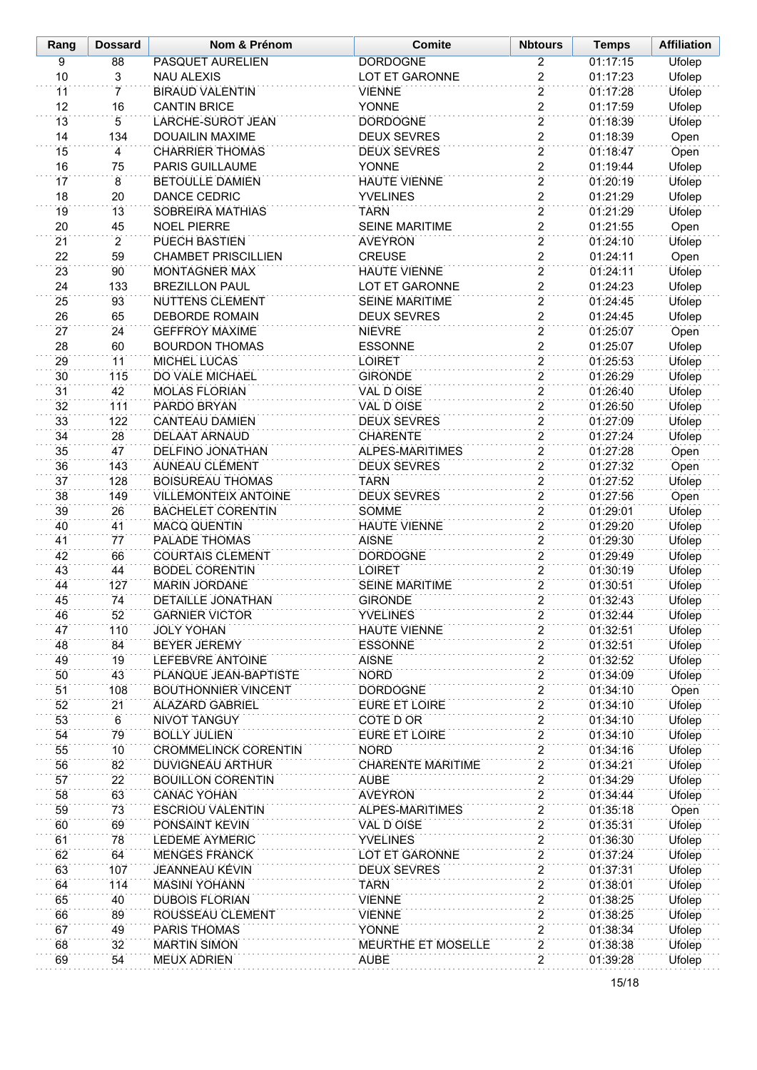| Rang | Dossard | Nom & Prénom | Comite | Nbtours | Temps | Affiliation |
|---|---|---|---|---|---|---|
| 9 | 88 | PASQUET AURELIEN | DORDOGNE | 2 | 01:17:15 | Ufolep |
| 10 | 3 | NAU ALEXIS | LOT ET GARONNE | 2 | 01:17:23 | Ufolep |
| 11 | 7 | BIRAUD VALENTIN | VIENNE | 2 | 01:17:28 | Ufolep |
| 12 | 16 | CANTIN BRICE | YONNE | 2 | 01:17:59 | Ufolep |
| 13 | 5 | LARCHE-SUROT JEAN | DORDOGNE | 2 | 01:18:39 | Ufolep |
| 14 | 134 | DOUAILIN MAXIME | DEUX SEVRES | 2 | 01:18:39 | Open |
| 15 | 4 | CHARRIER THOMAS | DEUX SEVRES | 2 | 01:18:47 | Open |
| 16 | 75 | PARIS GUILLAUME | YONNE | 2 | 01:19:44 | Ufolep |
| 17 | 8 | BETOULLE DAMIEN | HAUTE VIENNE | 2 | 01:20:19 | Ufolep |
| 18 | 20 | DANCE CEDRIC | YVELINES | 2 | 01:21:29 | Ufolep |
| 19 | 13 | SOBREIRA MATHIAS | TARN | 2 | 01:21:29 | Ufolep |
| 20 | 45 | NOEL PIERRE | SEINE MARITIME | 2 | 01:21:55 | Open |
| 21 | 2 | PUECH BASTIEN | AVEYRON | 2 | 01:24:10 | Ufolep |
| 22 | 59 | CHAMBET PRISCILLIEN | CREUSE | 2 | 01:24:11 | Open |
| 23 | 90 | MONTAGNER MAX | HAUTE VIENNE | 2 | 01:24:11 | Ufolep |
| 24 | 133 | BREZILLON PAUL | LOT ET GARONNE | 2 | 01:24:23 | Ufolep |
| 25 | 93 | NUTTENS CLEMENT | SEINE MARITIME | 2 | 01:24:45 | Ufolep |
| 26 | 65 | DEBORDE ROMAIN | DEUX SEVRES | 2 | 01:24:45 | Ufolep |
| 27 | 24 | GEFFROY MAXIME | NIEVRE | 2 | 01:25:07 | Open |
| 28 | 60 | BOURDON THOMAS | ESSONNE | 2 | 01:25:07 | Ufolep |
| 29 | 11 | MICHEL LUCAS | LOIRET | 2 | 01:25:53 | Ufolep |
| 30 | 115 | DO VALE MICHAEL | GIRONDE | 2 | 01:26:29 | Ufolep |
| 31 | 42 | MOLAS FLORIAN | VAL D OISE | 2 | 01:26:40 | Ufolep |
| 32 | 111 | PARDO BRYAN | VAL D OISE | 2 | 01:26:50 | Ufolep |
| 33 | 122 | CANTEAU DAMIEN | DEUX SEVRES | 2 | 01:27:09 | Ufolep |
| 34 | 28 | DELAAT ARNAUD | CHARENTE | 2 | 01:27:24 | Ufolep |
| 35 | 47 | DELFINO JONATHAN | ALPES-MARITIMES | 2 | 01:27:28 | Open |
| 36 | 143 | AUNEAU CLÉMENT | DEUX SEVRES | 2 | 01:27:32 | Open |
| 37 | 128 | BOISUREAU THOMAS | TARN | 2 | 01:27:52 | Ufolep |
| 38 | 149 | VILLEMONTEIX ANTOINE | DEUX SEVRES | 2 | 01:27:56 | Open |
| 39 | 26 | BACHELET CORENTIN | SOMME | 2 | 01:29:01 | Ufolep |
| 40 | 41 | MACQ QUENTIN | HAUTE VIENNE | 2 | 01:29:20 | Ufolep |
| 41 | 77 | PALADE THOMAS | AISNE | 2 | 01:29:30 | Ufolep |
| 42 | 66 | COURTAIS CLEMENT | DORDOGNE | 2 | 01:29:49 | Ufolep |
| 43 | 44 | BODEL CORENTIN | LOIRET | 2 | 01:30:19 | Ufolep |
| 44 | 127 | MARIN JORDANE | SEINE MARITIME | 2 | 01:30:51 | Ufolep |
| 45 | 74 | DETAILLE JONATHAN | GIRONDE | 2 | 01:32:43 | Ufolep |
| 46 | 52 | GARNIER VICTOR | YVELINES | 2 | 01:32:44 | Ufolep |
| 47 | 110 | JOLY YOHAN | HAUTE VIENNE | 2 | 01:32:51 | Ufolep |
| 48 | 84 | BEYER JEREMY | ESSONNE | 2 | 01:32:51 | Ufolep |
| 49 | 19 | LEFEBVRE ANTOINE | AISNE | 2 | 01:32:52 | Ufolep |
| 50 | 43 | PLANQUE JEAN-BAPTISTE | NORD | 2 | 01:34:09 | Ufolep |
| 51 | 108 | BOUTHONNIER VINCENT | DORDOGNE | 2 | 01:34:10 | Open |
| 52 | 21 | ALAZARD GABRIEL | EURE ET LOIRE | 2 | 01:34:10 | Ufolep |
| 53 | 6 | NIVOT TANGUY | COTE D OR | 2 | 01:34:10 | Ufolep |
| 54 | 79 | BOLLY JULIEN | EURE ET LOIRE | 2 | 01:34:10 | Ufolep |
| 55 | 10 | CROMMELINCK CORENTIN | NORD | 2 | 01:34:16 | Ufolep |
| 56 | 82 | DUVIGNEAU ARTHUR | CHARENTE MARITIME | 2 | 01:34:21 | Ufolep |
| 57 | 22 | BOUILLON CORENTIN | AUBE | 2 | 01:34:29 | Ufolep |
| 58 | 63 | CANAC YOHAN | AVEYRON | 2 | 01:34:44 | Ufolep |
| 59 | 73 | ESCRIOU VALENTIN | ALPES-MARITIMES | 2 | 01:35:18 | Open |
| 60 | 69 | PONSAINT KEVIN | VAL D OISE | 2 | 01:35:31 | Ufolep |
| 61 | 78 | LEDEME AYMERIC | YVELINES | 2 | 01:36:30 | Ufolep |
| 62 | 64 | MENGES FRANCK | LOT ET GARONNE | 2 | 01:37:24 | Ufolep |
| 63 | 107 | JEANNEAU KÉVIN | DEUX SEVRES | 2 | 01:37:31 | Ufolep |
| 64 | 114 | MASINI YOHANN | TARN | 2 | 01:38:01 | Ufolep |
| 65 | 40 | DUBOIS FLORIAN | VIENNE | 2 | 01:38:25 | Ufolep |
| 66 | 89 | ROUSSEAU CLEMENT | VIENNE | 2 | 01:38:25 | Ufolep |
| 67 | 49 | PARIS THOMAS | YONNE | 2 | 01:38:34 | Ufolep |
| 68 | 32 | MARTIN SIMON | MEURTHE ET MOSELLE | 2 | 01:38:38 | Ufolep |
| 69 | 54 | MEUX ADRIEN | AUBE | 2 | 01:39:28 | Ufolep |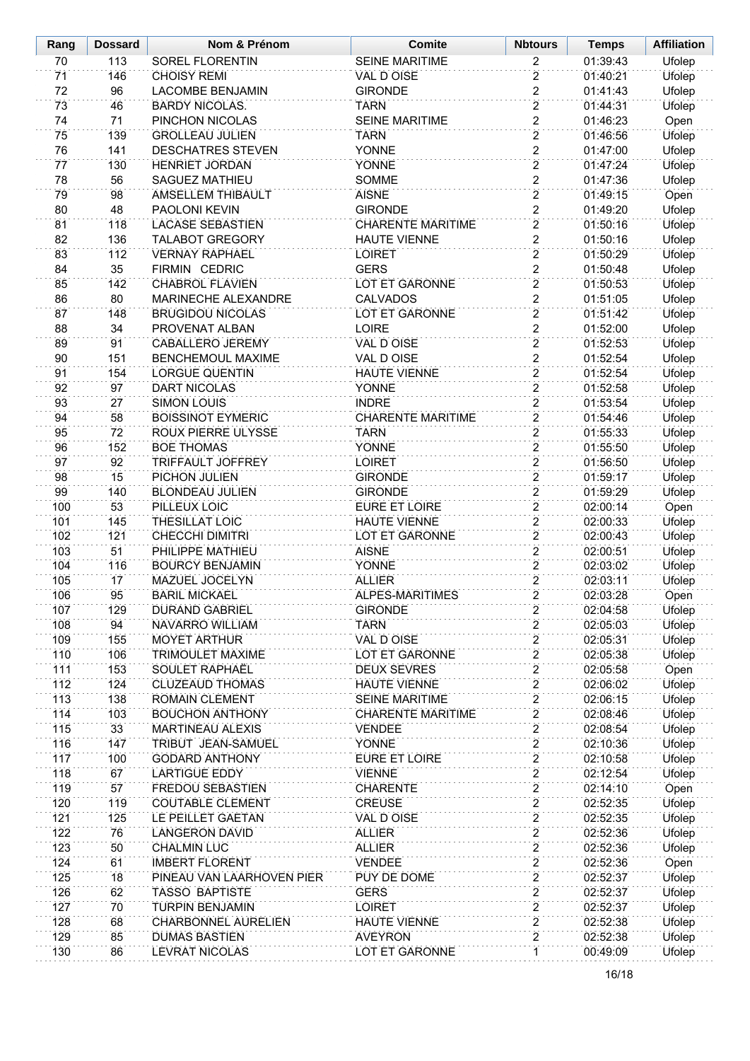| Rang | Dossard | Nom & Prénom | Comite | Nbtours | Temps | Affiliation |
|---|---|---|---|---|---|---|
| 70 | 113 | SOREL FLORENTIN | SEINE MARITIME | 2 | 01:39:43 | Ufolep |
| 71 | 146 | CHOISY REMI | VAL D OISE | 2 | 01:40:21 | Ufolep |
| 72 | 96 | LACOMBE BENJAMIN | GIRONDE | 2 | 01:41:43 | Ufolep |
| 73 | 46 | BARDY NICOLAS. | TARN | 2 | 01:44:31 | Ufolep |
| 74 | 71 | PINCHON NICOLAS | SEINE MARITIME | 2 | 01:46:23 | Open |
| 75 | 139 | GROLLEAU JULIEN | TARN | 2 | 01:46:56 | Ufolep |
| 76 | 141 | DESCHATRES STEVEN | YONNE | 2 | 01:47:00 | Ufolep |
| 77 | 130 | HENRIET JORDAN | YONNE | 2 | 01:47:24 | Ufolep |
| 78 | 56 | SAGUEZ MATHIEU | SOMME | 2 | 01:47:36 | Ufolep |
| 79 | 98 | AMSELLEM THIBAULT | AISNE | 2 | 01:49:15 | Open |
| 80 | 48 | PAOLONI KEVIN | GIRONDE | 2 | 01:49:20 | Ufolep |
| 81 | 118 | LACASE SEBASTIEN | CHARENTE MARITIME | 2 | 01:50:16 | Ufolep |
| 82 | 136 | TALABOT GREGORY | HAUTE VIENNE | 2 | 01:50:16 | Ufolep |
| 83 | 112 | VERNAY RAPHAEL | LOIRET | 2 | 01:50:29 | Ufolep |
| 84 | 35 | FIRMIN CEDRIC | GERS | 2 | 01:50:48 | Ufolep |
| 85 | 142 | CHABROL FLAVIEN | LOT ET GARONNE | 2 | 01:50:53 | Ufolep |
| 86 | 80 | MARINECHE ALEXANDRE | CALVADOS | 2 | 01:51:05 | Ufolep |
| 87 | 148 | BRUGIDOU NICOLAS | LOT ET GARONNE | 2 | 01:51:42 | Ufolep |
| 88 | 34 | PROVENAT ALBAN | LOIRE | 2 | 01:52:00 | Ufolep |
| 89 | 91 | CABALLERO JEREMY | VAL D OISE | 2 | 01:52:53 | Ufolep |
| 90 | 151 | BENCHEMOUL MAXIME | VAL D OISE | 2 | 01:52:54 | Ufolep |
| 91 | 154 | LORGUE QUENTIN | HAUTE VIENNE | 2 | 01:52:54 | Ufolep |
| 92 | 97 | DART NICOLAS | YONNE | 2 | 01:52:58 | Ufolep |
| 93 | 27 | SIMON LOUIS | INDRE | 2 | 01:53:54 | Ufolep |
| 94 | 58 | BOISSINOT EYMERIC | CHARENTE MARITIME | 2 | 01:54:46 | Ufolep |
| 95 | 72 | ROUX PIERRE ULYSSE | TARN | 2 | 01:55:33 | Ufolep |
| 96 | 152 | BOE THOMAS | YONNE | 2 | 01:55:50 | Ufolep |
| 97 | 92 | TRIFFAULT JOFFREY | LOIRET | 2 | 01:56:50 | Ufolep |
| 98 | 15 | PICHON JULIEN | GIRONDE | 2 | 01:59:17 | Ufolep |
| 99 | 140 | BLONDEAU JULIEN | GIRONDE | 2 | 01:59:29 | Ufolep |
| 100 | 53 | PILLEUX LOIC | EURE ET LOIRE | 2 | 02:00:14 | Open |
| 101 | 145 | THESILLAT LOIC | HAUTE VIENNE | 2 | 02:00:33 | Ufolep |
| 102 | 121 | CHECCHI DIMITRI | LOT ET GARONNE | 2 | 02:00:43 | Ufolep |
| 103 | 51 | PHILIPPE MATHIEU | AISNE | 2 | 02:00:51 | Ufolep |
| 104 | 116 | BOURCY BENJAMIN | YONNE | 2 | 02:03:02 | Ufolep |
| 105 | 17 | MAZUEL JOCELYN | ALLIER | 2 | 02:03:11 | Ufolep |
| 106 | 95 | BARIL MICKAEL | ALPES-MARITIMES | 2 | 02:03:28 | Open |
| 107 | 129 | DURAND GABRIEL | GIRONDE | 2 | 02:04:58 | Ufolep |
| 108 | 94 | NAVARRO WILLIAM | TARN | 2 | 02:05:03 | Ufolep |
| 109 | 155 | MOYET ARTHUR | VAL D OISE | 2 | 02:05:31 | Ufolep |
| 110 | 106 | TRIMOULET MAXIME | LOT ET GARONNE | 2 | 02:05:38 | Ufolep |
| 111 | 153 | SOULET RAPHAËL | DEUX SEVRES | 2 | 02:05:58 | Open |
| 112 | 124 | CLUZEAUD THOMAS | HAUTE VIENNE | 2 | 02:06:02 | Ufolep |
| 113 | 138 | ROMAIN CLEMENT | SEINE MARITIME | 2 | 02:06:15 | Ufolep |
| 114 | 103 | BOUCHON ANTHONY | CHARENTE MARITIME | 2 | 02:08:46 | Ufolep |
| 115 | 33 | MARTINEAU ALEXIS | VENDEE | 2 | 02:08:54 | Ufolep |
| 116 | 147 | TRIBUT JEAN-SAMUEL | YONNE | 2 | 02:10:36 | Ufolep |
| 117 | 100 | GODARD ANTHONY | EURE ET LOIRE | 2 | 02:10:58 | Ufolep |
| 118 | 67 | LARTIGUE EDDY | VIENNE | 2 | 02:12:54 | Ufolep |
| 119 | 57 | FREDOU SEBASTIEN | CHARENTE | 2 | 02:14:10 | Open |
| 120 | 119 | COUTABLE CLEMENT | CREUSE | 2 | 02:52:35 | Ufolep |
| 121 | 125 | LE PEILLET GAETAN | VAL D OISE | 2 | 02:52:35 | Ufolep |
| 122 | 76 | LANGERON DAVID | ALLIER | 2 | 02:52:36 | Ufolep |
| 123 | 50 | CHALMIN LUC | ALLIER | 2 | 02:52:36 | Ufolep |
| 124 | 61 | IMBERT FLORENT | VENDEE | 2 | 02:52:36 | Open |
| 125 | 18 | PINEAU VAN LAARHOVEN PIER | PUY DE DOME | 2 | 02:52:37 | Ufolep |
| 126 | 62 | TASSO BAPTISTE | GERS | 2 | 02:52:37 | Ufolep |
| 127 | 70 | TURPIN BENJAMIN | LOIRET | 2 | 02:52:37 | Ufolep |
| 128 | 68 | CHARBONNEL AURELIEN | HAUTE VIENNE | 2 | 02:52:38 | Ufolep |
| 129 | 85 | DUMAS BASTIEN | AVEYRON | 2 | 02:52:38 | Ufolep |
| 130 | 86 | LEVRAT NICOLAS | LOT ET GARONNE | 1 | 00:49:09 | Ufolep |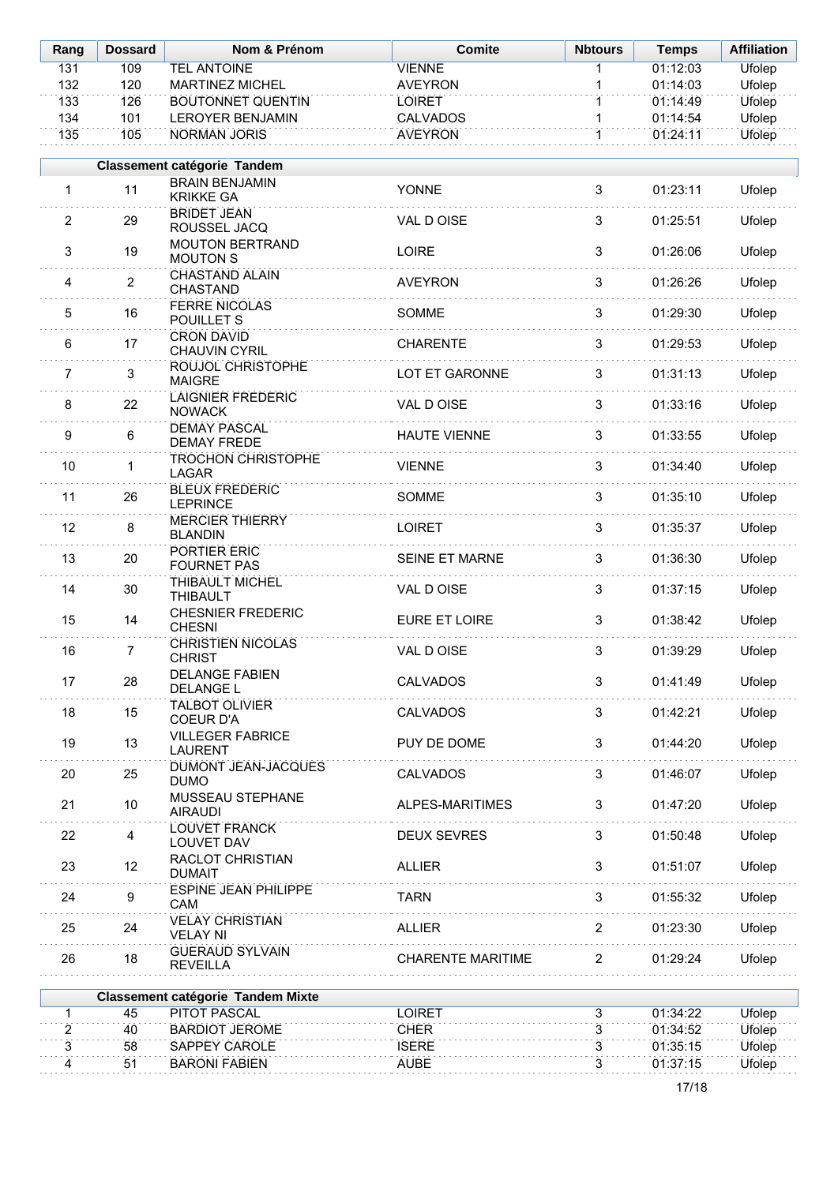| Rang | Dossard | Nom & Prénom | Comite | Nbtours | Temps | Affiliation |
|---|---|---|---|---|---|---|
| 131 | 109 | TEL ANTOINE | VIENNE | 1 | 01:12:03 | Ufolep |
| 132 | 120 | MARTINEZ MICHEL | AVEYRON | 1 | 01:14:03 | Ufolep |
| 133 | 126 | BOUTONNET QUENTIN | LOIRET | 1 | 01:14:49 | Ufolep |
| 134 | 101 | LEROYER BENJAMIN | CALVADOS | 1 | 01:14:54 | Ufolep |
| 135 | 105 | NORMAN JORIS | AVEYRON | 1 | 01:24:11 | Ufolep |

**Classement catégorie Tandem**

| Rang | Dossard | Nom & Prénom | Comite | Nbtours | Temps | Affiliation |
|---|---|---|---|---|---|---|
| 1 | 11 | BRAIN BENJAMIN KRIKKE GA | YONNE | 3 | 01:23:11 | Ufolep |
| 2 | 29 | BRIDET JEAN ROUSSEL JACQ | VAL D OISE | 3 | 01:25:51 | Ufolep |
| 3 | 19 | MOUTON BERTRAND MOUTON S | LOIRE | 3 | 01:26:06 | Ufolep |
| 4 | 2 | CHASTAND ALAIN CHASTAND | AVEYRON | 3 | 01:26:26 | Ufolep |
| 5 | 16 | FERRE NICOLAS POUILLET S | SOMME | 3 | 01:29:30 | Ufolep |
| 6 | 17 | CRON DAVID CHAUVIN CYRIL | CHARENTE | 3 | 01:29:53 | Ufolep |
| 7 | 3 | ROUJOL CHRISTOPHE MAIGRE | LOT ET GARONNE | 3 | 01:31:13 | Ufolep |
| 8 | 22 | LAIGNIER FREDERIC NOWACK | VAL D OISE | 3 | 01:33:16 | Ufolep |
| 9 | 6 | DEMAY PASCAL DEMAY FREDE | HAUTE VIENNE | 3 | 01:33:55 | Ufolep |
| 10 | 1 | TROCHON CHRISTOPHE LAGAR | VIENNE | 3 | 01:34:40 | Ufolep |
| 11 | 26 | BLEUX FREDERIC LEPRINCE | SOMME | 3 | 01:35:10 | Ufolep |
| 12 | 8 | MERCIER THIERRY BLANDIN | LOIRET | 3 | 01:35:37 | Ufolep |
| 13 | 20 | PORTIER ERIC FOURNET PAS | SEINE ET MARNE | 3 | 01:36:30 | Ufolep |
| 14 | 30 | THIBAULT MICHEL THIBAULT | VAL D OISE | 3 | 01:37:15 | Ufolep |
| 15 | 14 | CHESNIER FREDERIC CHESNI | EURE ET LOIRE | 3 | 01:38:42 | Ufolep |
| 16 | 7 | CHRISTIEN NICOLAS CHRIST | VAL D OISE | 3 | 01:39:29 | Ufolep |
| 17 | 28 | DELANGE FABIEN DELANGE L | CALVADOS | 3 | 01:41:49 | Ufolep |
| 18 | 15 | TALBOT OLIVIER COEUR D'A | CALVADOS | 3 | 01:42:21 | Ufolep |
| 19 | 13 | VILLEGER FABRICE LAURENT | PUY DE DOME | 3 | 01:44:20 | Ufolep |
| 20 | 25 | DUMONT JEAN-JACQUES DUMO | CALVADOS | 3 | 01:46:07 | Ufolep |
| 21 | 10 | MUSSEAU STEPHANE AIRAUDI | ALPES-MARITIMES | 3 | 01:47:20 | Ufolep |
| 22 | 4 | LOUVET FRANCK LOUVET DAV | DEUX SEVRES | 3 | 01:50:48 | Ufolep |
| 23 | 12 | RACLOT CHRISTIAN DUMAIT | ALLIER | 3 | 01:51:07 | Ufolep |
| 24 | 9 | ESPINE JEAN PHILIPPE CAM | TARN | 3 | 01:55:32 | Ufolep |
| 25 | 24 | VELAY CHRISTIAN VELAY NI | ALLIER | 2 | 01:23:30 | Ufolep |
| 26 | 18 | GUERAUD SYLVAIN REVEILLA | CHARENTE MARITIME | 2 | 01:29:24 | Ufolep |

**Classement catégorie Tandem Mixte**

| Rang | Dossard | Nom & Prénom | Comite | Nbtours | Temps | Affiliation |
|---|---|---|---|---|---|---|
| 1 | 45 | PITOT PASCAL | LOIRET | 3 | 01:34:22 | Ufolep |
| 2 | 40 | BARDIOT JEROME | CHER | 3 | 01:34:52 | Ufolep |
| 3 | 58 | SAPPEY CAROLE | ISERE | 3 | 01:35:15 | Ufolep |
| 4 | 51 | BARONI FABIEN | AUBE | 3 | 01:37:15 | Ufolep |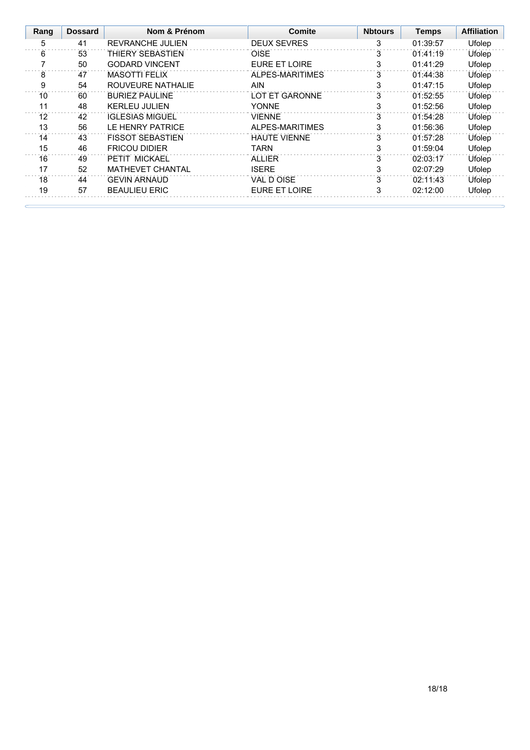| Rang | Dossard | Nom & Prénom | Comite | Nbtours | Temps | Affiliation |
|---|---|---|---|---|---|---|
| 5 | 41 | REVRANCHE JULIEN | DEUX SEVRES | 3 | 01:39:57 | Ufolep |
| 6 | 53 | THIERY SEBASTIEN | OISE | 3 | 01:41:19 | Ufolep |
| 7 | 50 | GODARD VINCENT | EURE ET LOIRE | 3 | 01:41:29 | Ufolep |
| 8 | 47 | MASOTTI FELIX | ALPES-MARITIMES | 3 | 01:44:38 | Ufolep |
| 9 | 54 | ROUVEURE NATHALIE | AIN | 3 | 01:47:15 | Ufolep |
| 10 | 60 | BURIEZ PAULINE | LOT ET GARONNE | 3 | 01:52:55 | Ufolep |
| 11 | 48 | KERLEU JULIEN | YONNE | 3 | 01:52:56 | Ufolep |
| 12 | 42 | IGLESIAS MIGUEL | VIENNE | 3 | 01:54:28 | Ufolep |
| 13 | 56 | LE HENRY PATRICE | ALPES-MARITIMES | 3 | 01:56:36 | Ufolep |
| 14 | 43 | FISSOT SEBASTIEN | HAUTE VIENNE | 3 | 01:57:28 | Ufolep |
| 15 | 46 | FRICOU DIDIER | TARN | 3 | 01:59:04 | Ufolep |
| 16 | 49 | PETIT MICKAEL | ALLIER | 3 | 02:03:17 | Ufolep |
| 17 | 52 | MATHEVET CHANTAL | ISERE | 3 | 02:07:29 | Ufolep |
| 18 | 44 | GEVIN ARNAUD | VAL D OISE | 3 | 02:11:43 | Ufolep |
| 19 | 57 | BEAULIEU ERIC | EURE ET LOIRE | 3 | 02:12:00 | Ufolep |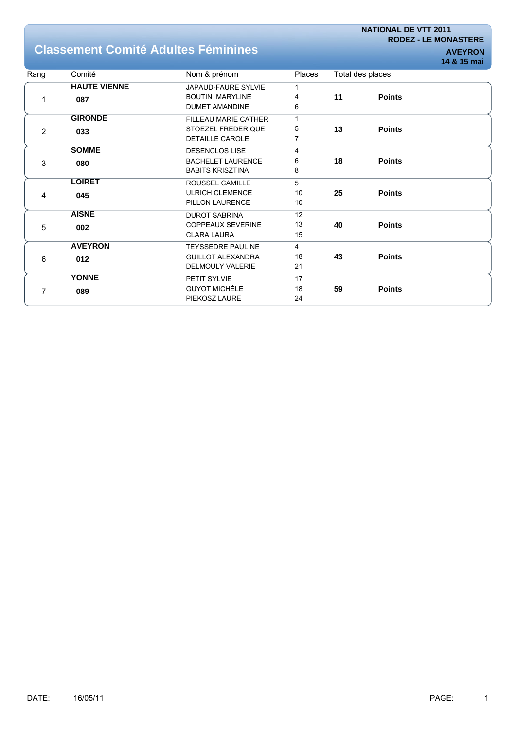NATIONAL DE VTT 2011
RODEZ - LE MONASTERE
AVEYRON
14 & 15 mai

# Classement Comité Adultes Féminines

| Rang | Comité | Nom & prénom | Places | Total des places | |
|---|---|---|---|---|---|
| 1 | **HAUTE VIENNE** **087** | JAPAUD-FAURE SYLVIE<br>BOUTIN MARYLINE<br>DUMET AMANDINE | 1<br>4<br>6 | **11** | **Points** |
| 2 | **GIRONDE** **033** | FILLEAU MARIE CATHER<br>STOEZEL FREDERIQUE<br>DETAILLE CAROLE | 1<br>5<br>7 | **13** | **Points** |
| 3 | **SOMME** **080** | DESENCLOS LISE<br>BACHELET LAURENCE<br>BABITS KRISZTINA | 4<br>6<br>8 | **18** | **Points** |
| 4 | **LOIRET** **045** | ROUSSEL CAMILLE<br>ULRICH CLEMENCE<br>PILLON LAURENCE | 5<br>10<br>10 | **25** | **Points** |
| 5 | **AISNE** **002** | DUROT SABRINA<br>COPPEAUX SEVERINE<br>CLARA LAURA | 12<br>13<br>15 | **40** | **Points** |
| 6 | **AVEYRON** **012** | TEYSSEDRE PAULINE<br>GUILLOT ALEXANDRA<br>DELMOULY VALERIE | 4<br>18<br>21 | **43** | **Points** |
| 7 | **YONNE** **089** | PETIT SYLVIE<br>GUYOT MICHÈLE<br>PIEKOSZ LAURE | 17<br>18<br>24 | **59** | **Points** |

DATE: 16/05/11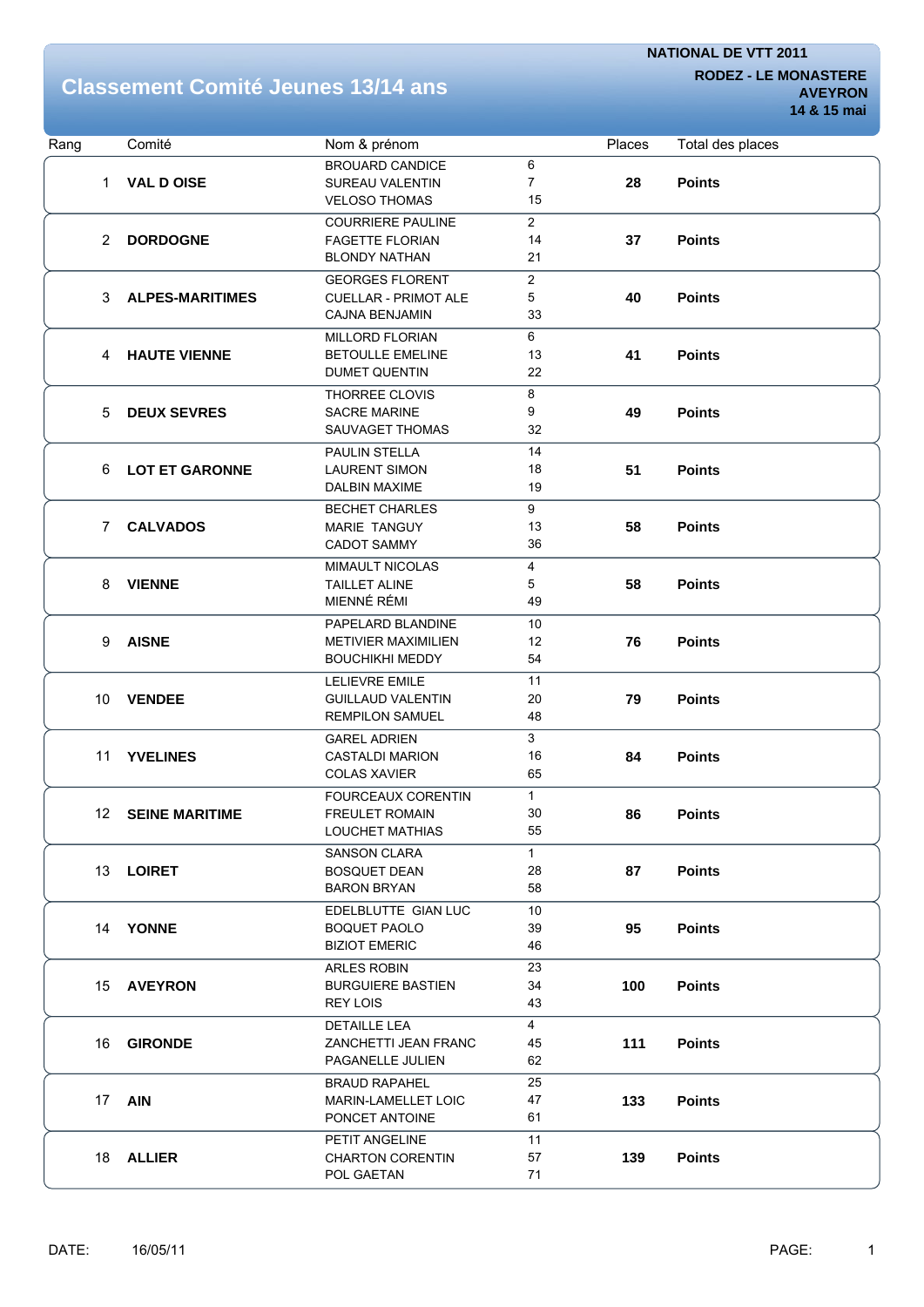# Classement Comité Jeunes 13/14 ans

**NATIONAL DE VTT 2011**
**RODEZ - LE MONASTERE**
**AVEYRON**
**14 & 15 mai**

| Rang | Comité | Nom & prénom | Places | Total des places | |
|---|---|---|---|---|---|
| 1 | **VAL D OISE** | BROUARD CANDICE<br>SUREAU VALENTIN<br>VELOSO THOMAS | 6<br>7<br>15 | **28** | **Points** |
| 2 | **DORDOGNE** | COURRIERE PAULINE<br>FAGETTE FLORIAN<br>BLONDY NATHAN | 2<br>14<br>21 | **37** | **Points** |
| 3 | **ALPES-MARITIMES** | GEORGES FLORENT<br>CUELLAR - PRIMOT ALE<br>CAJNA BENJAMIN | 2<br>5<br>33 | **40** | **Points** |
| 4 | **HAUTE VIENNE** | MILLORD FLORIAN<br>BETOULLE EMELINE<br>DUMET QUENTIN | 6<br>13<br>22 | **41** | **Points** |
| 5 | **DEUX SEVRES** | THORREE CLOVIS<br>SACRE MARINE<br>SAUVAGET THOMAS | 8<br>9<br>32 | **49** | **Points** |
| 6 | **LOT ET GARONNE** | PAULIN STELLA<br>LAURENT SIMON<br>DALBIN MAXIME | 14<br>18<br>19 | **51** | **Points** |
| 7 | **CALVADOS** | BECHET CHARLES<br>MARIE TANGUY<br>CADOT SAMMY | 9<br>13<br>36 | **58** | **Points** |
| 8 | **VIENNE** | MIMAULT NICOLAS<br>TAILLET ALINE<br>MIENNÉ RÉMI | 4<br>5<br>49 | **58** | **Points** |
| 9 | **AISNE** | PAPELARD BLANDINE<br>METIVIER MAXIMILIEN<br>BOUCHIKHI MEDDY | 10<br>12<br>54 | **76** | **Points** |
| 10 | **VENDEE** | LELIEVRE EMILE<br>GUILLAUD VALENTIN<br>REMPILON SAMUEL | 11<br>20<br>48 | **79** | **Points** |
| 11 | **YVELINES** | GAREL ADRIEN<br>CASTALDI MARION<br>COLAS XAVIER | 3<br>16<br>65 | **84** | **Points** |
| 12 | **SEINE MARITIME** | FOURCEAUX CORENTIN<br>FREULET ROMAIN<br>LOUCHET MATHIAS | 1<br>30<br>55 | **86** | **Points** |
| 13 | **LOIRET** | SANSON CLARA<br>BOSQUET DEAN<br>BARON BRYAN | 1<br>28<br>58 | **87** | **Points** |
| 14 | **YONNE** | EDELBLUTTE GIAN LUC<br>BOQUET PAOLO<br>BIZIOT EMERIC | 10<br>39<br>46 | **95** | **Points** |
| 15 | **AVEYRON** | ARLES ROBIN<br>BURGUIERE BASTIEN<br>REY LOIS | 23<br>34<br>43 | **100** | **Points** |
| 16 | **GIRONDE** | DETAILLE LEA<br>ZANCHETTI JEAN FRANC<br>PAGANELLE JULIEN | 4<br>45<br>62 | **111** | **Points** |
| 17 | **AIN** | BRAUD RAPAHEL<br>MARIN-LAMELLET LOIC<br>PONCET ANTOINE | 25<br>47<br>61 | **133** | **Points** |
| 18 | **ALLIER** | PETIT ANGELINE<br>CHARTON CORENTIN<br>POL GAETAN | 11<br>57<br>71 | **139** | **Points** |

DATE: 16/05/11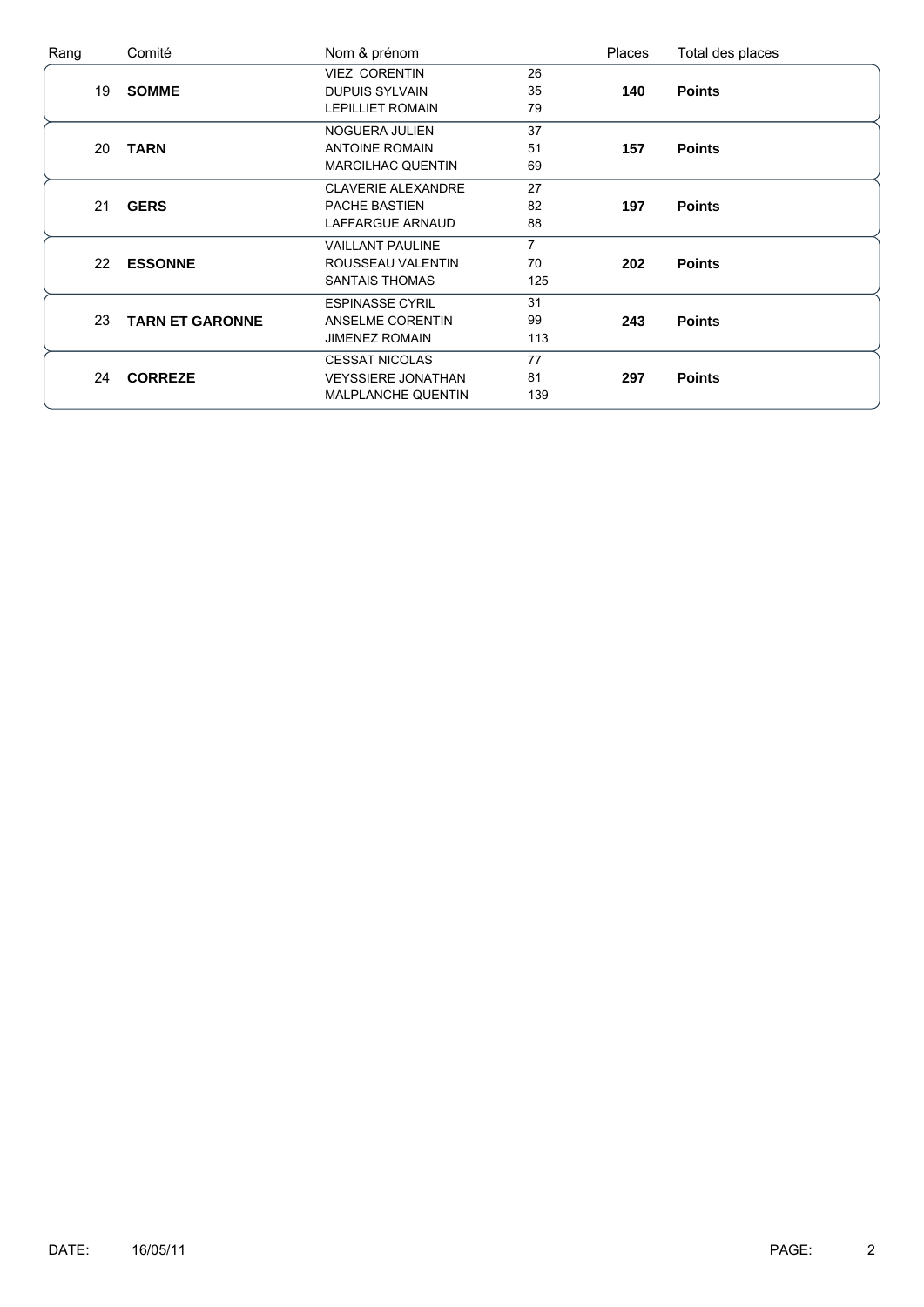| Rang | Comité | Nom & prénom | | Places | Total des places |
|---|---|---|---|---|---|
| 19 | **SOMME** | VIEZ CORENTIN | 26 | **140** | **Points** |
| | | DUPUIS SYLVAIN | 35 | | |
| | | LEPILLIET ROMAIN | 79 | | |
| 20 | **TARN** | NOGUERA JULIEN | 37 | **157** | **Points** |
| | | ANTOINE ROMAIN | 51 | | |
| | | MARCILHAC QUENTIN | 69 | | |
| 21 | **GERS** | CLAVERIE ALEXANDRE | 27 | **197** | **Points** |
| | | PACHE BASTIEN | 82 | | |
| | | LAFFARGUE ARNAUD | 88 | | |
| 22 | **ESSONNE** | VAILLANT PAULINE | 7 | **202** | **Points** |
| | | ROUSSEAU VALENTIN | 70 | | |
| | | SANTAIS THOMAS | 125 | | |
| 23 | **TARN ET GARONNE** | ESPINASSE CYRIL | 31 | **243** | **Points** |
| | | ANSELME CORENTIN | 99 | | |
| | | JIMENEZ ROMAIN | 113 | | |
| 24 | **CORREZE** | CESSAT NICOLAS | 77 | **297** | **Points** |
| | | VEYSSIERE JONATHAN | 81 | | |
| | | MALPLANCHE QUENTIN | 139 | | |

DATE: 16/05/11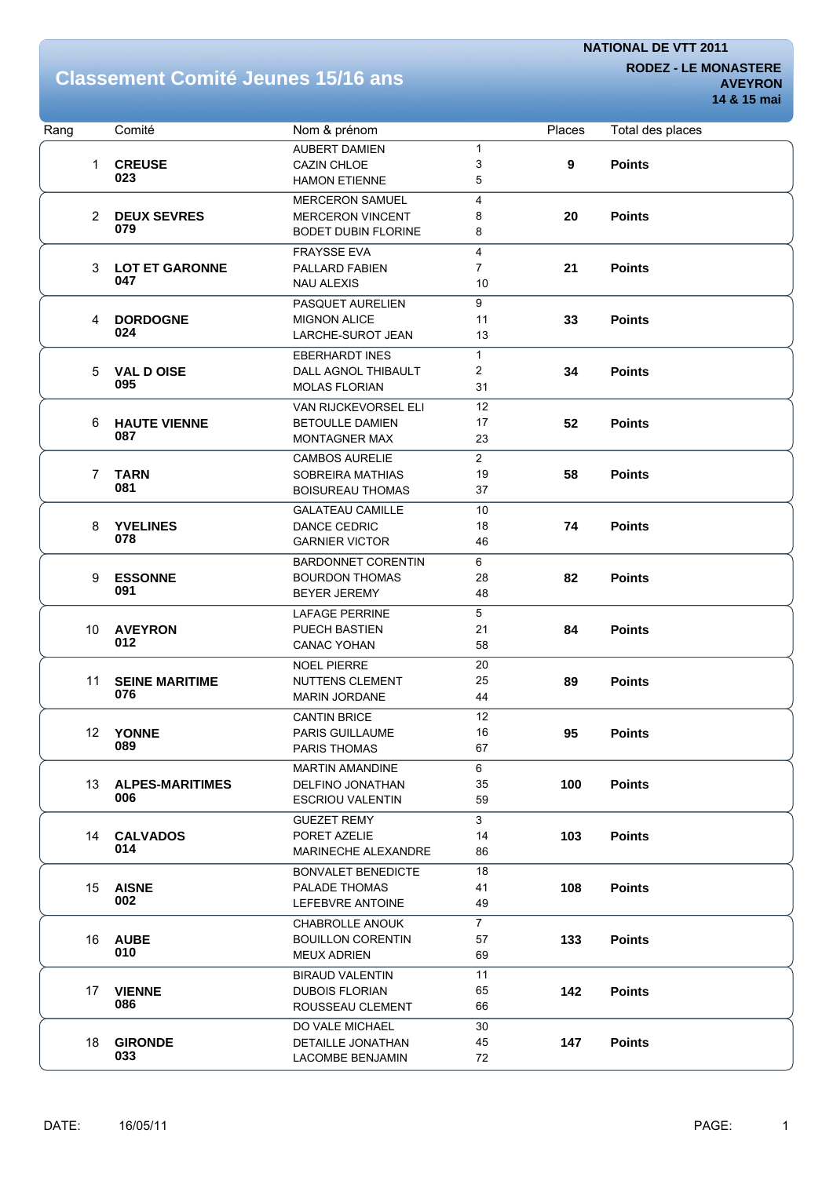# Classement Comité Jeunes 15/16 ans

**NATIONAL DE VTT 2011**

**RODEZ - LE MONASTERE**
**AVEYRON**
**14 & 15 mai**

| Rang | Comité | Nom & prénom | Places | Total des places | |
|---|---|---|---|---|---|
| 1 | **CREUSE 023** | AUBERT DAMIEN<br>CAZIN CHLOE<br>HAMON ETIENNE | 1<br>3<br>5 | **9** | **Points** |
| 2 | **DEUX SEVRES 079** | MERCERON SAMUEL<br>MERCERON VINCENT<br>BODET DUBIN FLORINE | 4<br>8<br>8 | **20** | **Points** |
| 3 | **LOT ET GARONNE 047** | FRAYSSE EVA<br>PALLARD FABIEN<br>NAU ALEXIS | 4<br>7<br>10 | **21** | **Points** |
| 4 | **DORDOGNE 024** | PASQUET AURELIEN<br>MIGNON ALICE<br>LARCHE-SUROT JEAN | 9<br>11<br>13 | **33** | **Points** |
| 5 | **VAL D OISE 095** | EBERHARDT INES<br>DALL AGNOL THIBAULT<br>MOLAS FLORIAN | 1<br>2<br>31 | **34** | **Points** |
| 6 | **HAUTE VIENNE 087** | VAN RIJCKEVORSEL ELI<br>BETOULLE DAMIEN<br>MONTAGNER MAX | 12<br>17<br>23 | **52** | **Points** |
| 7 | **TARN 081** | CAMBOS AURELIE<br>SOBREIRA MATHIAS<br>BOISUREAU THOMAS | 2<br>19<br>37 | **58** | **Points** |
| 8 | **YVELINES 078** | GALATEAU CAMILLE<br>DANCE CEDRIC<br>GARNIER VICTOR | 10<br>18<br>46 | **74** | **Points** |
| 9 | **ESSONNE 091** | BARDONNET CORENTIN<br>BOURDON THOMAS<br>BEYER JEREMY | 6<br>28<br>48 | **82** | **Points** |
| 10 | **AVEYRON 012** | LAFAGE PERRINE<br>PUECH BASTIEN<br>CANAC YOHAN | 5<br>21<br>58 | **84** | **Points** |
| 11 | **SEINE MARITIME 076** | NOEL PIERRE<br>NUTTENS CLEMENT<br>MARIN JORDANE | 20<br>25<br>44 | **89** | **Points** |
| 12 | **YONNE 089** | CANTIN BRICE<br>PARIS GUILLAUME<br>PARIS THOMAS | 12<br>16<br>67 | **95** | **Points** |
| 13 | **ALPES-MARITIMES 006** | MARTIN AMANDINE<br>DELFINO JONATHAN<br>ESCRIOU VALENTIN | 6<br>35<br>59 | **100** | **Points** |
| 14 | **CALVADOS 014** | GUEZET REMY<br>PORET AZELIE<br>MARINECHE ALEXANDRE | 3<br>14<br>86 | **103** | **Points** |
| 15 | **AISNE 002** | BONVALET BENEDICTE<br>PALADE THOMAS<br>LEFEBVRE ANTOINE | 18<br>41<br>49 | **108** | **Points** |
| 16 | **AUBE 010** | CHABROLLE ANOUK<br>BOUILLON CORENTIN<br>MEUX ADRIEN | 7<br>57<br>69 | **133** | **Points** |
| 17 | **VIENNE 086** | BIRAUD VALENTIN<br>DUBOIS FLORIAN<br>ROUSSEAU CLEMENT | 11<br>65<br>66 | **142** | **Points** |
| 18 | **GIRONDE 033** | DO VALE MICHAEL<br>DETAILLE JONATHAN<br>LACOMBE BENJAMIN | 30<br>45<br>72 | **147** | **Points** |

DATE: 16/05/11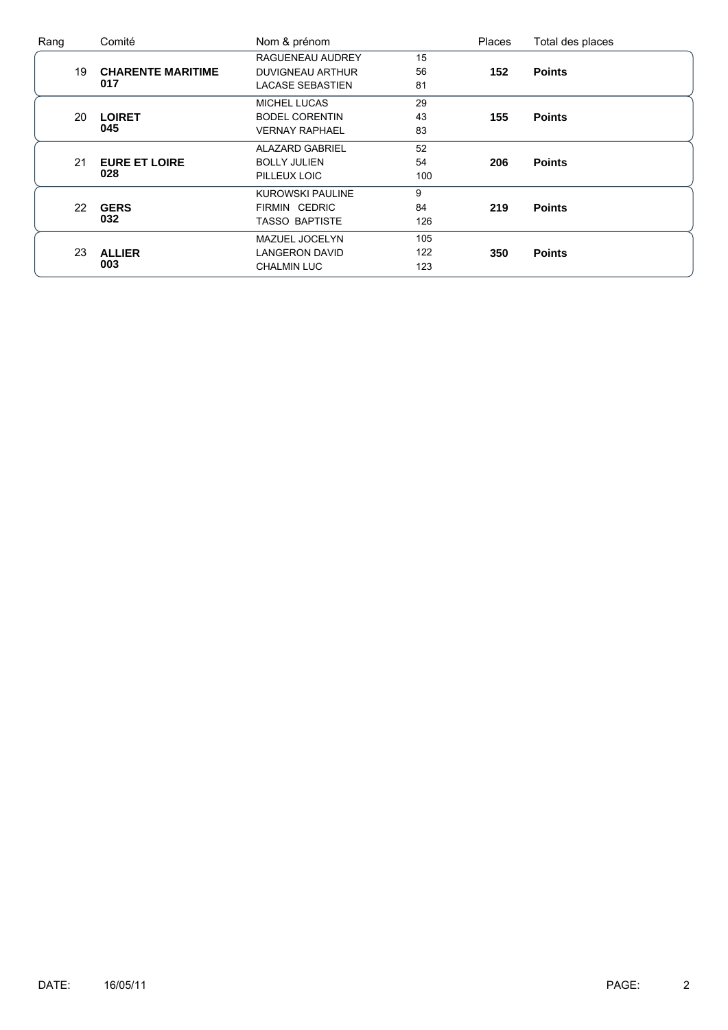| Rang | Comité | Nom & prénom | | Places | Total des places |
|---|---|---|---|---|---|
| 19 | **CHARENTE MARITIME** **017** | RAGUENEAU AUDREY | 15 | **152** | **Points** |
| | | DUVIGNEAU ARTHUR | 56 | | |
| | | LACASE SEBASTIEN | 81 | | |
| 20 | **LOIRET** **045** | MICHEL LUCAS | 29 | **155** | **Points** |
| | | BODEL CORENTIN | 43 | | |
| | | VERNAY RAPHAEL | 83 | | |
| 21 | **EURE ET LOIRE** **028** | ALAZARD GABRIEL | 52 | **206** | **Points** |
| | | BOLLY JULIEN | 54 | | |
| | | PILLEUX LOIC | 100 | | |
| 22 | **GERS** **032** | KUROWSKI PAULINE | 9 | **219** | **Points** |
| | | FIRMIN CEDRIC | 84 | | |
| | | TASSO BAPTISTE | 126 | | |
| 23 | **ALLIER** **003** | MAZUEL JOCELYN | 105 | **350** | **Points** |
| | | LANGERON DAVID | 122 | | |
| | | CHALMIN LUC | 123 | | |

DATE: 16/05/11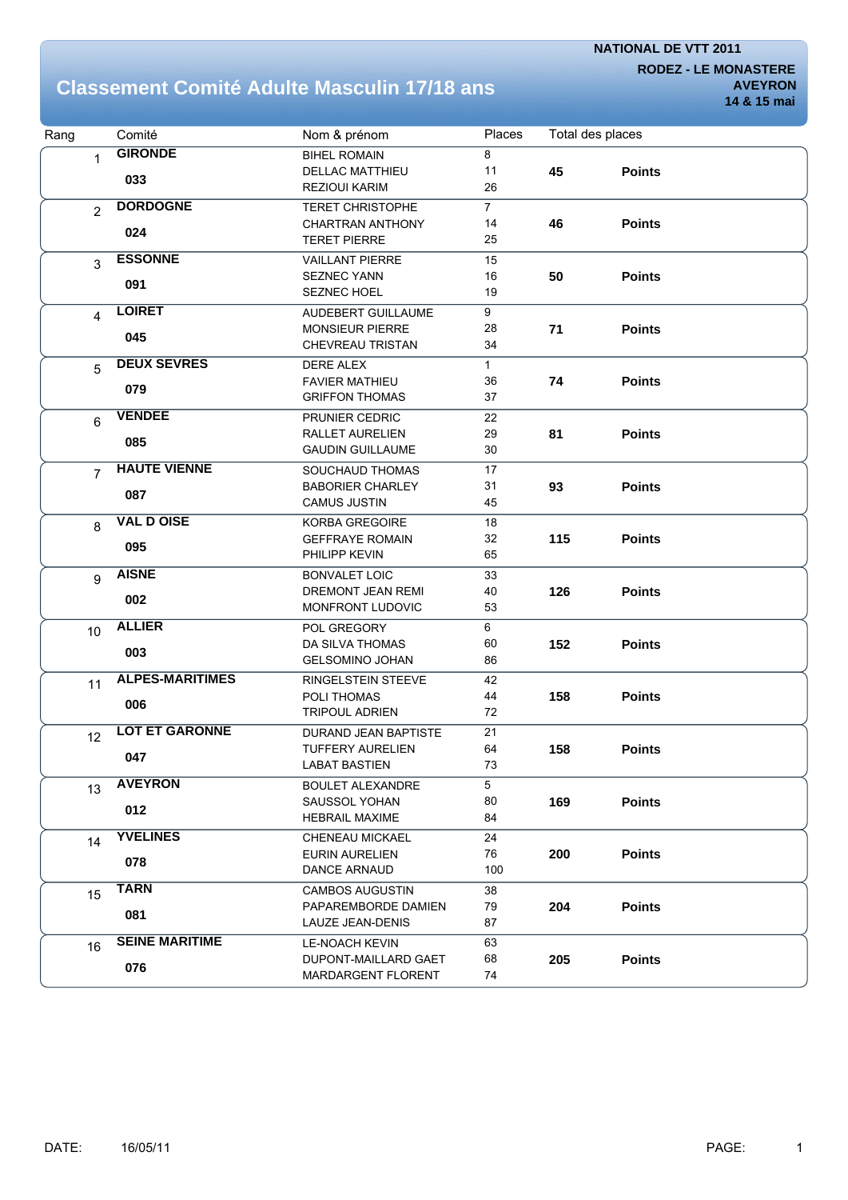NATIONAL DE VTT 2011

RODEZ - LE MONASTERE

AVEYRON

14 & 15 mai

# Classement Comité Adulte Masculin 17/18 ans

| Rang | Comité | Nom & prénom | Places | Total des places | |
|---|---|---|---|---|---|
| 1 | GIRONDE 033 | BIHEL ROMAIN<br>DELLAC MATTHIEU<br>REZIOUI KARIM | 8<br>11<br>26 | 45 | Points |
| 2 | DORDOGNE 024 | TERET CHRISTOPHE<br>CHARTRAN ANTHONY<br>TERET PIERRE | 7<br>14<br>25 | 46 | Points |
| 3 | ESSONNE 091 | VAILLANT PIERRE<br>SEZNEC YANN<br>SEZNEC HOEL | 15<br>16<br>19 | 50 | Points |
| 4 | LOIRET 045 | AUDEBERT GUILLAUME<br>MONSIEUR PIERRE<br>CHEVREAU TRISTAN | 9<br>28<br>34 | 71 | Points |
| 5 | DEUX SEVRES 079 | DERE ALEX<br>FAVIER MATHIEU<br>GRIFFON THOMAS | 1<br>36<br>37 | 74 | Points |
| 6 | VENDEE 085 | PRUNIER CEDRIC<br>RALLET AURELIEN<br>GAUDIN GUILLAUME | 22<br>29<br>30 | 81 | Points |
| 7 | HAUTE VIENNE 087 | SOUCHAUD THOMAS<br>BABORIER CHARLEY<br>CAMUS JUSTIN | 17<br>31<br>45 | 93 | Points |
| 8 | VAL D OISE 095 | KORBA GREGOIRE<br>GEFFRAYE ROMAIN<br>PHILIPP KEVIN | 18<br>32<br>65 | 115 | Points |
| 9 | AISNE 002 | BONVALET LOIC<br>DREMONT JEAN REMI<br>MONFRONT LUDOVIC | 33<br>40<br>53 | 126 | Points |
| 10 | ALLIER 003 | POL GREGORY<br>DA SILVA THOMAS<br>GELSOMINO JOHAN | 6<br>60<br>86 | 152 | Points |
| 11 | ALPES-MARITIMES 006 | RINGELSTEIN STEEVE<br>POLI THOMAS<br>TRIPOUL ADRIEN | 42<br>44<br>72 | 158 | Points |
| 12 | LOT ET GARONNE 047 | DURAND JEAN BAPTISTE<br>TUFFERY AURELIEN<br>LABAT BASTIEN | 21<br>64<br>73 | 158 | Points |
| 13 | AVEYRON 012 | BOULET ALEXANDRE<br>SAUSSOL YOHAN<br>HEBRAIL MAXIME | 5<br>80<br>84 | 169 | Points |
| 14 | YVELINES 078 | CHENEAU MICKAEL<br>EURIN AURELIEN<br>DANCE ARNAUD | 24<br>76<br>100 | 200 | Points |
| 15 | TARN 081 | CAMBOS AUGUSTIN<br>PAPAREMBORDE DAMIEN<br>LAUZE JEAN-DENIS | 38<br>79<br>87 | 204 | Points |
| 16 | SEINE MARITIME 076 | LE-NOACH KEVIN<br>DUPONT-MAILLARD GAET<br>MARDARGENT FLORENT | 63<br>68<br>74 | 205 | Points |

DATE: 16/05/11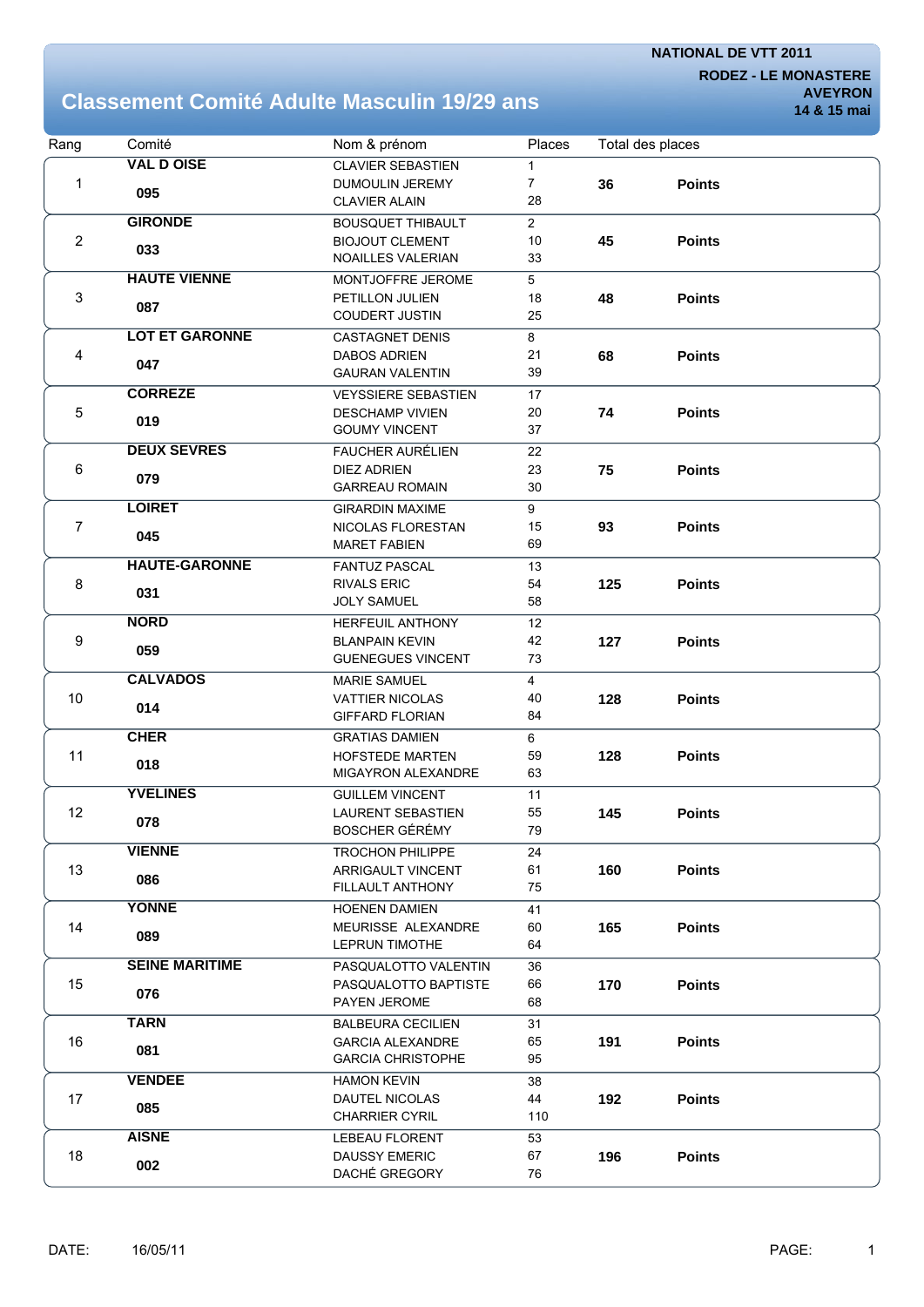**NATIONAL DE VTT 2011**

**RODEZ - LE MONASTERE AVEYRON**

**14 & 15 mai**

# Classement Comité Adulte Masculin 19/29 ans

| Rang | Comité | Nom & prénom | Places | Total des places | |
|---|---|---|---|---|---|
| 1 | **VAL D OISE** **095** | CLAVIER SEBASTIEN<br>DUMOULIN JEREMY<br>CLAVIER ALAIN | 1<br>7<br>28 | **36** | **Points** |
| 2 | **GIRONDE** **033** | BOUSQUET THIBAULT<br>BIOJOUT CLEMENT<br>NOAILLES VALERIAN | 2<br>10<br>33 | **45** | **Points** |
| 3 | **HAUTE VIENNE** **087** | MONTJOFFRE JEROME<br>PETILLON JULIEN<br>COUDERT JUSTIN | 5<br>18<br>25 | **48** | **Points** |
| 4 | **LOT ET GARONNE** **047** | CASTAGNET DENIS<br>DABOS ADRIEN<br>GAURAN VALENTIN | 8<br>21<br>39 | **68** | **Points** |
| 5 | **CORREZE** **019** | VEYSSIERE SEBASTIEN<br>DESCHAMP VIVIEN<br>GOUMY VINCENT | 17<br>20<br>37 | **74** | **Points** |
| 6 | **DEUX SEVRES** **079** | FAUCHER AURÉLIEN<br>DIEZ ADRIEN<br>GARREAU ROMAIN | 22<br>23<br>30 | **75** | **Points** |
| 7 | **LOIRET** **045** | GIRARDIN MAXIME<br>NICOLAS FLORESTAN<br>MARET FABIEN | 9<br>15<br>69 | **93** | **Points** |
| 8 | **HAUTE-GARONNE** **031** | FANTUZ PASCAL<br>RIVALS ERIC<br>JOLY SAMUEL | 13<br>54<br>58 | **125** | **Points** |
| 9 | **NORD** **059** | HERFEUIL ANTHONY<br>BLANPAIN KEVIN<br>GUENEGUES VINCENT | 12<br>42<br>73 | **127** | **Points** |
| 10 | **CALVADOS** **014** | MARIE SAMUEL<br>VATTIER NICOLAS<br>GIFFARD FLORIAN | 4<br>40<br>84 | **128** | **Points** |
| 11 | **CHER** **018** | GRATIAS DAMIEN<br>HOFSTEDE MARTEN<br>MIGAYRON ALEXANDRE | 6<br>59<br>63 | **128** | **Points** |
| 12 | **YVELINES** **078** | GUILLEM VINCENT<br>LAURENT SEBASTIEN<br>BOSCHER GÉRÉMY | 11<br>55<br>79 | **145** | **Points** |
| 13 | **VIENNE** **086** | TROCHON PHILIPPE<br>ARRIGAULT VINCENT<br>FILLAULT ANTHONY | 24<br>61<br>75 | **160** | **Points** |
| 14 | **YONNE** **089** | HOENEN DAMIEN<br>MEURISSE ALEXANDRE<br>LEPRUN TIMOTHE | 41<br>60<br>64 | **165** | **Points** |
| 15 | **SEINE MARITIME** **076** | PASQUALOTTO VALENTIN<br>PASQUALOTTO BAPTISTE<br>PAYEN JEROME | 36<br>66<br>68 | **170** | **Points** |
| 16 | **TARN** **081** | BALBEURA CECILIEN<br>GARCIA ALEXANDRE<br>GARCIA CHRISTOPHE | 31<br>65<br>95 | **191** | **Points** |
| 17 | **VENDEE** **085** | HAMON KEVIN<br>DAUTEL NICOLAS<br>CHARRIER CYRIL | 38<br>44<br>110 | **192** | **Points** |
| 18 | **AISNE** **002** | LEBEAU FLORENT<br>DAUSSY EMERIC<br>DACHÉ GREGORY | 53<br>67<br>76 | **196** | **Points** |

DATE: 16/05/11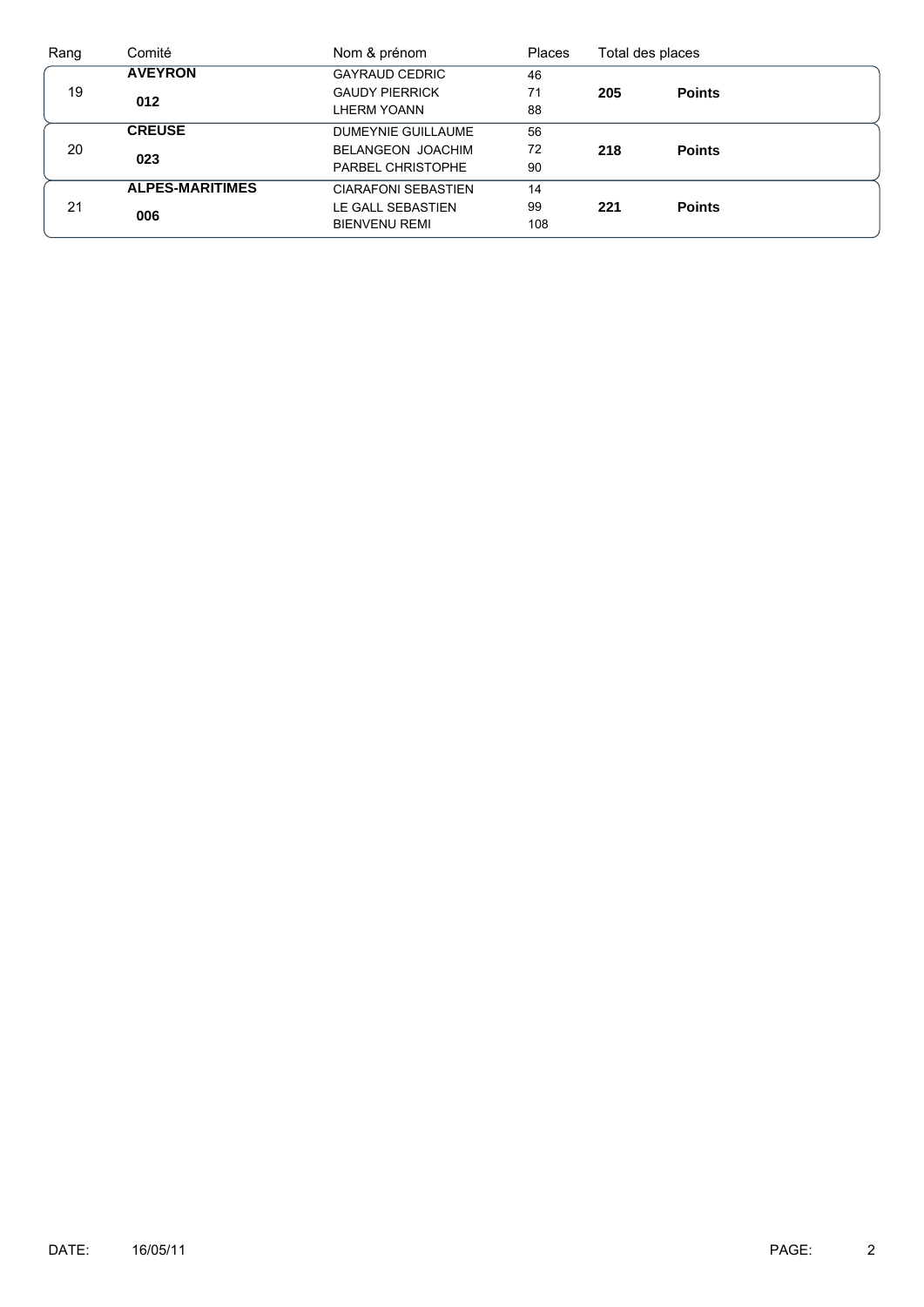| Rang | Comité | Nom & prénom | Places | Total des places | |
|---|---|---|---|---|---|
| 19 | **AVEYRON** | GAYRAUD CEDRIC | 46 | **205** | **Points** |
| | **012** | GAUDY PIERRICK | 71 | | |
| | | LHERM YOANN | 88 | | |
| 20 | **CREUSE** | DUMEYNIE GUILLAUME | 56 | **218** | **Points** |
| | **023** | BELANGEON JOACHIM | 72 | | |
| | | PARBEL CHRISTOPHE | 90 | | |
| 21 | **ALPES-MARITIMES** | CIARAFONI SEBASTIEN | 14 | **221** | **Points** |
| | **006** | LE GALL SEBASTIEN | 99 | | |
| | | BIENVENU REMI | 108 | | |

DATE: 16/05/11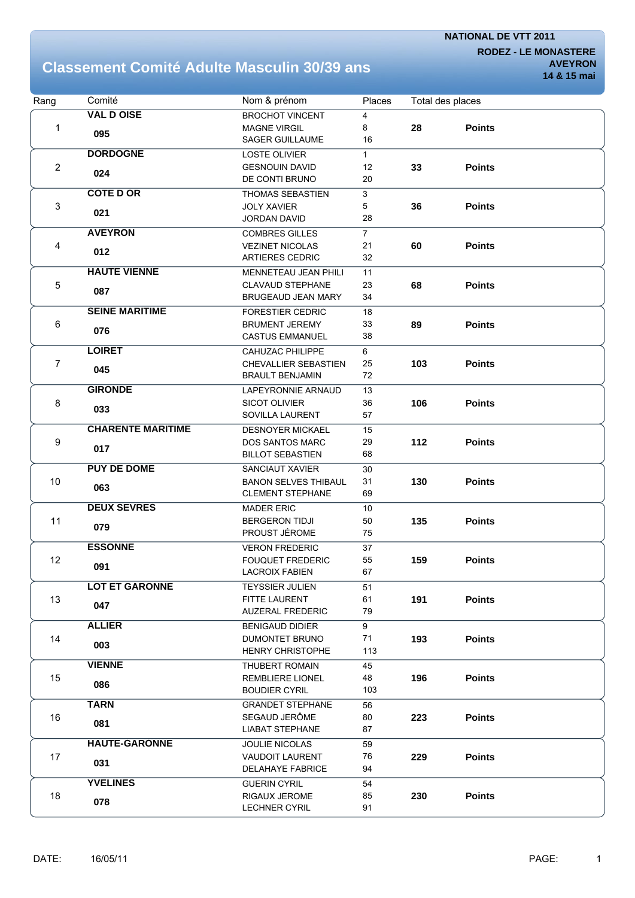# Classement Comité Adulte Masculin 30/39 ans

**NATIONAL DE VTT 2011**
**RODEZ - LE MONASTERE**
**AVEYRON**
**14 & 15 mai**

| Rang | Comité | Nom & prénom | Places | Total des places | |
|---|---|---|---|---|---|
| 1 | **VAL D OISE** **095** | BROCHOT VINCENT<br>MAGNE VIRGIL<br>SAGER GUILLAUME | 4<br>8<br>16 | **28** | **Points** |
| 2 | **DORDOGNE** **024** | LOSTE OLIVIER<br>GESNOUIN DAVID<br>DE CONTI BRUNO | 1<br>12<br>20 | **33** | **Points** |
| 3 | **COTE D OR** **021** | THOMAS SEBASTIEN<br>JOLY XAVIER<br>JORDAN DAVID | 3<br>5<br>28 | **36** | **Points** |
| 4 | **AVEYRON** **012** | COMBRES GILLES<br>VEZINET NICOLAS<br>ARTIERES CEDRIC | 7<br>21<br>32 | **60** | **Points** |
| 5 | **HAUTE VIENNE** **087** | MENNETEAU JEAN PHILI<br>CLAVAUD STEPHANE<br>BRUGEAUD JEAN MARY | 11<br>23<br>34 | **68** | **Points** |
| 6 | **SEINE MARITIME** **076** | FORESTIER CEDRIC<br>BRUMENT JEREMY<br>CASTUS EMMANUEL | 18<br>33<br>38 | **89** | **Points** |
| 7 | **LOIRET** **045** | CAHUZAC PHILIPPE<br>CHEVALLIER SEBASTIEN<br>BRAULT BENJAMIN | 6<br>25<br>72 | **103** | **Points** |
| 8 | **GIRONDE** **033** | LAPEYRONNIE ARNAUD<br>SICOT OLIVIER<br>SOVILLA LAURENT | 13<br>36<br>57 | **106** | **Points** |
| 9 | **CHARENTE MARITIME** **017** | DESNOYER MICKAEL<br>DOS SANTOS MARC<br>BILLOT SEBASTIEN | 15<br>29<br>68 | **112** | **Points** |
| 10 | **PUY DE DOME** **063** | SANCIAUT XAVIER<br>BANON SELVES THIBAUL<br>CLEMENT STEPHANE | 30<br>31<br>69 | **130** | **Points** |
| 11 | **DEUX SEVRES** **079** | MADER ERIC<br>BERGERON TIDJI<br>PROUST JÉROME | 10<br>50<br>75 | **135** | **Points** |
| 12 | **ESSONNE** **091** | VERON FREDERIC<br>FOUQUET FREDERIC<br>LACROIX FABIEN | 37<br>55<br>67 | **159** | **Points** |
| 13 | **LOT ET GARONNE** **047** | TEYSSIER JULIEN<br>FITTE LAURENT<br>AUZERAL FREDERIC | 51<br>61<br>79 | **191** | **Points** |
| 14 | **ALLIER** **003** | BENIGAUD DIDIER<br>DUMONTET BRUNO<br>HENRY CHRISTOPHE | 9<br>71<br>113 | **193** | **Points** |
| 15 | **VIENNE** **086** | THUBERT ROMAIN<br>REMBLIERE LIONEL<br>BOUDIER CYRIL | 45<br>48<br>103 | **196** | **Points** |
| 16 | **TARN** **081** | GRANDET STEPHANE<br>SEGAUD JERÔME<br>LIABAT STEPHANE | 56<br>80<br>87 | **223** | **Points** |
| 17 | **HAUTE-GARONNE** **031** | JOULIE NICOLAS<br>VAUDOIT LAURENT<br>DELAHAYE FABRICE | 59<br>76<br>94 | **229** | **Points** |
| 18 | **YVELINES** **078** | GUERIN CYRIL<br>RIGAUX JEROME<br>LECHNER CYRIL | 54<br>85<br>91 | **230** | **Points** |

DATE: 16/05/11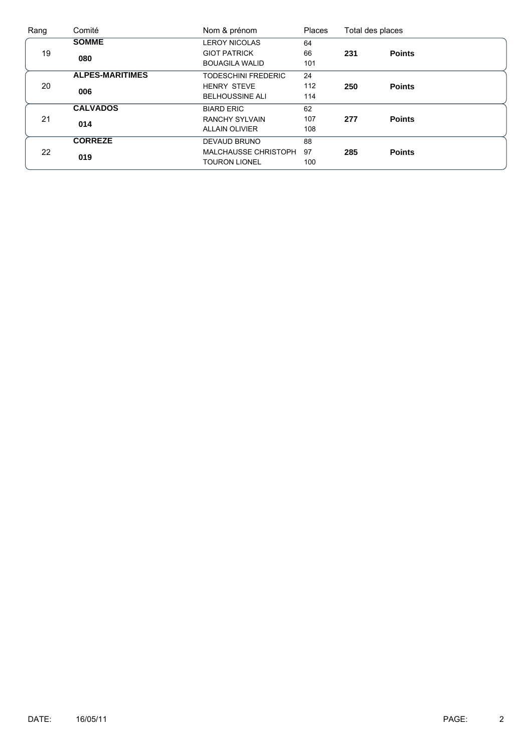| Rang | Comité | Nom & prénom | Places | Total des places | |
|---|---|---|---|---|---|
| 19 | **SOMME** | LEROY NICOLAS | 64 | **231** | **Points** |
| | **080** | GIOT PATRICK | 66 | | |
| | | BOUAGILA WALID | 101 | | |
| 20 | **ALPES-MARITIMES** | TODESCHINI FREDERIC | 24 | **250** | **Points** |
| | **006** | HENRY STEVE | 112 | | |
| | | BELHOUSSINE ALI | 114 | | |
| 21 | **CALVADOS** | BIARD ERIC | 62 | **277** | **Points** |
| | **014** | RANCHY SYLVAIN | 107 | | |
| | | ALLAIN OLIVIER | 108 | | |
| 22 | **CORREZE** | DEVAUD BRUNO | 88 | **285** | **Points** |
| | **019** | MALCHAUSSE CHRISTOPH | 97 | | |
| | | TOURON LIONEL | 100 | | |

DATE: 16/05/11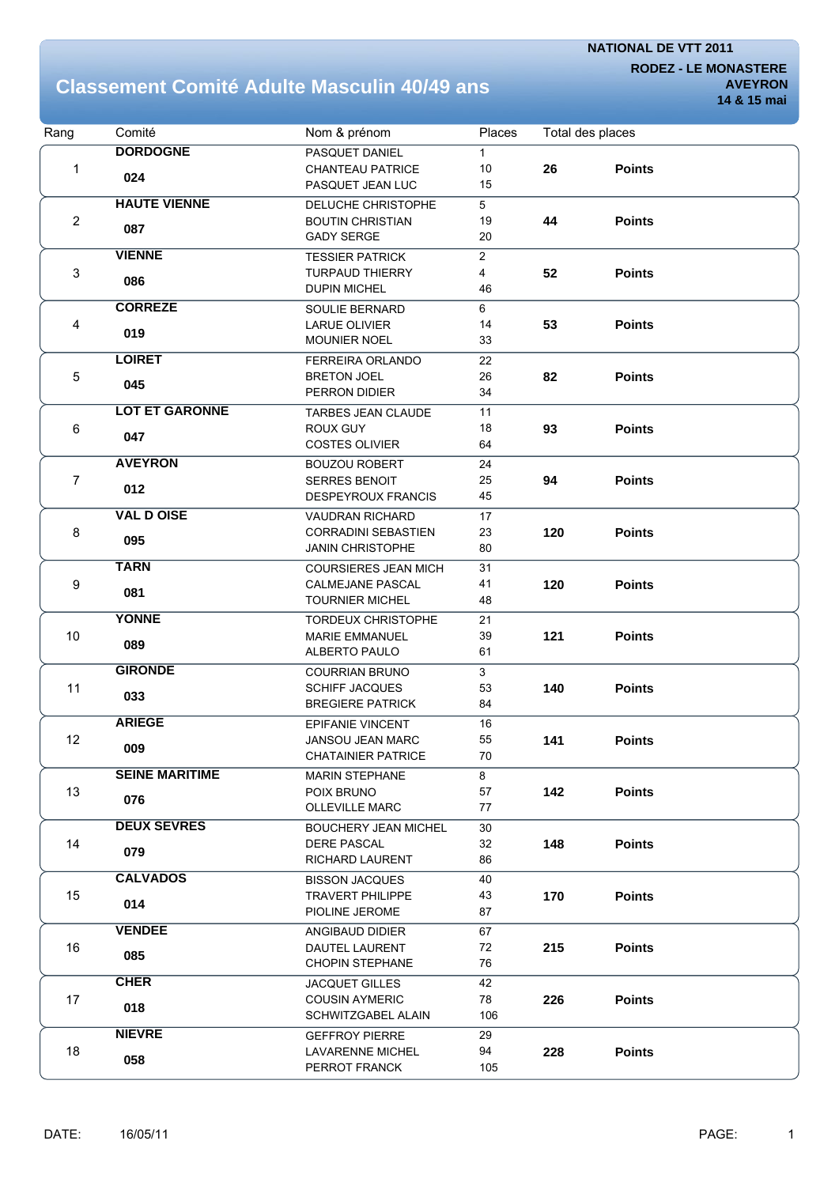NATIONAL DE VTT 2011

RODEZ - LE MONASTERE
AVEYRON
14 & 15 mai

# Classement Comité Adulte Masculin 40/49 ans

| Rang | Comité | Nom & prénom | Places | Total des places | |
|---|---|---|---|---|---|
| 1 | **DORDOGNE** **024** | PASQUET DANIEL<br>CHANTEAU PATRICE<br>PASQUET JEAN LUC | 1<br>10<br>15 | **26** | **Points** |
| 2 | **HAUTE VIENNE** **087** | DELUCHE CHRISTOPHE<br>BOUTIN CHRISTIAN<br>GADY SERGE | 5<br>19<br>20 | **44** | **Points** |
| 3 | **VIENNE** **086** | TESSIER PATRICK<br>TURPAUD THIERRY<br>DUPIN MICHEL | 2<br>4<br>46 | **52** | **Points** |
| 4 | **CORREZE** **019** | SOULIE BERNARD<br>LARUE OLIVIER<br>MOUNIER NOEL | 6<br>14<br>33 | **53** | **Points** |
| 5 | **LOIRET** **045** | FERREIRA ORLANDO<br>BRETON JOEL<br>PERRON DIDIER | 22<br>26<br>34 | **82** | **Points** |
| 6 | **LOT ET GARONNE** **047** | TARBES JEAN CLAUDE<br>ROUX GUY<br>COSTES OLIVIER | 11<br>18<br>64 | **93** | **Points** |
| 7 | **AVEYRON** **012** | BOUZOU ROBERT<br>SERRES BENOIT<br>DESPEYROUX FRANCIS | 24<br>25<br>45 | **94** | **Points** |
| 8 | **VAL D OISE** **095** | VAUDRAN RICHARD<br>CORRADINI SEBASTIEN<br>JANIN CHRISTOPHE | 17<br>23<br>80 | **120** | **Points** |
| 9 | **TARN** **081** | COURSIERES JEAN MICH<br>CALMEJANE PASCAL<br>TOURNIER MICHEL | 31<br>41<br>48 | **120** | **Points** |
| 10 | **YONNE** **089** | TORDEUX CHRISTOPHE<br>MARIE EMMANUEL<br>ALBERTO PAULO | 21<br>39<br>61 | **121** | **Points** |
| 11 | **GIRONDE** **033** | COURRIAN BRUNO<br>SCHIFF JACQUES<br>BREGIERE PATRICK | 3<br>53<br>84 | **140** | **Points** |
| 12 | **ARIEGE** **009** | EPIFANIE VINCENT<br>JANSOU JEAN MARC<br>CHATAINIER PATRICE | 16<br>55<br>70 | **141** | **Points** |
| 13 | **SEINE MARITIME** **076** | MARIN STEPHANE<br>POIX BRUNO<br>OLLEVILLE MARC | 8<br>57<br>77 | **142** | **Points** |
| 14 | **DEUX SEVRES** **079** | BOUCHERY JEAN MICHEL<br>DERE PASCAL<br>RICHARD LAURENT | 30<br>32<br>86 | **148** | **Points** |
| 15 | **CALVADOS** **014** | BISSON JACQUES<br>TRAVERT PHILIPPE<br>PIOLINE JEROME | 40<br>43<br>87 | **170** | **Points** |
| 16 | **VENDEE** **085** | ANGIBAUD DIDIER<br>DAUTEL LAURENT<br>CHOPIN STEPHANE | 67<br>72<br>76 | **215** | **Points** |
| 17 | **CHER** **018** | JACQUET GILLES<br>COUSIN AYMERIC<br>SCHWITZGABEL ALAIN | 42<br>78<br>106 | **226** | **Points** |
| 18 | **NIEVRE** **058** | GEFFROY PIERRE<br>LAVARENNE MICHEL<br>PERROT FRANCK | 29<br>94<br>105 | **228** | **Points** |

DATE: 16/05/11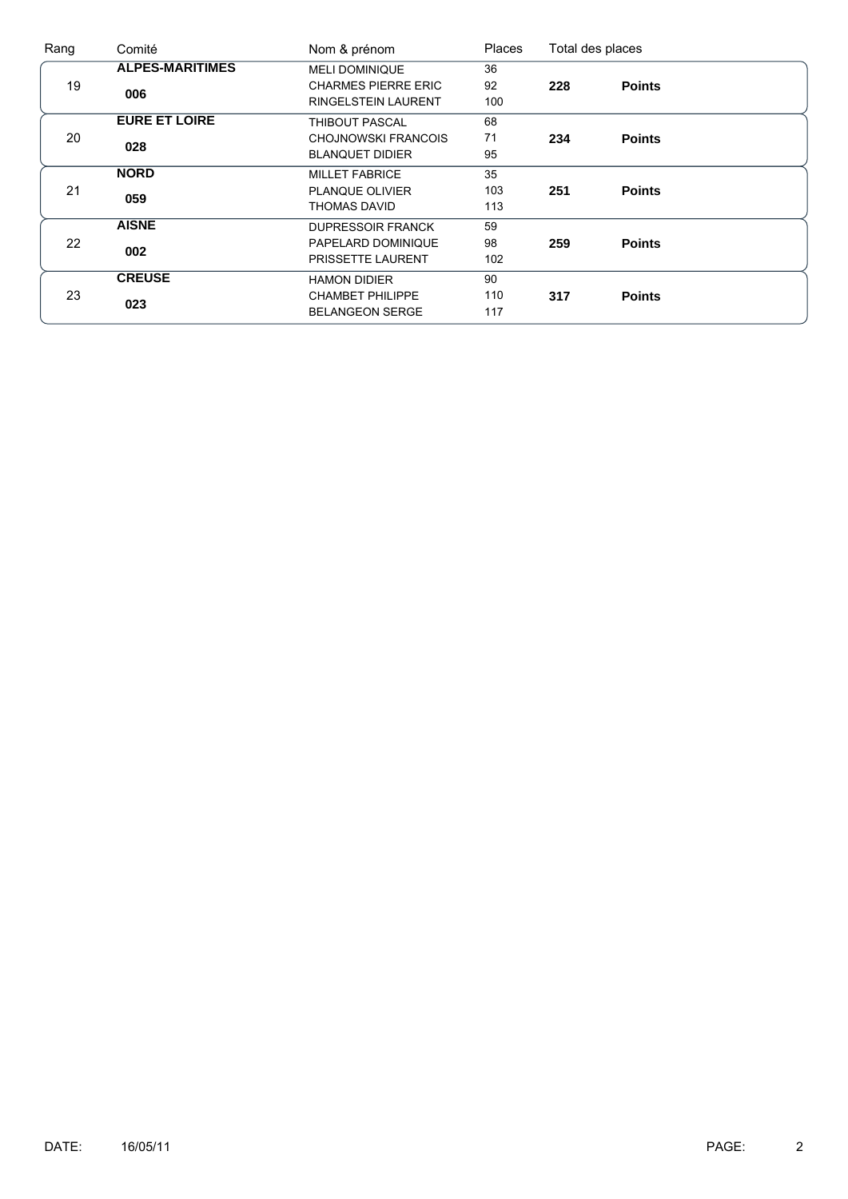| Rang | Comité | Nom & prénom | Places | Total des places | |
|---|---|---|---|---|---|
| 19 | **ALPES-MARITIMES** **006** | MELI DOMINIQUE | 36 | **228** | **Points** |
| | | CHARMES PIERRE ERIC | 92 | | |
| | | RINGELSTEIN LAURENT | 100 | | |
| 20 | **EURE ET LOIRE** **028** | THIBOUT PASCAL | 68 | **234** | **Points** |
| | | CHOJNOWSKI FRANCOIS | 71 | | |
| | | BLANQUET DIDIER | 95 | | |
| 21 | **NORD** **059** | MILLET FABRICE | 35 | **251** | **Points** |
| | | PLANQUE OLIVIER | 103 | | |
| | | THOMAS DAVID | 113 | | |
| 22 | **AISNE** **002** | DUPRESSOIR FRANCK | 59 | **259** | **Points** |
| | | PAPELARD DOMINIQUE | 98 | | |
| | | PRISSETTE LAURENT | 102 | | |
| 23 | **CREUSE** **023** | HAMON DIDIER | 90 | **317** | **Points** |
| | | CHAMBET PHILIPPE | 110 | | |
| | | BELANGEON SERGE | 117 | | |

DATE: 16/05/11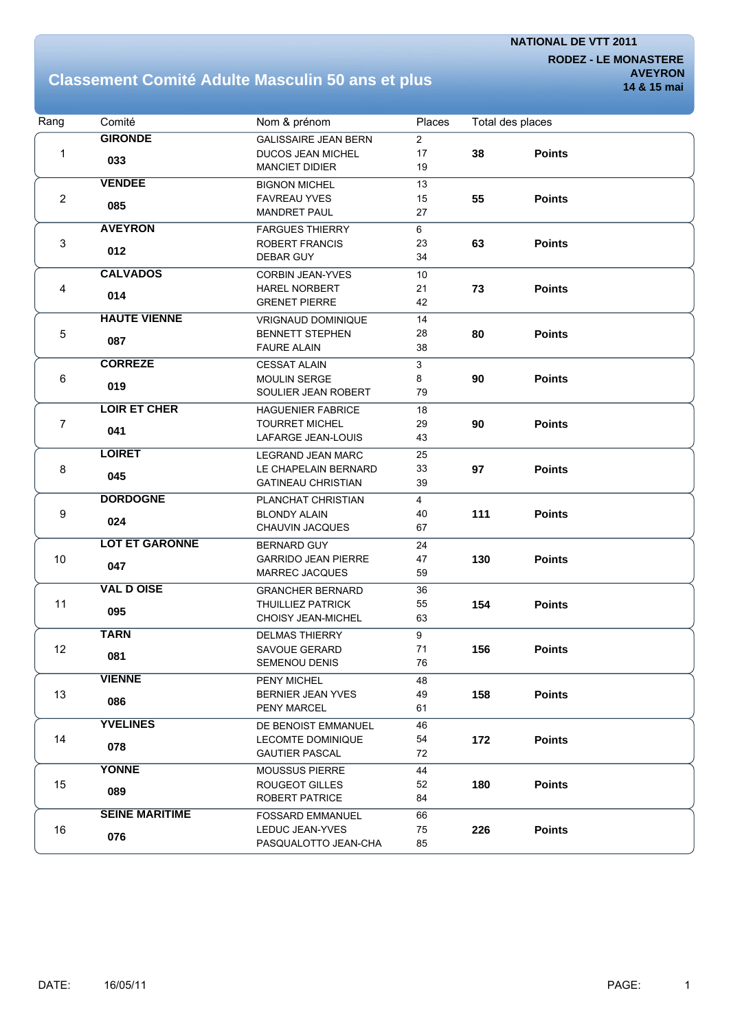NATIONAL DE VTT 2011
RODEZ - LE MONASTERE
AVEYRON
14 & 15 mai

# Classement Comité Adulte Masculin 50 ans et plus

| Rang | Comité | Nom & prénom | Places | Total des places | |
|---|---|---|---|---|---|
| 1 | GIRONDE 033 | GALISSAIRE JEAN BERN<br>DUCOS JEAN MICHEL<br>MANCIET DIDIER | 2<br>17<br>19 | 38 | Points |
| 2 | VENDEE 085 | BIGNON MICHEL<br>FAVREAU YVES<br>MANDRET PAUL | 13<br>15<br>27 | 55 | Points |
| 3 | AVEYRON 012 | FARGUES THIERRY<br>ROBERT FRANCIS<br>DEBAR GUY | 6<br>23<br>34 | 63 | Points |
| 4 | CALVADOS 014 | CORBIN JEAN-YVES<br>HAREL NORBERT<br>GRENET PIERRE | 10<br>21<br>42 | 73 | Points |
| 5 | HAUTE VIENNE 087 | VRIGNAUD DOMINIQUE<br>BENNETT STEPHEN<br>FAURE ALAIN | 14<br>28<br>38 | 80 | Points |
| 6 | CORREZE 019 | CESSAT ALAIN<br>MOULIN SERGE<br>SOULIER JEAN ROBERT | 3<br>8<br>79 | 90 | Points |
| 7 | LOIR ET CHER 041 | HAGUENIER FABRICE<br>TOURRET MICHEL<br>LAFARGE JEAN-LOUIS | 18<br>29<br>43 | 90 | Points |
| 8 | LOIRET 045 | LEGRAND JEAN MARC<br>LE CHAPELAIN BERNARD<br>GATINEAU CHRISTIAN | 25<br>33<br>39 | 97 | Points |
| 9 | DORDOGNE 024 | PLANCHAT CHRISTIAN<br>BLONDY ALAIN<br>CHAUVIN JACQUES | 4<br>40<br>67 | 111 | Points |
| 10 | LOT ET GARONNE 047 | BERNARD GUY<br>GARRIDO JEAN PIERRE<br>MARREC JACQUES | 24<br>47<br>59 | 130 | Points |
| 11 | VAL D OISE 095 | GRANCHER BERNARD<br>THUILLIEZ PATRICK<br>CHOISY JEAN-MICHEL | 36<br>55<br>63 | 154 | Points |
| 12 | TARN 081 | DELMAS THIERRY<br>SAVOUE GERARD<br>SEMENOU DENIS | 9<br>71<br>76 | 156 | Points |
| 13 | VIENNE 086 | PENY MICHEL<br>BERNIER JEAN YVES<br>PENY MARCEL | 48<br>49<br>61 | 158 | Points |
| 14 | YVELINES 078 | DE BENOIST EMMANUEL<br>LECOMTE DOMINIQUE<br>GAUTIER PASCAL | 46<br>54<br>72 | 172 | Points |
| 15 | YONNE 089 | MOUSSUS PIERRE<br>ROUGEOT GILLES<br>ROBERT PATRICE | 44<br>52<br>84 | 180 | Points |
| 16 | SEINE MARITIME 076 | FOSSARD EMMANUEL<br>LEDUC JEAN-YVES<br>PASQUALOTTO JEAN-CHA | 66<br>75<br>85 | 226 | Points |

DATE: 16/05/11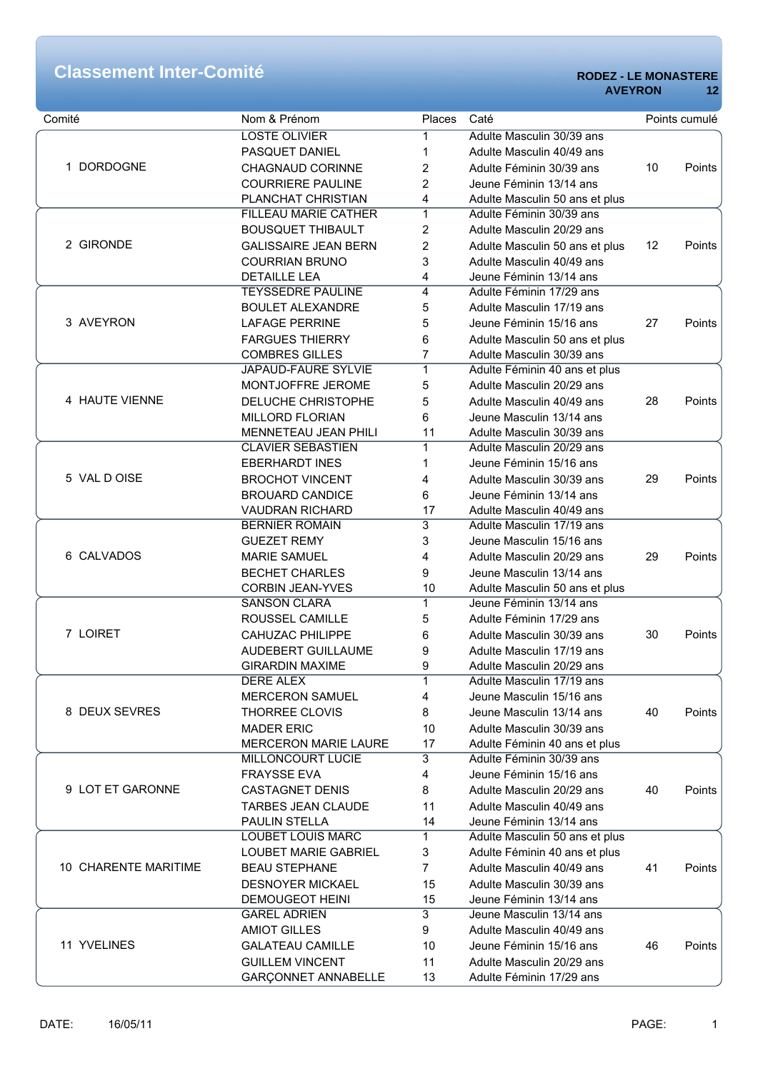# Classement Inter-Comité

**RODEZ - LE MONASTERE**
**AVEYRON 12**

| Comité | Nom & Prénom | Places | Caté | Points cumulé |
|---|---|---|---|---|
| 1 DORDOGNE | LOSTE OLIVIER | 1 | Adulte Masculin 30/39 ans | 10 Points |
| | PASQUET DANIEL | 1 | Adulte Masculin 40/49 ans | |
| | CHAGNAUD CORINNE | 2 | Adulte Féminin 30/39 ans | |
| | COURRIERE PAULINE | 2 | Jeune Féminin 13/14 ans | |
| | PLANCHAT CHRISTIAN | 4 | Adulte Masculin 50 ans et plus | |
| 2 GIRONDE | FILLEAU MARIE CATHER | 1 | Adulte Féminin 30/39 ans | 12 Points |
| | BOUSQUET THIBAULT | 2 | Adulte Masculin 20/29 ans | |
| | GALISSAIRE JEAN BERN | 2 | Adulte Masculin 50 ans et plus | |
| | COURRIAN BRUNO | 3 | Adulte Masculin 40/49 ans | |
| | DETAILLE LEA | 4 | Jeune Féminin 13/14 ans | |
| 3 AVEYRON | TEYSSEDRE PAULINE | 4 | Adulte Féminin 17/29 ans | 27 Points |
| | BOULET ALEXANDRE | 5 | Adulte Masculin 17/19 ans | |
| | LAFAGE PERRINE | 5 | Jeune Féminin 15/16 ans | |
| | FARGUES THIERRY | 6 | Adulte Masculin 50 ans et plus | |
| | COMBRES GILLES | 7 | Adulte Masculin 30/39 ans | |
| 4 HAUTE VIENNE | JAPAUD-FAURE SYLVIE | 1 | Adulte Féminin 40 ans et plus | 28 Points |
| | MONTJOFFRE JEROME | 5 | Adulte Masculin 20/29 ans | |
| | DELUCHE CHRISTOPHE | 5 | Adulte Masculin 40/49 ans | |
| | MILLORD FLORIAN | 6 | Jeune Masculin 13/14 ans | |
| | MENNETEAU JEAN PHILI | 11 | Adulte Masculin 30/39 ans | |
| 5 VAL D OISE | CLAVIER SEBASTIEN | 1 | Adulte Masculin 20/29 ans | 29 Points |
| | EBERHARDT INES | 1 | Jeune Féminin 15/16 ans | |
| | BROCHOT VINCENT | 4 | Adulte Masculin 30/39 ans | |
| | BROUARD CANDICE | 6 | Jeune Féminin 13/14 ans | |
| | VAUDRAN RICHARD | 17 | Adulte Masculin 40/49 ans | |
| 6 CALVADOS | BERNIER ROMAIN | 3 | Adulte Masculin 17/19 ans | 29 Points |
| | GUEZET REMY | 3 | Jeune Masculin 15/16 ans | |
| | MARIE SAMUEL | 4 | Adulte Masculin 20/29 ans | |
| | BECHET CHARLES | 9 | Jeune Masculin 13/14 ans | |
| | CORBIN JEAN-YVES | 10 | Adulte Masculin 50 ans et plus | |
| 7 LOIRET | SANSON CLARA | 1 | Jeune Féminin 13/14 ans | 30 Points |
| | ROUSSEL CAMILLE | 5 | Adulte Féminin 17/29 ans | |
| | CAHUZAC PHILIPPE | 6 | Adulte Masculin 30/39 ans | |
| | AUDEBERT GUILLAUME | 9 | Adulte Masculin 17/19 ans | |
| | GIRARDIN MAXIME | 9 | Adulte Masculin 20/29 ans | |
| 8 DEUX SEVRES | DERE ALEX | 1 | Adulte Masculin 17/19 ans | 40 Points |
| | MERCERON SAMUEL | 4 | Jeune Masculin 15/16 ans | |
| | THORREE CLOVIS | 8 | Jeune Masculin 13/14 ans | |
| | MADER ERIC | 10 | Adulte Masculin 30/39 ans | |
| | MERCERON MARIE LAURE | 17 | Adulte Féminin 40 ans et plus | |
| 9 LOT ET GARONNE | MILLONCOURT LUCIE | 3 | Adulte Féminin 30/39 ans | 40 Points |
| | FRAYSSE EVA | 4 | Jeune Féminin 15/16 ans | |
| | CASTAGNET DENIS | 8 | Adulte Masculin 20/29 ans | |
| | TARBES JEAN CLAUDE | 11 | Adulte Masculin 40/49 ans | |
| | PAULIN STELLA | 14 | Jeune Féminin 13/14 ans | |
| 10 CHARENTE MARITIME | LOUBET LOUIS MARC | 1 | Adulte Masculin 50 ans et plus | 41 Points |
| | LOUBET MARIE GABRIEL | 3 | Adulte Féminin 40 ans et plus | |
| | BEAU STEPHANE | 7 | Adulte Masculin 40/49 ans | |
| | DESNOYER MICKAEL | 15 | Adulte Masculin 30/39 ans | |
| | DEMOUGEOT HEINI | 15 | Jeune Féminin 13/14 ans | |
| 11 YVELINES | GAREL ADRIEN | 3 | Jeune Masculin 13/14 ans | 46 Points |
| | AMIOT GILLES | 9 | Adulte Masculin 40/49 ans | |
| | GALATEAU CAMILLE | 10 | Jeune Féminin 15/16 ans | |
| | GUILLEM VINCENT | 11 | Adulte Masculin 20/29 ans | |
| | GARÇONNET ANNABELLE | 13 | Adulte Féminin 17/29 ans | |

DATE: 16/05/11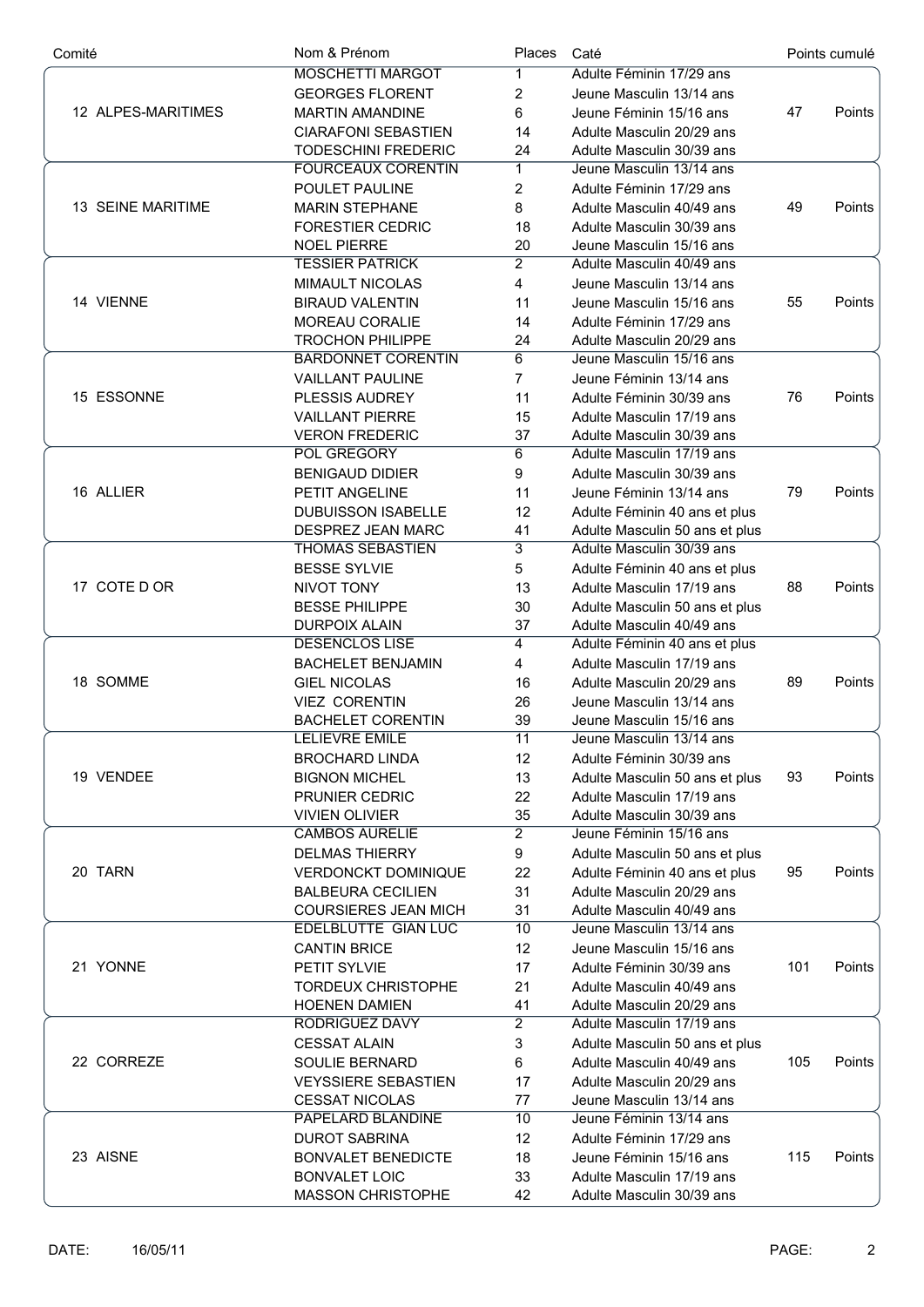| Comité | Nom & Prénom | Places | Caté | Points cumulé | |
|---|---|---|---|---|---|
| 12 ALPES-MARITIMES | MOSCHETTI MARGOT | 1 | Adulte Féminin 17/29 ans | 47 | Points |
| | GEORGES FLORENT | 2 | Jeune Masculin 13/14 ans | | |
| | MARTIN AMANDINE | 6 | Jeune Féminin 15/16 ans | | |
| | CIARAFONI SEBASTIEN | 14 | Adulte Masculin 20/29 ans | | |
| | TODESCHINI FREDERIC | 24 | Adulte Masculin 30/39 ans | | |
| 13 SEINE MARITIME | FOURCEAUX CORENTIN | 1 | Jeune Masculin 13/14 ans | 49 | Points |
| | POULET PAULINE | 2 | Adulte Féminin 17/29 ans | | |
| | MARIN STEPHANE | 8 | Adulte Masculin 40/49 ans | | |
| | FORESTIER CEDRIC | 18 | Adulte Masculin 30/39 ans | | |
| | NOEL PIERRE | 20 | Jeune Masculin 15/16 ans | | |
| 14 VIENNE | TESSIER PATRICK | 2 | Adulte Masculin 40/49 ans | 55 | Points |
| | MIMAULT NICOLAS | 4 | Jeune Masculin 13/14 ans | | |
| | BIRAUD VALENTIN | 11 | Jeune Masculin 15/16 ans | | |
| | MOREAU CORALIE | 14 | Adulte Féminin 17/29 ans | | |
| | TROCHON PHILIPPE | 24 | Adulte Masculin 20/29 ans | | |
| 15 ESSONNE | BARDONNET CORENTIN | 6 | Jeune Masculin 15/16 ans | 76 | Points |
| | VAILLANT PAULINE | 7 | Jeune Féminin 13/14 ans | | |
| | PLESSIS AUDREY | 11 | Adulte Féminin 30/39 ans | | |
| | VAILLANT PIERRE | 15 | Adulte Masculin 17/19 ans | | |
| | VERON FREDERIC | 37 | Adulte Masculin 30/39 ans | | |
| 16 ALLIER | POL GREGORY | 6 | Adulte Masculin 17/19 ans | 79 | Points |
| | BENIGAUD DIDIER | 9 | Adulte Masculin 30/39 ans | | |
| | PETIT ANGELINE | 11 | Jeune Féminin 13/14 ans | | |
| | DUBUISSON ISABELLE | 12 | Adulte Féminin 40 ans et plus | | |
| | DESPREZ JEAN MARC | 41 | Adulte Masculin 50 ans et plus | | |
| 17 COTE D OR | THOMAS SEBASTIEN | 3 | Adulte Masculin 30/39 ans | 88 | Points |
| | BESSE SYLVIE | 5 | Adulte Féminin 40 ans et plus | | |
| | NIVOT TONY | 13 | Adulte Masculin 17/19 ans | | |
| | BESSE PHILIPPE | 30 | Adulte Masculin 50 ans et plus | | |
| | DURPOIX ALAIN | 37 | Adulte Masculin 40/49 ans | | |
| 18 SOMME | DESENCLOS LISE | 4 | Adulte Féminin 40 ans et plus | 89 | Points |
| | BACHELET BENJAMIN | 4 | Adulte Masculin 17/19 ans | | |
| | GIEL NICOLAS | 16 | Adulte Masculin 20/29 ans | | |
| | VIEZ CORENTIN | 26 | Jeune Masculin 13/14 ans | | |
| | BACHELET CORENTIN | 39 | Jeune Masculin 15/16 ans | | |
| 19 VENDEE | LELIEVRE EMILE | 11 | Jeune Masculin 13/14 ans | 93 | Points |
| | BROCHARD LINDA | 12 | Adulte Féminin 30/39 ans | | |
| | BIGNON MICHEL | 13 | Adulte Masculin 50 ans et plus | | |
| | PRUNIER CEDRIC | 22 | Adulte Masculin 17/19 ans | | |
| | VIVIEN OLIVIER | 35 | Adulte Masculin 30/39 ans | | |
| 20 TARN | CAMBOS AURELIE | 2 | Jeune Féminin 15/16 ans | 95 | Points |
| | DELMAS THIERRY | 9 | Adulte Masculin 50 ans et plus | | |
| | VERDONCKT DOMINIQUE | 22 | Adulte Féminin 40 ans et plus | | |
| | BALBEURA CECILIEN | 31 | Adulte Masculin 20/29 ans | | |
| | COURSIERES JEAN MICH | 31 | Adulte Masculin 40/49 ans | | |
| 21 YONNE | EDELBLUTTE GIAN LUC | 10 | Jeune Masculin 13/14 ans | 101 | Points |
| | CANTIN BRICE | 12 | Jeune Masculin 15/16 ans | | |
| | PETIT SYLVIE | 17 | Adulte Féminin 30/39 ans | | |
| | TORDEUX CHRISTOPHE | 21 | Adulte Masculin 40/49 ans | | |
| | HOENEN DAMIEN | 41 | Adulte Masculin 20/29 ans | | |
| 22 CORREZE | RODRIGUEZ DAVY | 2 | Adulte Masculin 17/19 ans | 105 | Points |
| | CESSAT ALAIN | 3 | Adulte Masculin 50 ans et plus | | |
| | SOULIE BERNARD | 6 | Adulte Masculin 40/49 ans | | |
| | VEYSSIERE SEBASTIEN | 17 | Adulte Masculin 20/29 ans | | |
| | CESSAT NICOLAS | 77 | Jeune Masculin 13/14 ans | | |
| 23 AISNE | PAPELARD BLANDINE | 10 | Jeune Féminin 13/14 ans | 115 | Points |
| | DUROT SABRINA | 12 | Adulte Féminin 17/29 ans | | |
| | BONVALET BENEDICTE | 18 | Jeune Féminin 15/16 ans | | |
| | BONVALET LOIC | 33 | Adulte Masculin 17/19 ans | | |
| | MASSON CHRISTOPHE | 42 | Adulte Masculin 30/39 ans | | |

DATE: 16/05/11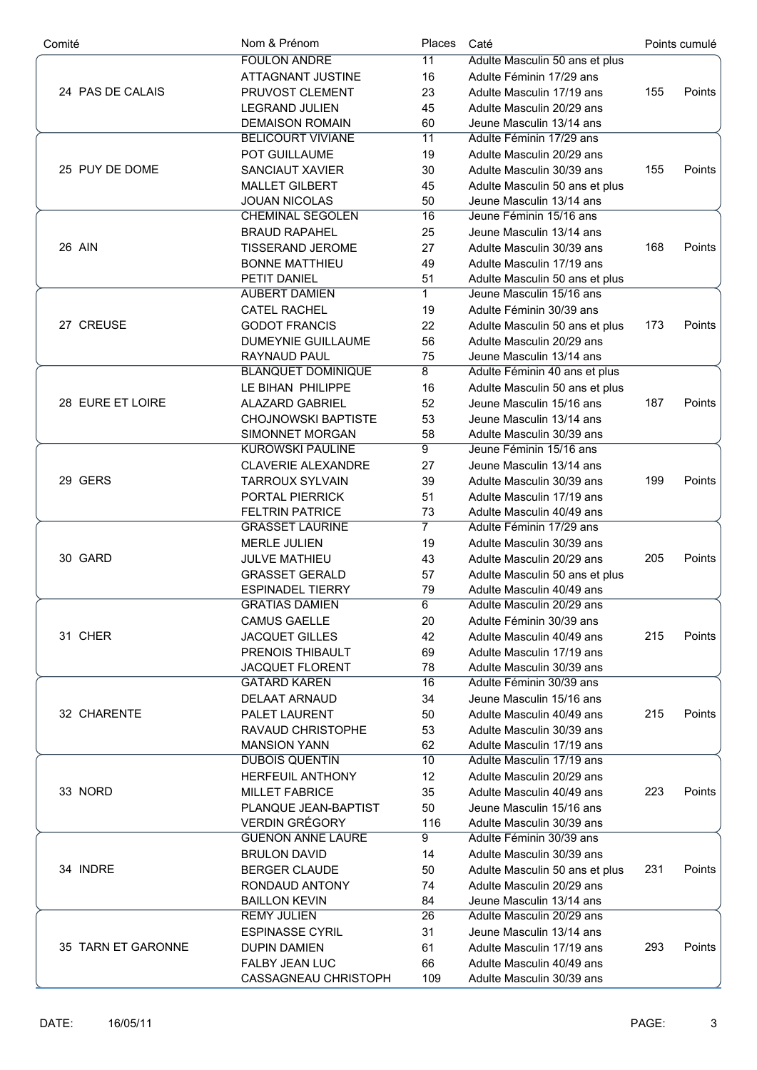| Comité | Nom & Prénom | Places | Caté | Points cumulé | |
|---|---|---|---|---|---|
| 24 PAS DE CALAIS | FOULON ANDRE | 11 | Adulte Masculin 50 ans et plus | 155 | Points |
| | ATTAGNANT JUSTINE | 16 | Adulte Féminin 17/29 ans | | |
| | PRUVOST CLEMENT | 23 | Adulte Masculin 17/19 ans | | |
| | LEGRAND JULIEN | 45 | Adulte Masculin 20/29 ans | | |
| | DEMAISON ROMAIN | 60 | Jeune Masculin 13/14 ans | | |
| 25 PUY DE DOME | BELICOURT VIVIANE | 11 | Adulte Féminin 17/29 ans | 155 | Points |
| | POT GUILLAUME | 19 | Adulte Masculin 20/29 ans | | |
| | SANCIAUT XAVIER | 30 | Adulte Masculin 30/39 ans | | |
| | MALLET GILBERT | 45 | Adulte Masculin 50 ans et plus | | |
| | JOUAN NICOLAS | 50 | Jeune Masculin 13/14 ans | | |
| 26 AIN | CHEMINAL SEGOLEN | 16 | Jeune Féminin 15/16 ans | 168 | Points |
| | BRAUD RAPAHEL | 25 | Jeune Masculin 13/14 ans | | |
| | TISSERAND JEROME | 27 | Adulte Masculin 30/39 ans | | |
| | BONNE MATTHIEU | 49 | Adulte Masculin 17/19 ans | | |
| | PETIT DANIEL | 51 | Adulte Masculin 50 ans et plus | | |
| 27 CREUSE | AUBERT DAMIEN | 1 | Jeune Masculin 15/16 ans | 173 | Points |
| | CATEL RACHEL | 19 | Adulte Féminin 30/39 ans | | |
| | GODOT FRANCIS | 22 | Adulte Masculin 50 ans et plus | | |
| | DUMEYNIE GUILLAUME | 56 | Adulte Masculin 20/29 ans | | |
| | RAYNAUD PAUL | 75 | Jeune Masculin 13/14 ans | | |
| 28 EURE ET LOIRE | BLANQUET DOMINIQUE | 8 | Adulte Féminin 40 ans et plus | 187 | Points |
| | LE BIHAN PHILIPPE | 16 | Adulte Masculin 50 ans et plus | | |
| | ALAZARD GABRIEL | 52 | Jeune Masculin 15/16 ans | | |
| | CHOJNOWSKI BAPTISTE | 53 | Jeune Masculin 13/14 ans | | |
| | SIMONNET MORGAN | 58 | Adulte Masculin 30/39 ans | | |
| 29 GERS | KUROWSKI PAULINE | 9 | Jeune Féminin 15/16 ans | 199 | Points |
| | CLAVERIE ALEXANDRE | 27 | Jeune Masculin 13/14 ans | | |
| | TARROUX SYLVAIN | 39 | Adulte Masculin 30/39 ans | | |
| | PORTAL PIERRICK | 51 | Adulte Masculin 17/19 ans | | |
| | FELTRIN PATRICE | 73 | Adulte Masculin 40/49 ans | | |
| 30 GARD | GRASSET LAURINE | 7 | Adulte Féminin 17/29 ans | 205 | Points |
| | MERLE JULIEN | 19 | Adulte Masculin 30/39 ans | | |
| | JULVE MATHIEU | 43 | Adulte Masculin 20/29 ans | | |
| | GRASSET GERALD | 57 | Adulte Masculin 50 ans et plus | | |
| | ESPINADEL TIERRY | 79 | Adulte Masculin 40/49 ans | | |
| 31 CHER | GRATIAS DAMIEN | 6 | Adulte Masculin 20/29 ans | 215 | Points |
| | CAMUS GAELLE | 20 | Adulte Féminin 30/39 ans | | |
| | JACQUET GILLES | 42 | Adulte Masculin 40/49 ans | | |
| | PRENOIS THIBAULT | 69 | Adulte Masculin 17/19 ans | | |
| | JACQUET FLORENT | 78 | Adulte Masculin 30/39 ans | | |
| 32 CHARENTE | GATARD KAREN | 16 | Adulte Féminin 30/39 ans | 215 | Points |
| | DELAAT ARNAUD | 34 | Jeune Masculin 15/16 ans | | |
| | PALET LAURENT | 50 | Adulte Masculin 40/49 ans | | |
| | RAVAUD CHRISTOPHE | 53 | Adulte Masculin 30/39 ans | | |
| | MANSION YANN | 62 | Adulte Masculin 17/19 ans | | |
| 33 NORD | DUBOIS QUENTIN | 10 | Adulte Masculin 17/19 ans | 223 | Points |
| | HERFEUIL ANTHONY | 12 | Adulte Masculin 20/29 ans | | |
| | MILLET FABRICE | 35 | Adulte Masculin 40/49 ans | | |
| | PLANQUE JEAN-BAPTIST | 50 | Jeune Masculin 15/16 ans | | |
| | VERDIN GRÉGORY | 116 | Adulte Masculin 30/39 ans | | |
| 34 INDRE | GUENON ANNE LAURE | 9 | Adulte Féminin 30/39 ans | 231 | Points |
| | BRULON DAVID | 14 | Adulte Masculin 30/39 ans | | |
| | BERGER CLAUDE | 50 | Adulte Masculin 50 ans et plus | | |
| | RONDAUD ANTONY | 74 | Adulte Masculin 20/29 ans | | |
| | BAILLON KEVIN | 84 | Jeune Masculin 13/14 ans | | |
| 35 TARN ET GARONNE | REMY JULIEN | 26 | Adulte Masculin 20/29 ans | 293 | Points |
| | ESPINASSE CYRIL | 31 | Jeune Masculin 13/14 ans | | |
| | DUPIN DAMIEN | 61 | Adulte Masculin 17/19 ans | | |
| | FALBY JEAN LUC | 66 | Adulte Masculin 40/49 ans | | |
| | CASSAGNEAU CHRISTOPH | 109 | Adulte Masculin 30/39 ans | | |

DATE: 16/05/11